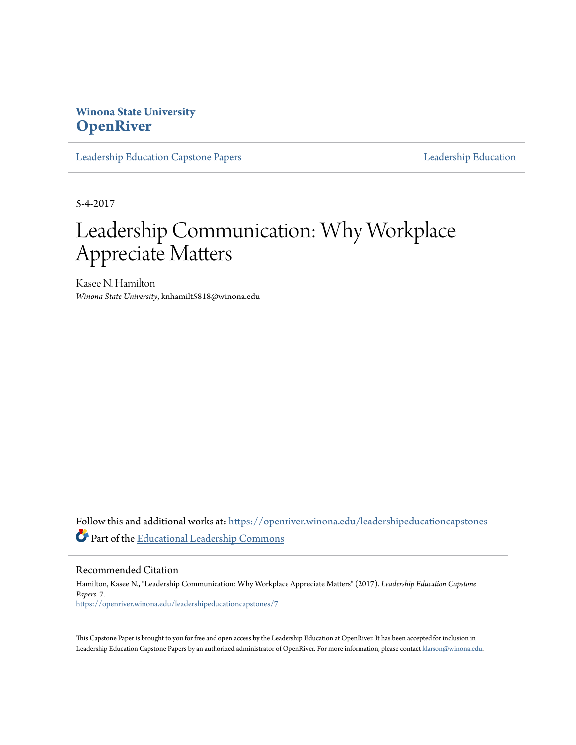**Winona State University**
**OpenRiver**

[Leadership Education Capstone Papers](https://openriver.winona.edu/leadershipeducationcapstones) | [Leadership Education](https://openriver.winona.edu/leadershipeducation)

5-4-2017

# Leadership Communication: Why Workplace Appreciate Matters

Kasee N. Hamilton
*Winona State University*, knhamilt5818@winona.edu

Follow this and additional works at: https://openriver.winona.edu/leadershipeducationcapstones

Part of the Educational Leadership Commons

## Recommended Citation

Hamilton, Kasee N., "Leadership Communication: Why Workplace Appreciate Matters" (2017). *Leadership Education Capstone Papers*. 7.
https://openriver.winona.edu/leadershipeducationcapstones/7

This Capstone Paper is brought to you for free and open access by the Leadership Education at OpenRiver. It has been accepted for inclusion in Leadership Education Capstone Papers by an authorized administrator of OpenRiver. For more information, please contact klarson@winona.edu.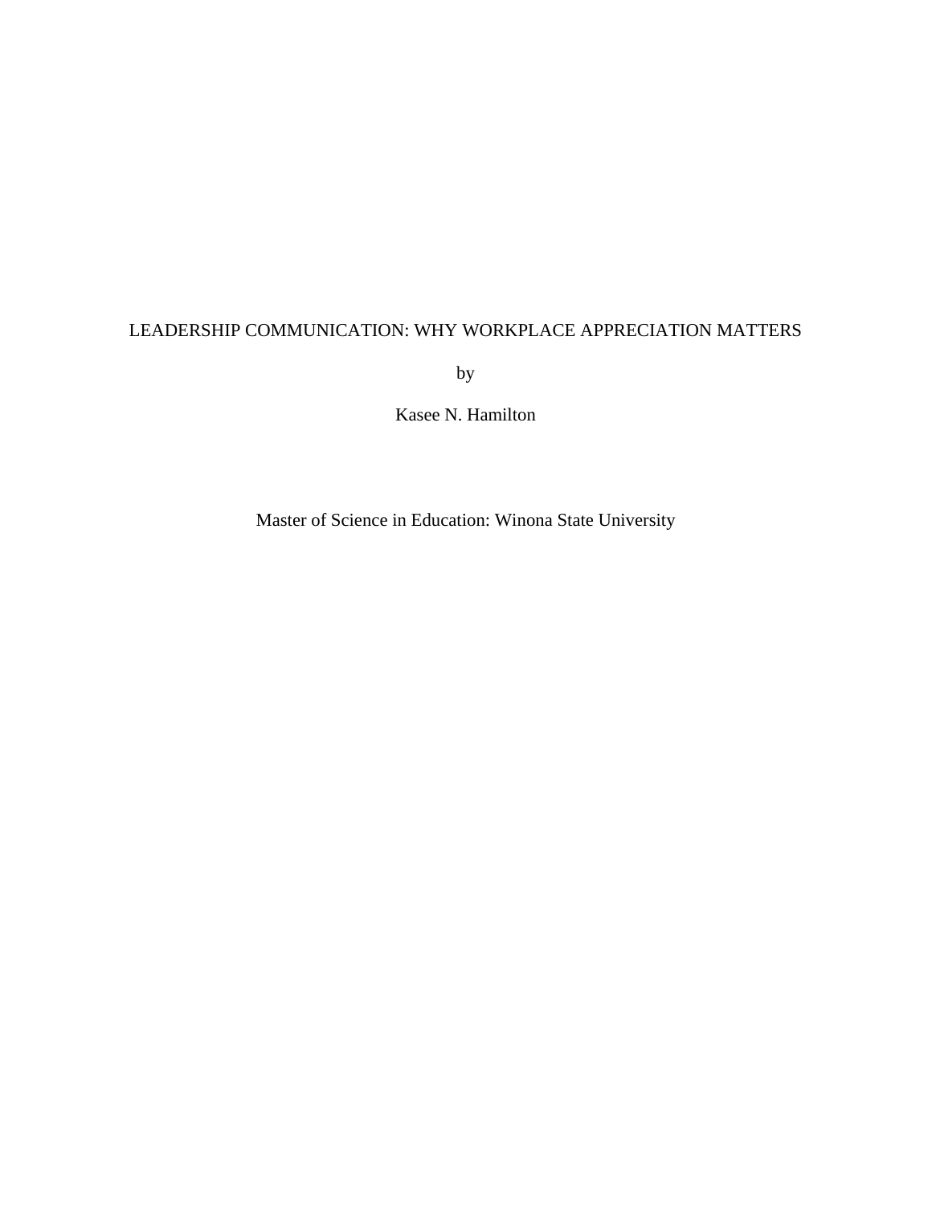# LEADERSHIP COMMUNICATION: WHY WORKPLACE APPRECIATION MATTERS

by

Kasee N. Hamilton

Master of Science in Education: Winona State University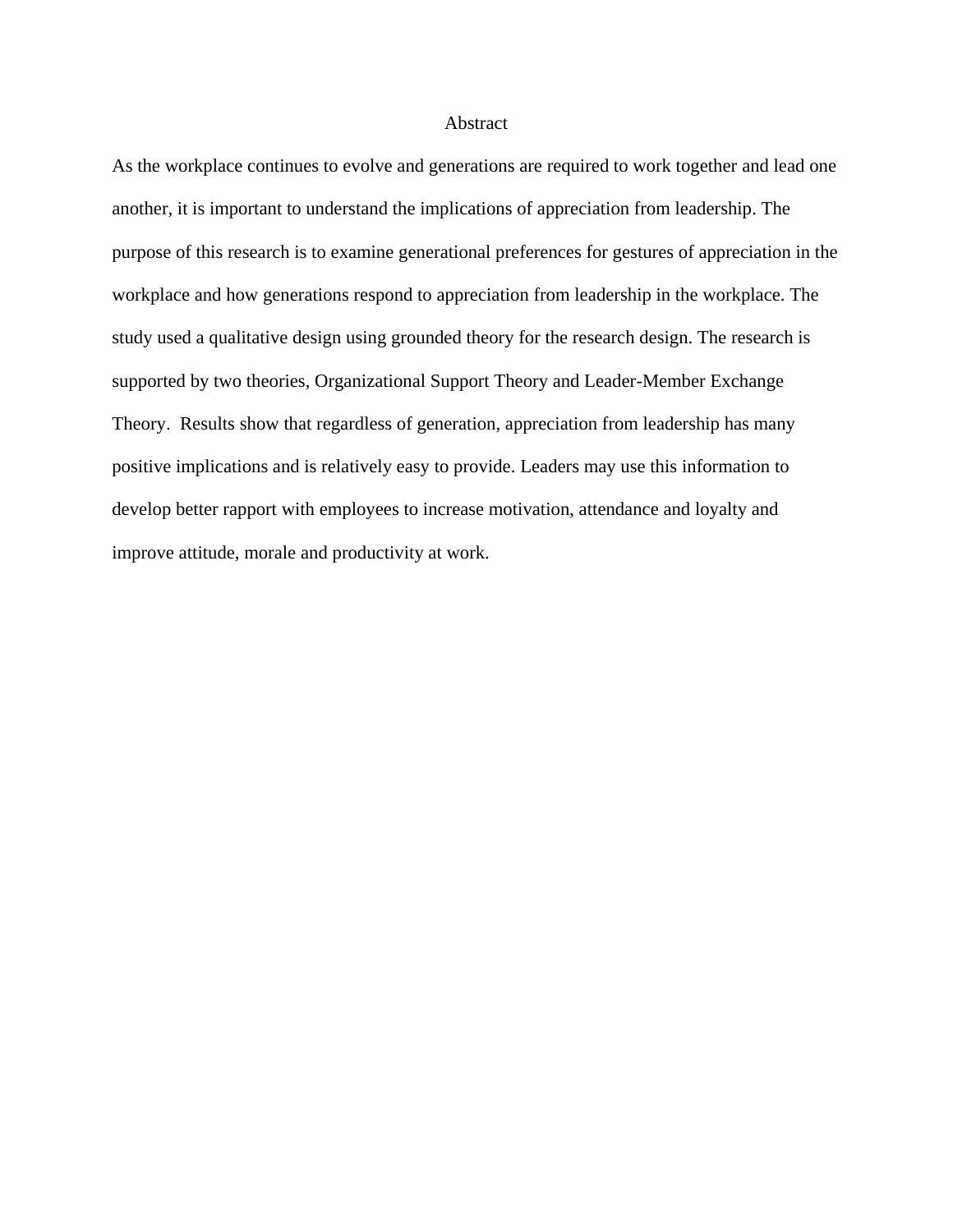# Abstract

As the workplace continues to evolve and generations are required to work together and lead one another, it is important to understand the implications of appreciation from leadership. The purpose of this research is to examine generational preferences for gestures of appreciation in the workplace and how generations respond to appreciation from leadership in the workplace. The study used a qualitative design using grounded theory for the research design. The research is supported by two theories, Organizational Support Theory and Leader-Member Exchange Theory. Results show that regardless of generation, appreciation from leadership has many positive implications and is relatively easy to provide. Leaders may use this information to develop better rapport with employees to increase motivation, attendance and loyalty and improve attitude, morale and productivity at work.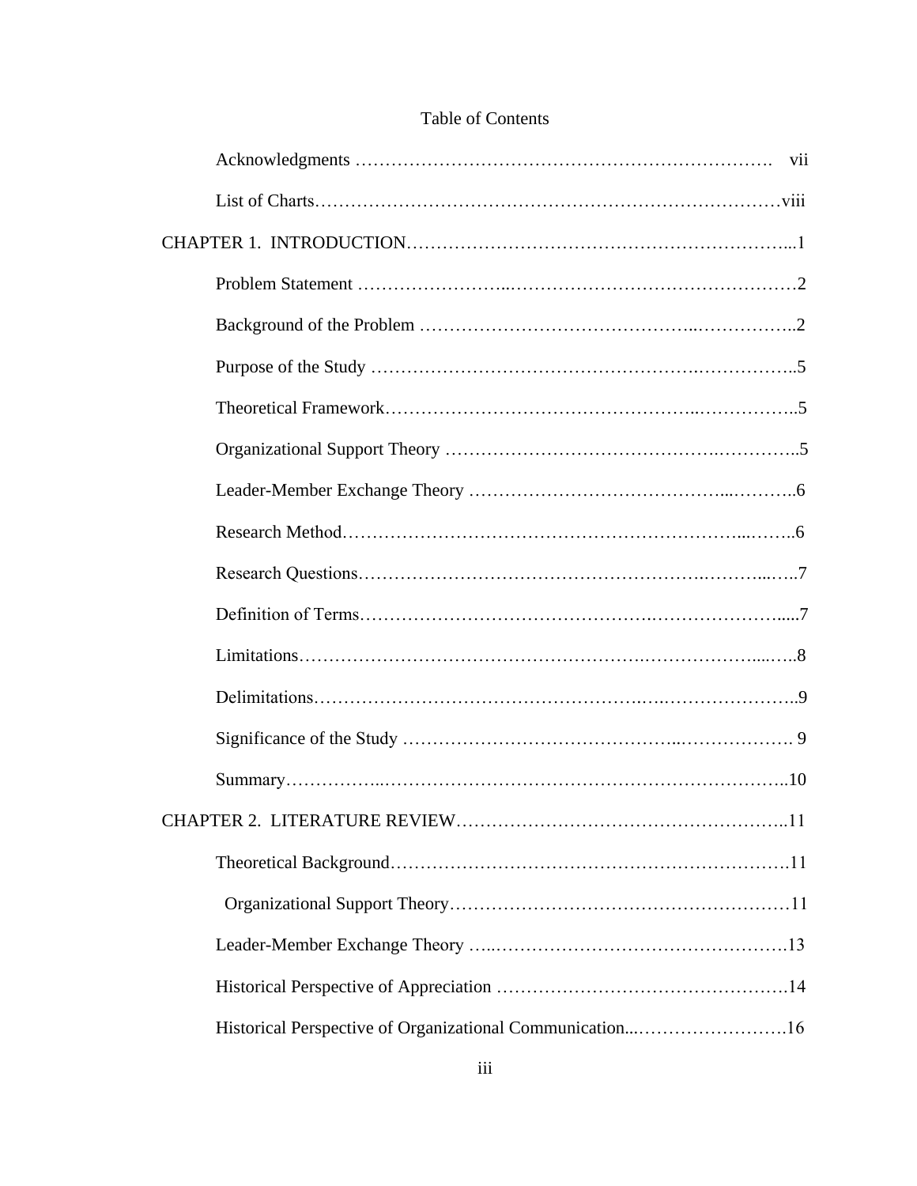# Table of Contents

Acknowledgments ………………………………………………………………. vii

List of Charts……………………………………………………………………viii

CHAPTER 1. INTRODUCTION………………………………………………………...1

Problem Statement ……………………..…………………………….……………2

Background of the Problem ……………………………………..……………..2

Purpose of the Study …………………………………………….……………..5

Theoretical Framework…………………………………………..……………..5

Organizational Support Theory ……………………………………….…………..5

Leader-Member Exchange Theory …………………………………...………..6

Research Method………………………………………………………...……..6

Research Questions……………………………………………….………...…..7

Definition of Terms……………………………………….…………………......7

Limitations…………………………………………………..………….……...…..8

Delimitations……………………………………………….….…………………..9

Significance of the Study ………………………………………..………………. 9

Summary……………..……………………………………………………………..10

CHAPTER 2. LITERATURE REVIEW………………………………………………..11

Theoretical Background……………………………………………………………11

Organizational Support Theory…………………….…………………….……11

Leader-Member Exchange Theory …..…………………………………………13

Historical Perspective of Appreciation ………………………………………….14

Historical Perspective of Organizational Communication...…………………….16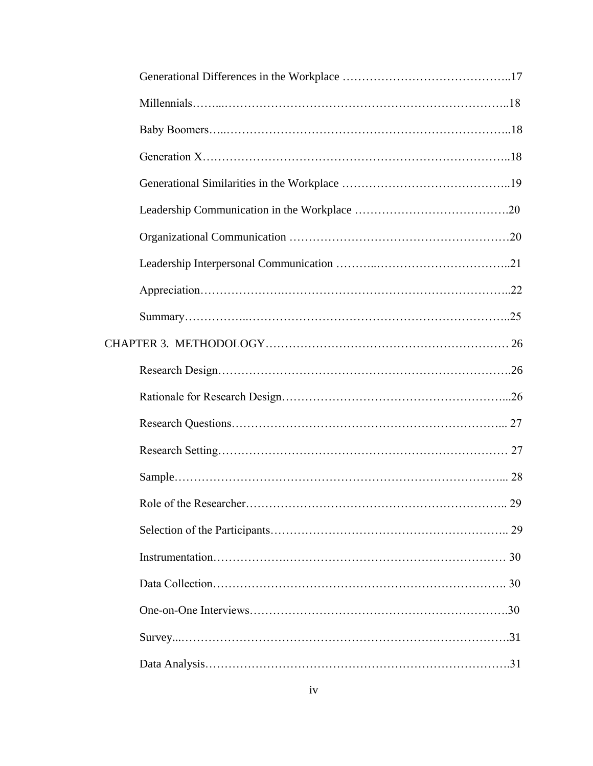Generational Differences in the Workplace ……………………………………..17

Millennials……...………………………………………………………………..18

Baby Boomers…..………………………………………………………………..18

Generation X……………………………………………………………………..18

Generational Similarities in the Workplace ……………………………………..19

Leadership Communication in the Workplace ………………………………….20

Organizational Communication …………………………………………………20

Leadership Interpersonal Communication ………..……………………………..21

Appreciation…………………..…………………………………………………..22

Summary……………..…………………………………………………………..25

CHAPTER 3. METHODOLOGY……………………………………………………… 26

Research Design………………………………………………………………….26

Rationale for Research Design…………………………………………………...26

Research Questions……………………………………………………………... 27

Research Setting………………………………………………………………… 27

Sample………………………………………………………………………….... 28

Role of the Researcher………………………………………………………….. 29

Selection of the Participants…………………………………………………….. 29

Instrumentation………………………………………………………………… 30

Data Collection…………………………………………………………………. 30

One-on-One Interviews……………………………………………………….30

Survey...………………………………………………………………………….31

Data Analysis…………………………………………………………………….31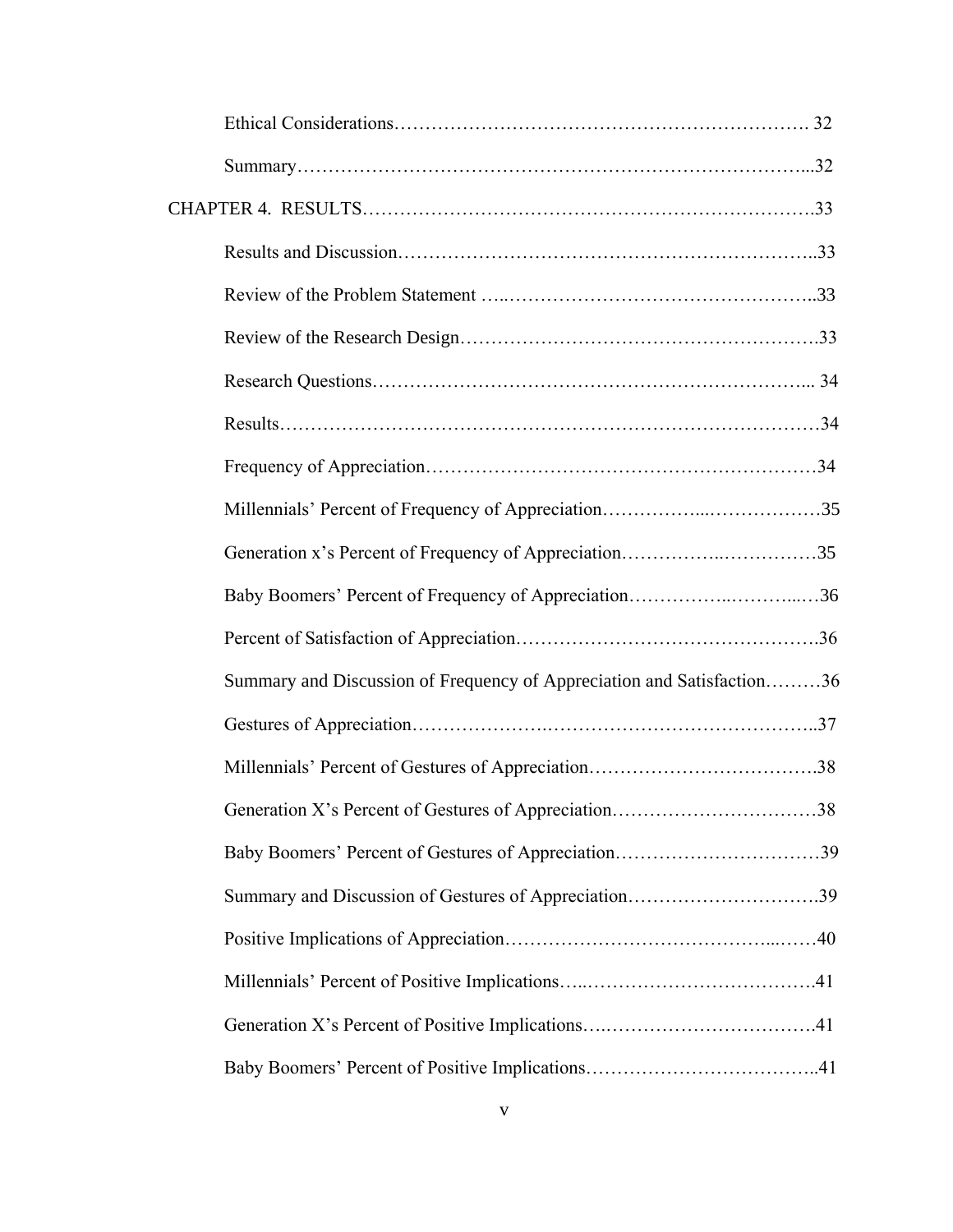Ethical Considerations………………………………………………………………. 32

Summary…………………………………………………………………………...32

CHAPTER 4. RESULTS……………………………………………………………….33

Results and Discussion………………………………………………………………..33

Review of the Problem Statement …..…………………………………………...33

Review of the Research Design……………………………………………………….33

Research Questions…………………………………………………………….... 34

Results……………………………………………………………………………34

Frequency of Appreciation……………………………………………………34

Millennials' Percent of Frequency of Appreciation……………...………………35

Generation x's Percent of Frequency of Appreciation……………..……………35

Baby Boomers' Percent of Frequency of Appreciation……………..………...…36

Percent of Satisfaction of Appreciation……………………………………………….36

Summary and Discussion of Frequency of Appreciation and Satisfaction………36

Gestures of Appreciation……………….……………………………………..37

Millennials' Percent of Gestures of Appreciation……………………………….38

Generation X's Percent of Gestures of Appreciation……………………………38

Baby Boomers' Percent of Gestures of Appreciation……………………………39

Summary and Discussion of Gestures of Appreciation………………………….39

Positive Implications of Appreciation……………………………………...……40

Millennials' Percent of Positive Implications…..……………………………….41

Generation X's Percent of Positive Implications….…………………………….41

Baby Boomers' Percent of Positive Implications………………………………..41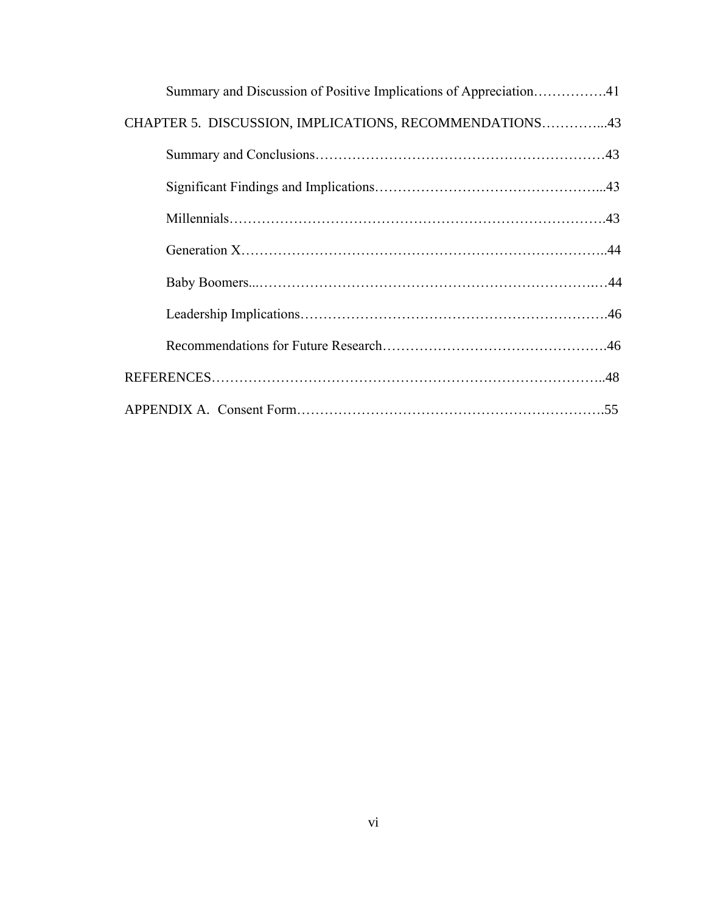Summary and Discussion of Positive Implications of Appreciation……………..41

CHAPTER 5. DISCUSSION, IMPLICATIONS, RECOMMENDATIONS…………...43

Summary and Conclusions……………………………………………………43

Significant Findings and Implications…………………………………………...43

Millennials…………………………………………………………………….43

Generation X…………………………………………………………………..44

Baby Boomers...………………………………………………………….…44

Leadership Implications……………………………………………………….46

Recommendations for Future Research……………………………………….46

REFERENCES…………………………………………………………………..48

APPENDIX A. Consent Form………………………………………………….55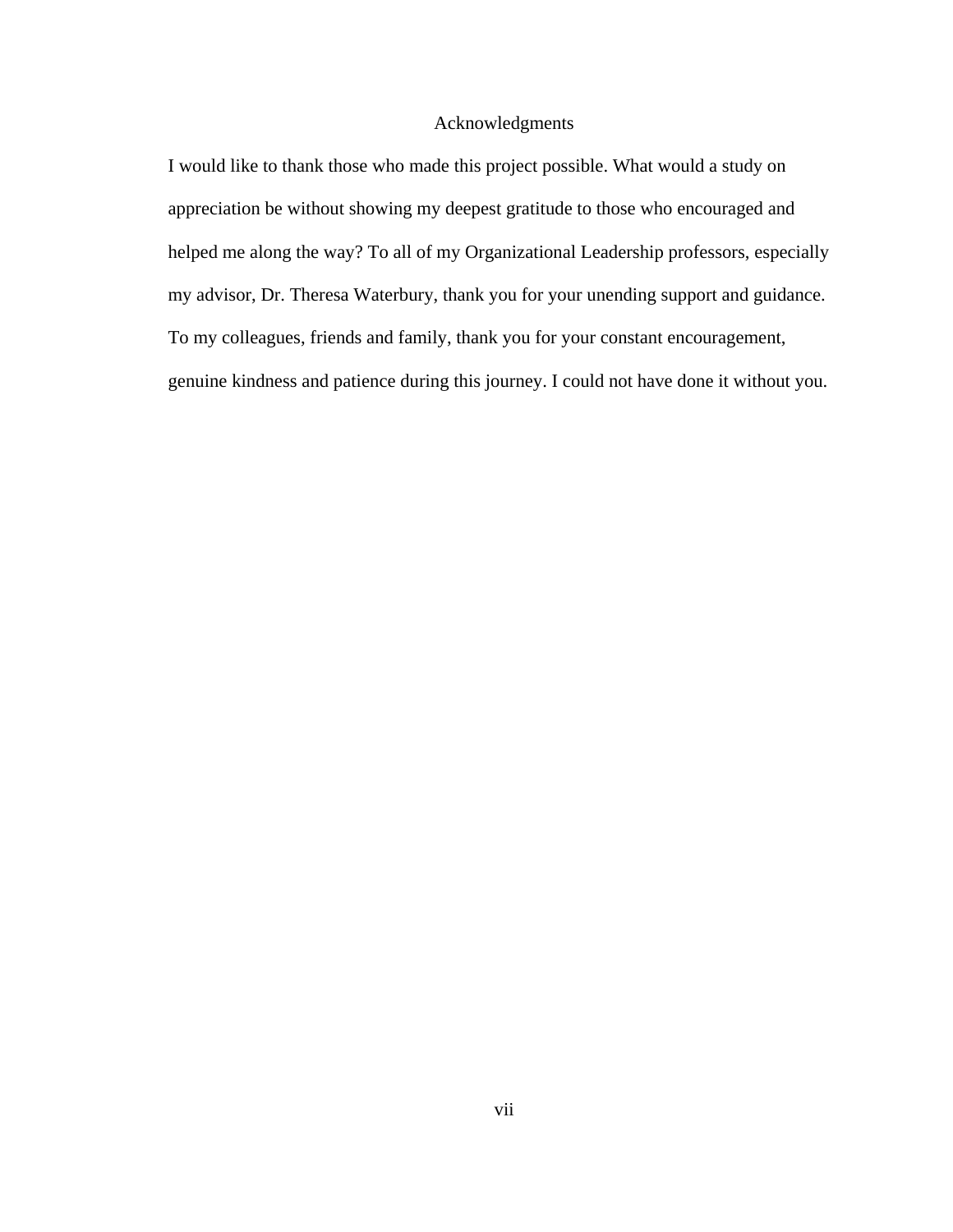# Acknowledgments

I would like to thank those who made this project possible. What would a study on appreciation be without showing my deepest gratitude to those who encouraged and helped me along the way? To all of my Organizational Leadership professors, especially my advisor, Dr. Theresa Waterbury, thank you for your unending support and guidance. To my colleagues, friends and family, thank you for your constant encouragement, genuine kindness and patience during this journey. I could not have done it without you.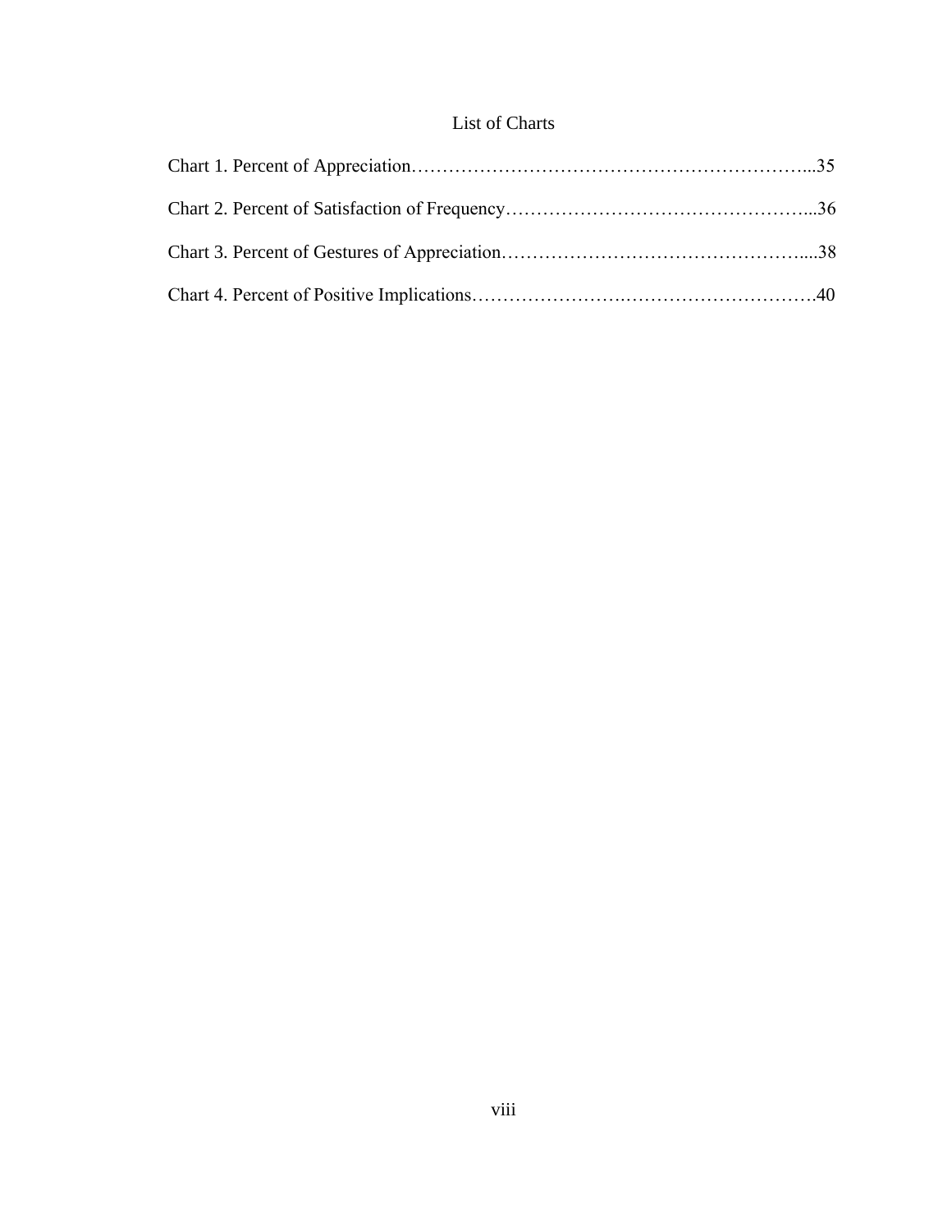# List of Charts

Chart 1. Percent of Appreciation………………………………………………………...35

Chart 2. Percent of Satisfaction of Frequency…………………………………………...36

Chart 3. Percent of Gestures of Appreciation…………………………………………....38

Chart 4. Percent of Positive Implications………………….………………………….40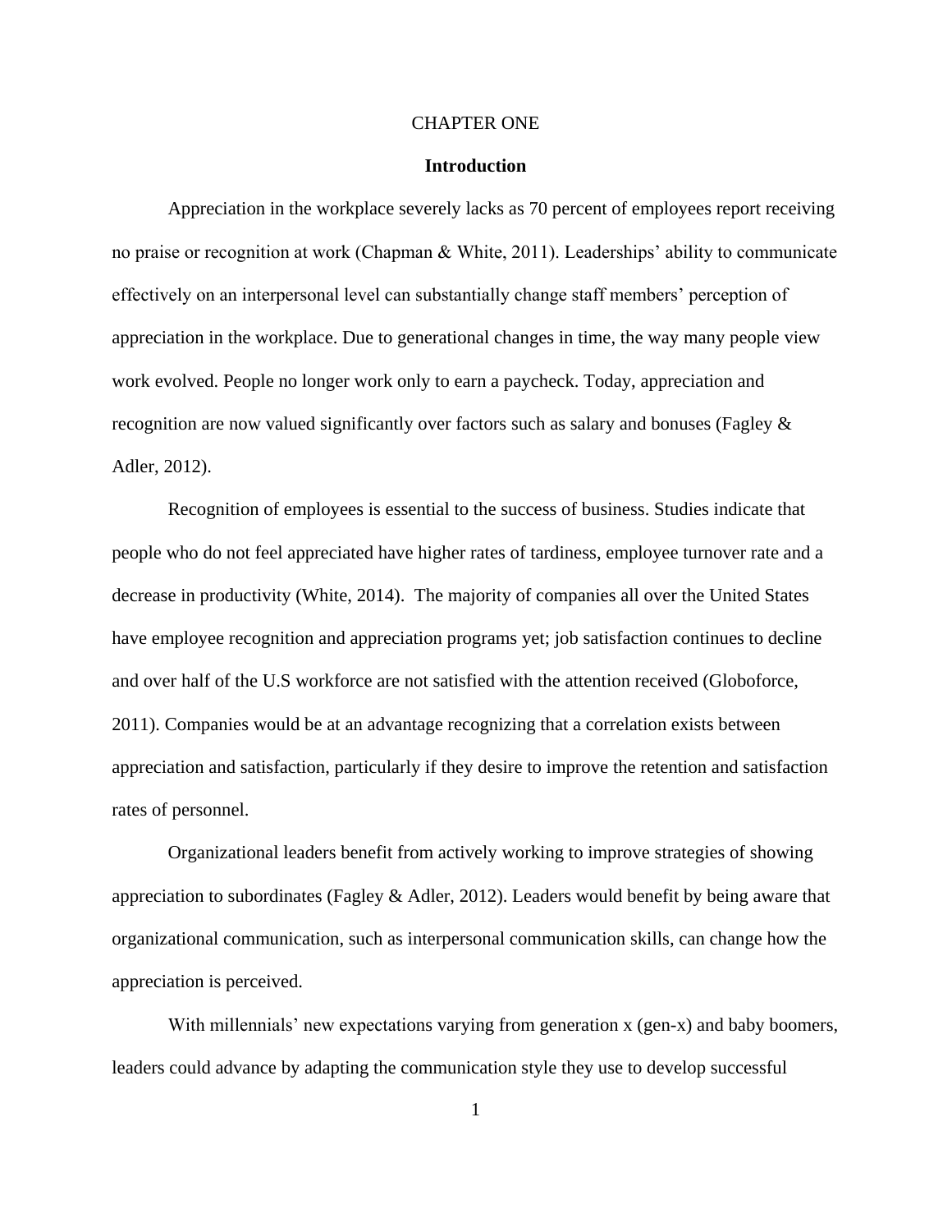# CHAPTER ONE

## Introduction

Appreciation in the workplace severely lacks as 70 percent of employees report receiving no praise or recognition at work (Chapman & White, 2011). Leaderships' ability to communicate effectively on an interpersonal level can substantially change staff members' perception of appreciation in the workplace. Due to generational changes in time, the way many people view work evolved. People no longer work only to earn a paycheck. Today, appreciation and recognition are now valued significantly over factors such as salary and bonuses (Fagley & Adler, 2012).

Recognition of employees is essential to the success of business. Studies indicate that people who do not feel appreciated have higher rates of tardiness, employee turnover rate and a decrease in productivity (White, 2014). The majority of companies all over the United States have employee recognition and appreciation programs yet; job satisfaction continues to decline and over half of the U.S workforce are not satisfied with the attention received (Globoforce, 2011). Companies would be at an advantage recognizing that a correlation exists between appreciation and satisfaction, particularly if they desire to improve the retention and satisfaction rates of personnel.

Organizational leaders benefit from actively working to improve strategies of showing appreciation to subordinates (Fagley & Adler, 2012). Leaders would benefit by being aware that organizational communication, such as interpersonal communication skills, can change how the appreciation is perceived.

With millennials' new expectations varying from generation x (gen-x) and baby boomers, leaders could advance by adapting the communication style they use to develop successful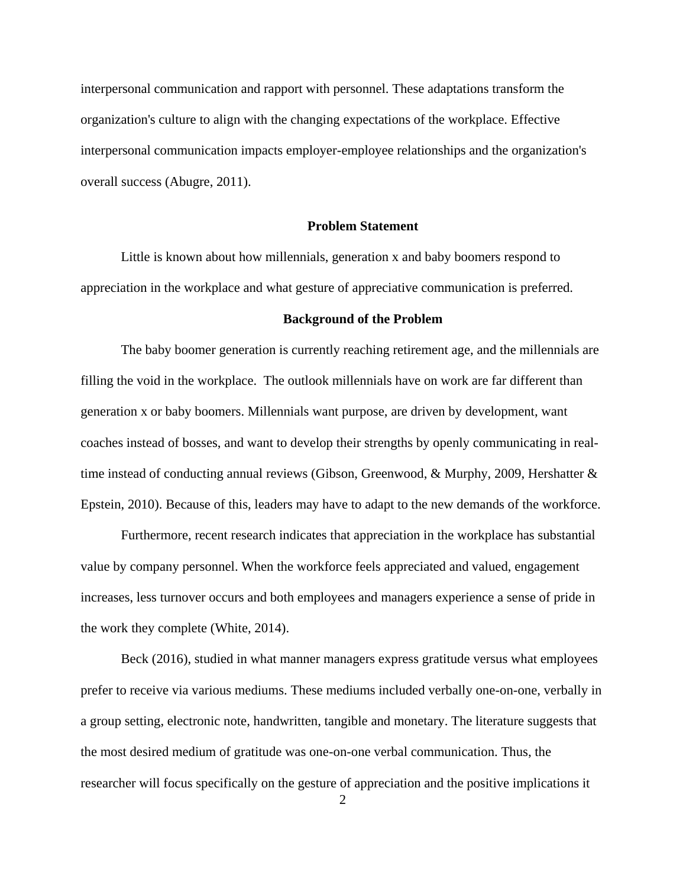interpersonal communication and rapport with personnel. These adaptations transform the organization's culture to align with the changing expectations of the workplace. Effective interpersonal communication impacts employer-employee relationships and the organization's overall success (Abugre, 2011).

## Problem Statement

Little is known about how millennials, generation x and baby boomers respond to appreciation in the workplace and what gesture of appreciative communication is preferred.

## Background of the Problem

The baby boomer generation is currently reaching retirement age, and the millennials are filling the void in the workplace. The outlook millennials have on work are far different than generation x or baby boomers. Millennials want purpose, are driven by development, want coaches instead of bosses, and want to develop their strengths by openly communicating in real-time instead of conducting annual reviews (Gibson, Greenwood, & Murphy, 2009, Hershatter & Epstein, 2010). Because of this, leaders may have to adapt to the new demands of the workforce.

Furthermore, recent research indicates that appreciation in the workplace has substantial value by company personnel. When the workforce feels appreciated and valued, engagement increases, less turnover occurs and both employees and managers experience a sense of pride in the work they complete (White, 2014).

Beck (2016), studied in what manner managers express gratitude versus what employees prefer to receive via various mediums. These mediums included verbally one-on-one, verbally in a group setting, electronic note, handwritten, tangible and monetary. The literature suggests that the most desired medium of gratitude was one-on-one verbal communication. Thus, the researcher will focus specifically on the gesture of appreciation and the positive implications it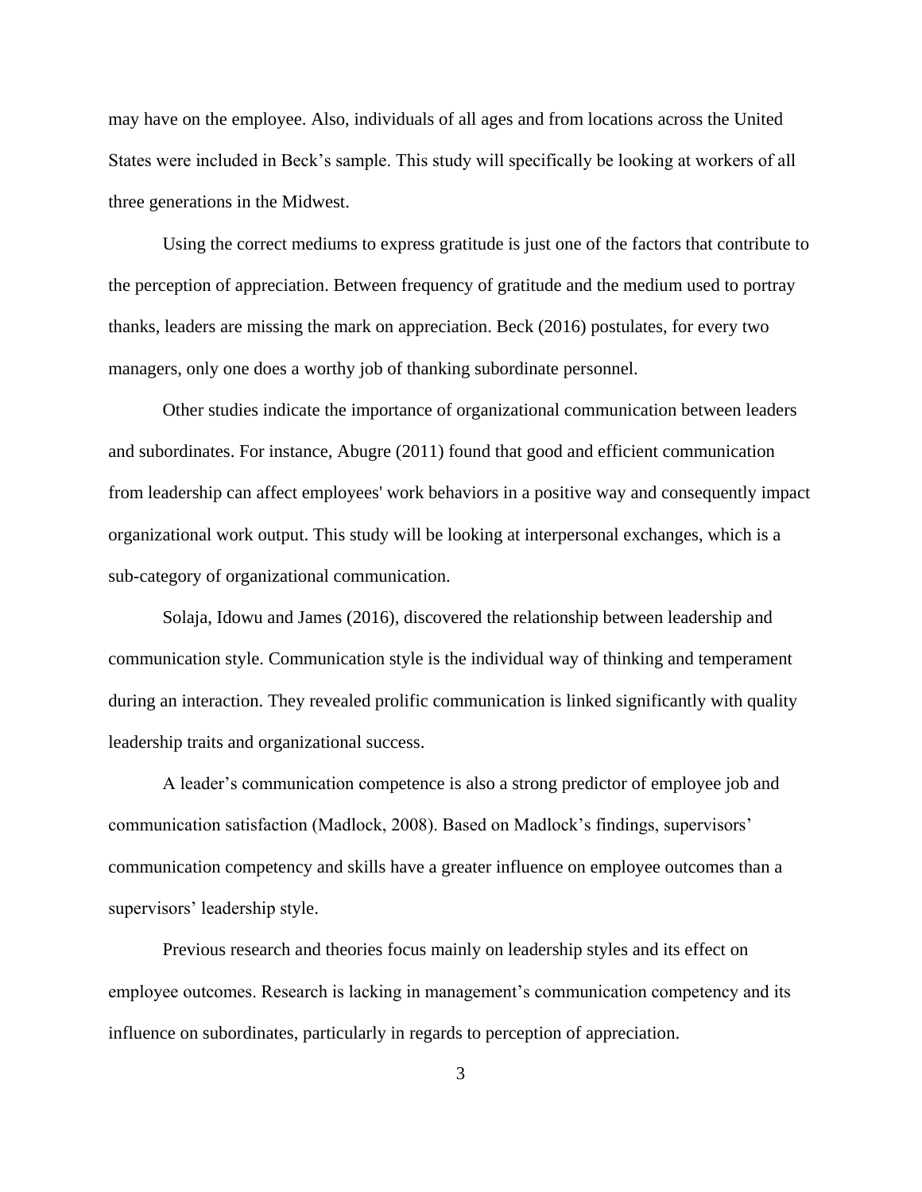may have on the employee. Also, individuals of all ages and from locations across the United States were included in Beck's sample. This study will specifically be looking at workers of all three generations in the Midwest.

Using the correct mediums to express gratitude is just one of the factors that contribute to the perception of appreciation. Between frequency of gratitude and the medium used to portray thanks, leaders are missing the mark on appreciation. Beck (2016) postulates, for every two managers, only one does a worthy job of thanking subordinate personnel.

Other studies indicate the importance of organizational communication between leaders and subordinates. For instance, Abugre (2011) found that good and efficient communication from leadership can affect employees' work behaviors in a positive way and consequently impact organizational work output. This study will be looking at interpersonal exchanges, which is a sub-category of organizational communication.

Solaja, Idowu and James (2016), discovered the relationship between leadership and communication style. Communication style is the individual way of thinking and temperament during an interaction. They revealed prolific communication is linked significantly with quality leadership traits and organizational success.

A leader's communication competence is also a strong predictor of employee job and communication satisfaction (Madlock, 2008). Based on Madlock's findings, supervisors' communication competency and skills have a greater influence on employee outcomes than a supervisors' leadership style.

Previous research and theories focus mainly on leadership styles and its effect on employee outcomes. Research is lacking in management's communication competency and its influence on subordinates, particularly in regards to perception of appreciation.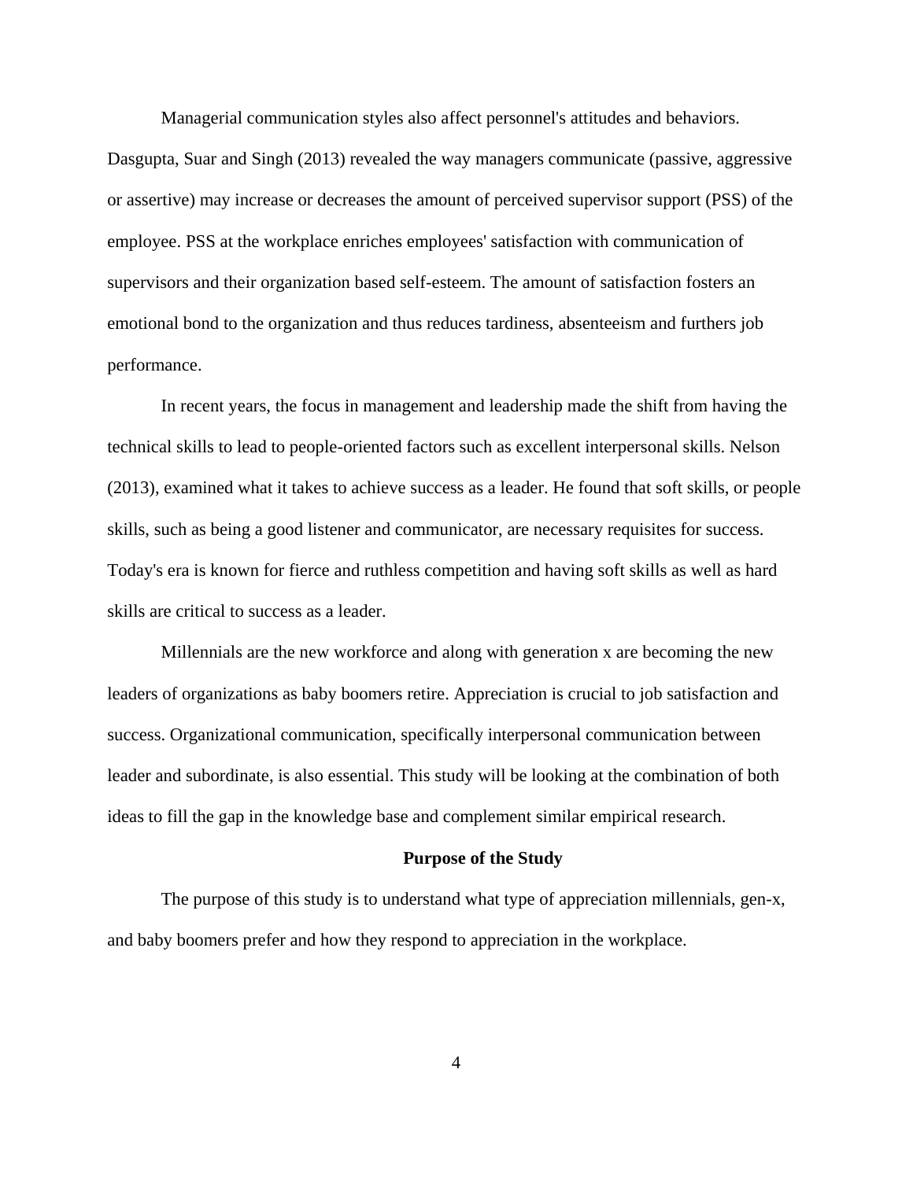Managerial communication styles also affect personnel's attitudes and behaviors. Dasgupta, Suar and Singh (2013) revealed the way managers communicate (passive, aggressive or assertive) may increase or decreases the amount of perceived supervisor support (PSS) of the employee. PSS at the workplace enriches employees' satisfaction with communication of supervisors and their organization based self-esteem. The amount of satisfaction fosters an emotional bond to the organization and thus reduces tardiness, absenteeism and furthers job performance.

In recent years, the focus in management and leadership made the shift from having the technical skills to lead to people-oriented factors such as excellent interpersonal skills. Nelson (2013), examined what it takes to achieve success as a leader. He found that soft skills, or people skills, such as being a good listener and communicator, are necessary requisites for success. Today's era is known for fierce and ruthless competition and having soft skills as well as hard skills are critical to success as a leader.

Millennials are the new workforce and along with generation x are becoming the new leaders of organizations as baby boomers retire. Appreciation is crucial to job satisfaction and success. Organizational communication, specifically interpersonal communication between leader and subordinate, is also essential. This study will be looking at the combination of both ideas to fill the gap in the knowledge base and complement similar empirical research.

## Purpose of the Study

The purpose of this study is to understand what type of appreciation millennials, gen-x, and baby boomers prefer and how they respond to appreciation in the workplace.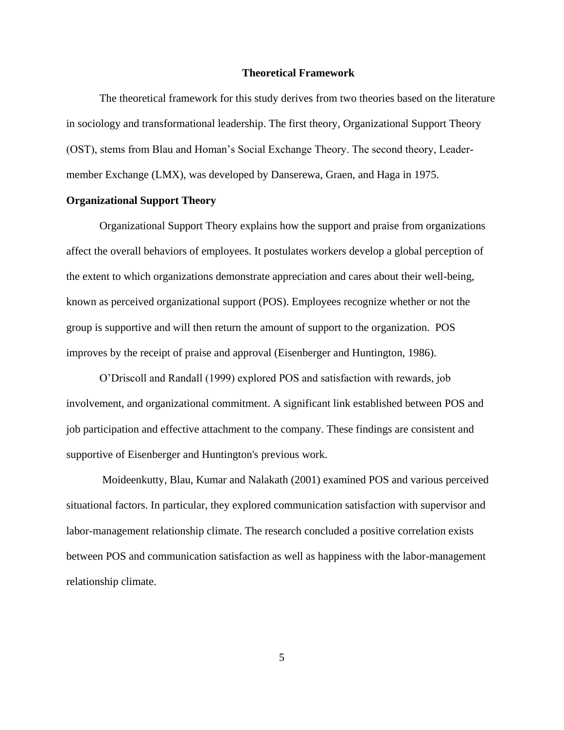## Theoretical Framework

The theoretical framework for this study derives from two theories based on the literature in sociology and transformational leadership. The first theory, Organizational Support Theory (OST), stems from Blau and Homan's Social Exchange Theory. The second theory, Leader-member Exchange (LMX), was developed by Danserewa, Graen, and Haga in 1975.

### Organizational Support Theory

Organizational Support Theory explains how the support and praise from organizations affect the overall behaviors of employees. It postulates workers develop a global perception of the extent to which organizations demonstrate appreciation and cares about their well-being, known as perceived organizational support (POS). Employees recognize whether or not the group is supportive and will then return the amount of support to the organization. POS improves by the receipt of praise and approval (Eisenberger and Huntington, 1986).

O'Driscoll and Randall (1999) explored POS and satisfaction with rewards, job involvement, and organizational commitment. A significant link established between POS and job participation and effective attachment to the company. These findings are consistent and supportive of Eisenberger and Huntington's previous work.

Moideenkutty, Blau, Kumar and Nalakath (2001) examined POS and various perceived situational factors. In particular, they explored communication satisfaction with supervisor and labor-management relationship climate. The research concluded a positive correlation exists between POS and communication satisfaction as well as happiness with the labor-management relationship climate.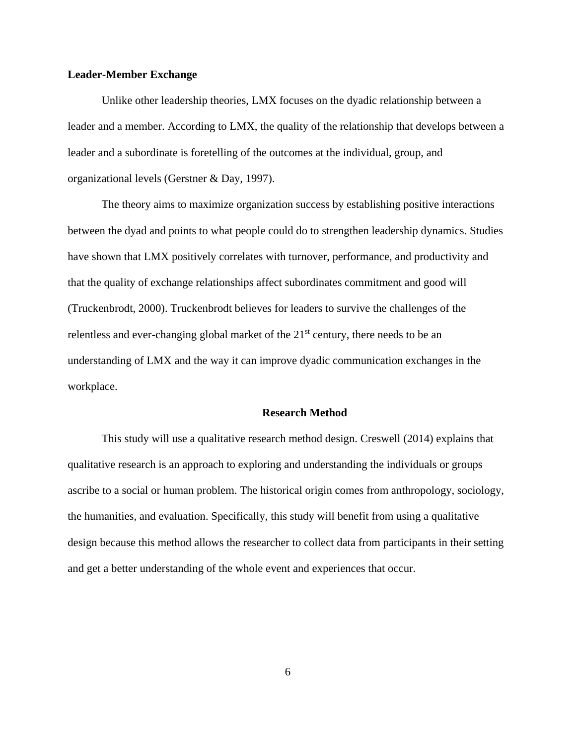### Leader-Member Exchange

Unlike other leadership theories, LMX focuses on the dyadic relationship between a leader and a member. According to LMX, the quality of the relationship that develops between a leader and a subordinate is foretelling of the outcomes at the individual, group, and organizational levels (Gerstner & Day, 1997).

The theory aims to maximize organization success by establishing positive interactions between the dyad and points to what people could do to strengthen leadership dynamics. Studies have shown that LMX positively correlates with turnover, performance, and productivity and that the quality of exchange relationships affect subordinates commitment and good will (Truckenbrodt, 2000). Truckenbrodt believes for leaders to survive the challenges of the relentless and ever-changing global market of the 21st century, there needs to be an understanding of LMX and the way it can improve dyadic communication exchanges in the workplace.

## Research Method

This study will use a qualitative research method design. Creswell (2014) explains that qualitative research is an approach to exploring and understanding the individuals or groups ascribe to a social or human problem. The historical origin comes from anthropology, sociology, the humanities, and evaluation. Specifically, this study will benefit from using a qualitative design because this method allows the researcher to collect data from participants in their setting and get a better understanding of the whole event and experiences that occur.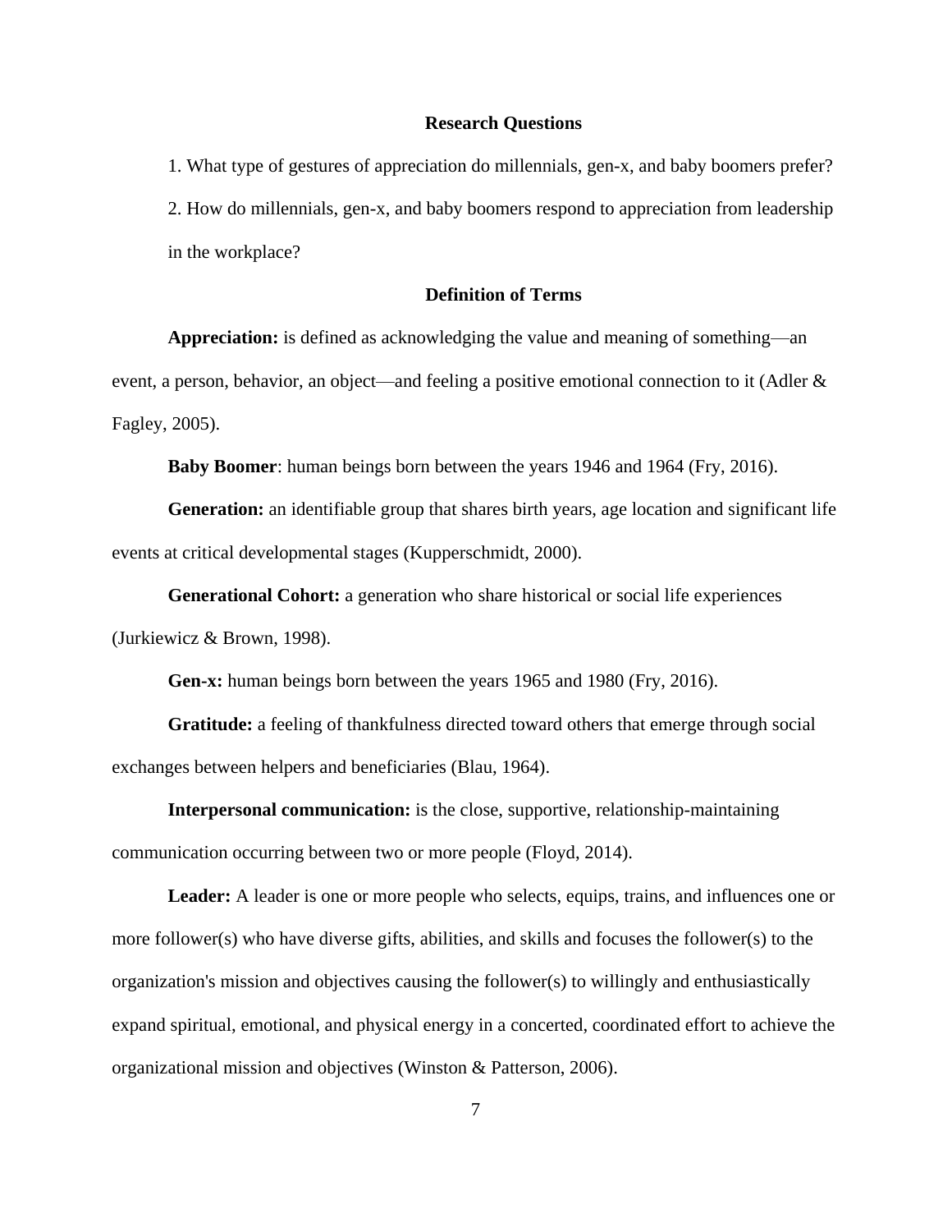## Research Questions

1. What type of gestures of appreciation do millennials, gen-x, and baby boomers prefer?

2. How do millennials, gen-x, and baby boomers respond to appreciation from leadership in the workplace?

## Definition of Terms

**Appreciation:** is defined as acknowledging the value and meaning of something—an event, a person, behavior, an object—and feeling a positive emotional connection to it (Adler & Fagley, 2005).

**Baby Boomer**: human beings born between the years 1946 and 1964 (Fry, 2016).

**Generation:** an identifiable group that shares birth years, age location and significant life events at critical developmental stages (Kupperschmidt, 2000).

**Generational Cohort:** a generation who share historical or social life experiences (Jurkiewicz & Brown, 1998).

**Gen-x:** human beings born between the years 1965 and 1980 (Fry, 2016).

**Gratitude:** a feeling of thankfulness directed toward others that emerge through social exchanges between helpers and beneficiaries (Blau, 1964).

**Interpersonal communication:** is the close, supportive, relationship-maintaining communication occurring between two or more people (Floyd, 2014).

**Leader:** A leader is one or more people who selects, equips, trains, and influences one or more follower(s) who have diverse gifts, abilities, and skills and focuses the follower(s) to the organization's mission and objectives causing the follower(s) to willingly and enthusiastically expand spiritual, emotional, and physical energy in a concerted, coordinated effort to achieve the organizational mission and objectives (Winston & Patterson, 2006).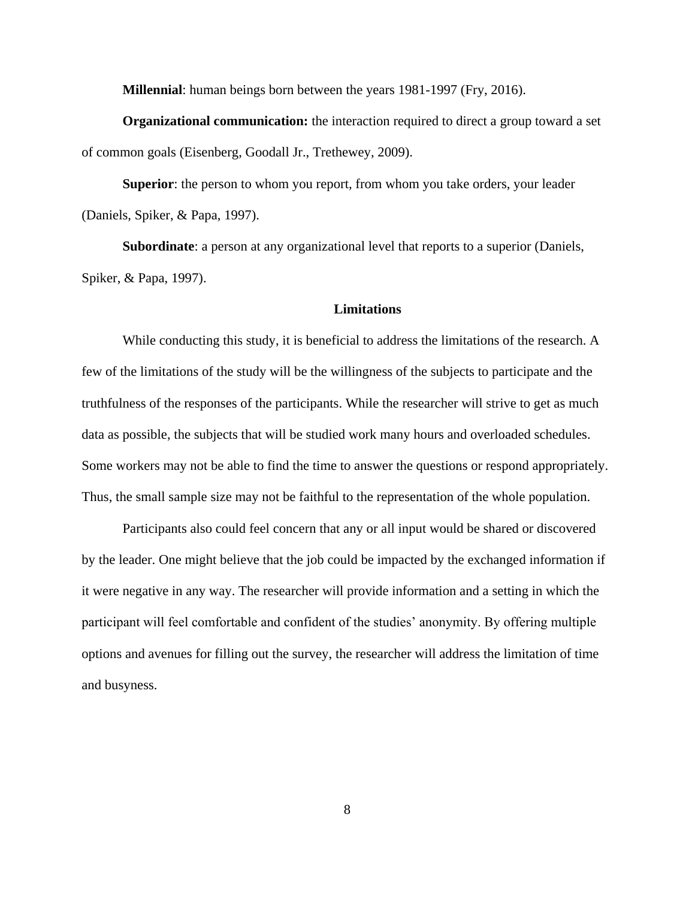**Millennial**: human beings born between the years 1981-1997 (Fry, 2016).

**Organizational communication:** the interaction required to direct a group toward a set of common goals (Eisenberg, Goodall Jr., Trethewey, 2009).

**Superior**: the person to whom you report, from whom you take orders, your leader (Daniels, Spiker, & Papa, 1997).

**Subordinate**: a person at any organizational level that reports to a superior (Daniels, Spiker, & Papa, 1997).

## Limitations

While conducting this study, it is beneficial to address the limitations of the research. A few of the limitations of the study will be the willingness of the subjects to participate and the truthfulness of the responses of the participants. While the researcher will strive to get as much data as possible, the subjects that will be studied work many hours and overloaded schedules. Some workers may not be able to find the time to answer the questions or respond appropriately. Thus, the small sample size may not be faithful to the representation of the whole population.

Participants also could feel concern that any or all input would be shared or discovered by the leader. One might believe that the job could be impacted by the exchanged information if it were negative in any way. The researcher will provide information and a setting in which the participant will feel comfortable and confident of the studies' anonymity. By offering multiple options and avenues for filling out the survey, the researcher will address the limitation of time and busyness.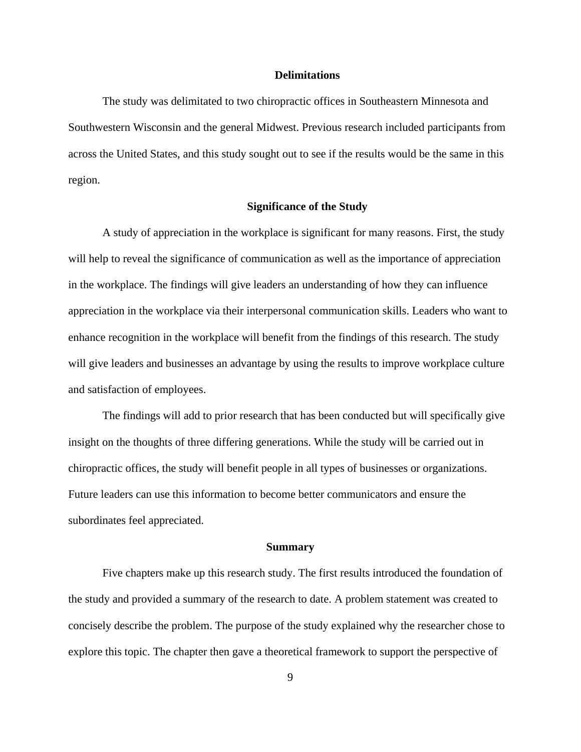## Delimitations

The study was delimitated to two chiropractic offices in Southeastern Minnesota and Southwestern Wisconsin and the general Midwest. Previous research included participants from across the United States, and this study sought out to see if the results would be the same in this region.

## Significance of the Study

A study of appreciation in the workplace is significant for many reasons. First, the study will help to reveal the significance of communication as well as the importance of appreciation in the workplace. The findings will give leaders an understanding of how they can influence appreciation in the workplace via their interpersonal communication skills. Leaders who want to enhance recognition in the workplace will benefit from the findings of this research. The study will give leaders and businesses an advantage by using the results to improve workplace culture and satisfaction of employees.

The findings will add to prior research that has been conducted but will specifically give insight on the thoughts of three differing generations. While the study will be carried out in chiropractic offices, the study will benefit people in all types of businesses or organizations. Future leaders can use this information to become better communicators and ensure the subordinates feel appreciated.

## Summary

Five chapters make up this research study. The first results introduced the foundation of the study and provided a summary of the research to date. A problem statement was created to concisely describe the problem. The purpose of the study explained why the researcher chose to explore this topic. The chapter then gave a theoretical framework to support the perspective of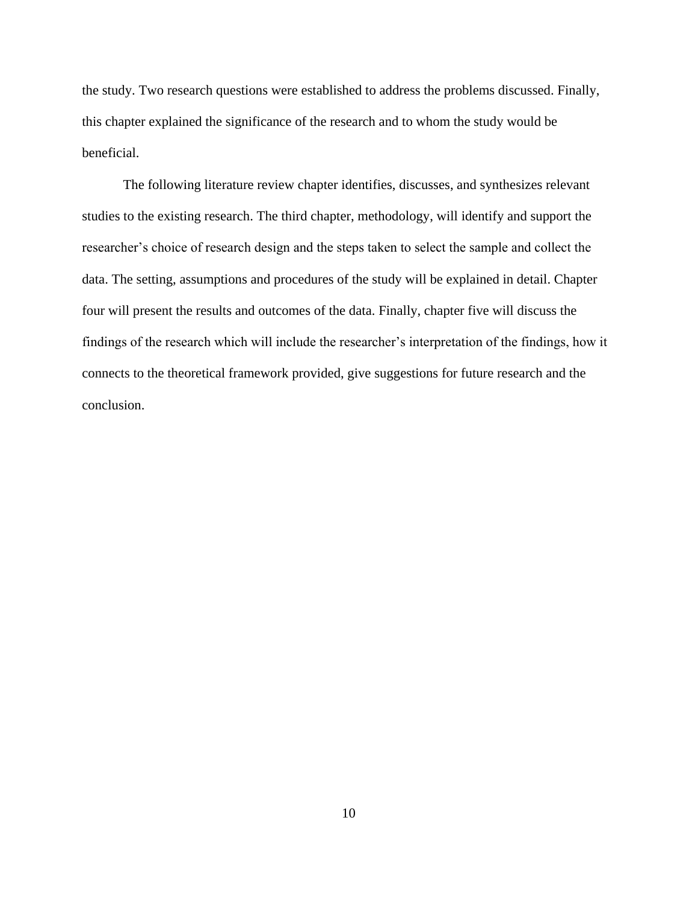the study. Two research questions were established to address the problems discussed. Finally, this chapter explained the significance of the research and to whom the study would be beneficial.

The following literature review chapter identifies, discusses, and synthesizes relevant studies to the existing research. The third chapter, methodology, will identify and support the researcher's choice of research design and the steps taken to select the sample and collect the data. The setting, assumptions and procedures of the study will be explained in detail. Chapter four will present the results and outcomes of the data. Finally, chapter five will discuss the findings of the research which will include the researcher's interpretation of the findings, how it connects to the theoretical framework provided, give suggestions for future research and the conclusion.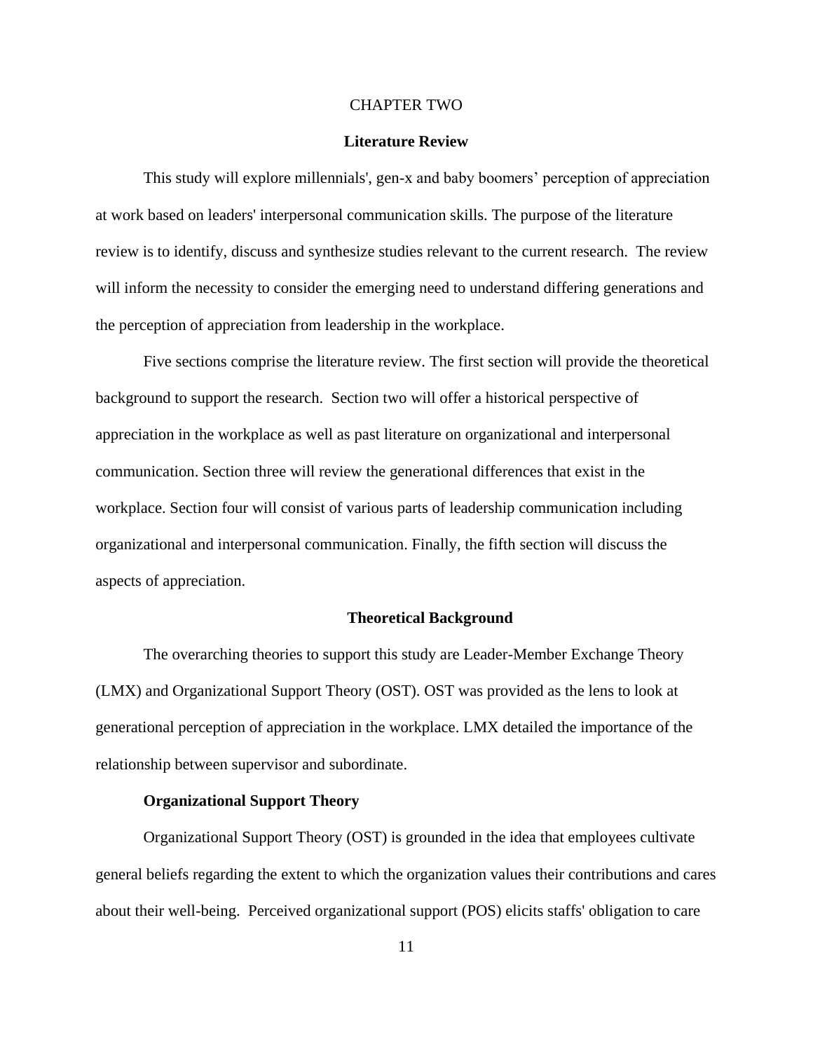CHAPTER TWO

# Literature Review

This study will explore millennials', gen-x and baby boomers' perception of appreciation at work based on leaders' interpersonal communication skills. The purpose of the literature review is to identify, discuss and synthesize studies relevant to the current research. The review will inform the necessity to consider the emerging need to understand differing generations and the perception of appreciation from leadership in the workplace.

Five sections comprise the literature review. The first section will provide the theoretical background to support the research. Section two will offer a historical perspective of appreciation in the workplace as well as past literature on organizational and interpersonal communication. Section three will review the generational differences that exist in the workplace. Section four will consist of various parts of leadership communication including organizational and interpersonal communication. Finally, the fifth section will discuss the aspects of appreciation.

## Theoretical Background

The overarching theories to support this study are Leader-Member Exchange Theory (LMX) and Organizational Support Theory (OST). OST was provided as the lens to look at generational perception of appreciation in the workplace. LMX detailed the importance of the relationship between supervisor and subordinate.

### Organizational Support Theory

Organizational Support Theory (OST) is grounded in the idea that employees cultivate general beliefs regarding the extent to which the organization values their contributions and cares about their well-being. Perceived organizational support (POS) elicits staffs' obligation to care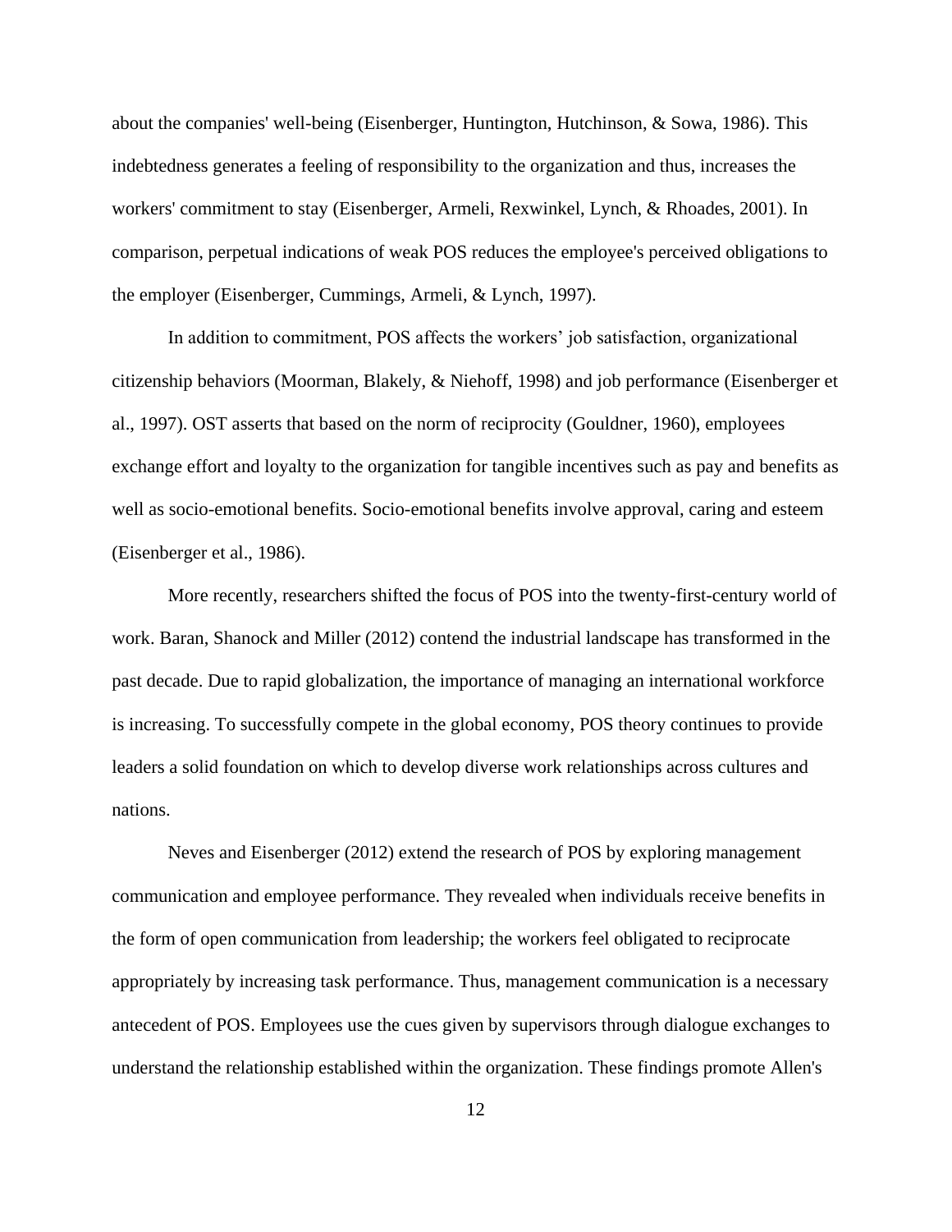about the companies' well-being (Eisenberger, Huntington, Hutchinson, & Sowa, 1986). This indebtedness generates a feeling of responsibility to the organization and thus, increases the workers' commitment to stay (Eisenberger, Armeli, Rexwinkel, Lynch, & Rhoades, 2001). In comparison, perpetual indications of weak POS reduces the employee's perceived obligations to the employer (Eisenberger, Cummings, Armeli, & Lynch, 1997).

In addition to commitment, POS affects the workers' job satisfaction, organizational citizenship behaviors (Moorman, Blakely, & Niehoff, 1998) and job performance (Eisenberger et al., 1997). OST asserts that based on the norm of reciprocity (Gouldner, 1960), employees exchange effort and loyalty to the organization for tangible incentives such as pay and benefits as well as socio-emotional benefits. Socio-emotional benefits involve approval, caring and esteem (Eisenberger et al., 1986).

More recently, researchers shifted the focus of POS into the twenty-first-century world of work. Baran, Shanock and Miller (2012) contend the industrial landscape has transformed in the past decade. Due to rapid globalization, the importance of managing an international workforce is increasing. To successfully compete in the global economy, POS theory continues to provide leaders a solid foundation on which to develop diverse work relationships across cultures and nations.

Neves and Eisenberger (2012) extend the research of POS by exploring management communication and employee performance. They revealed when individuals receive benefits in the form of open communication from leadership; the workers feel obligated to reciprocate appropriately by increasing task performance. Thus, management communication is a necessary antecedent of POS. Employees use the cues given by supervisors through dialogue exchanges to understand the relationship established within the organization. These findings promote Allen's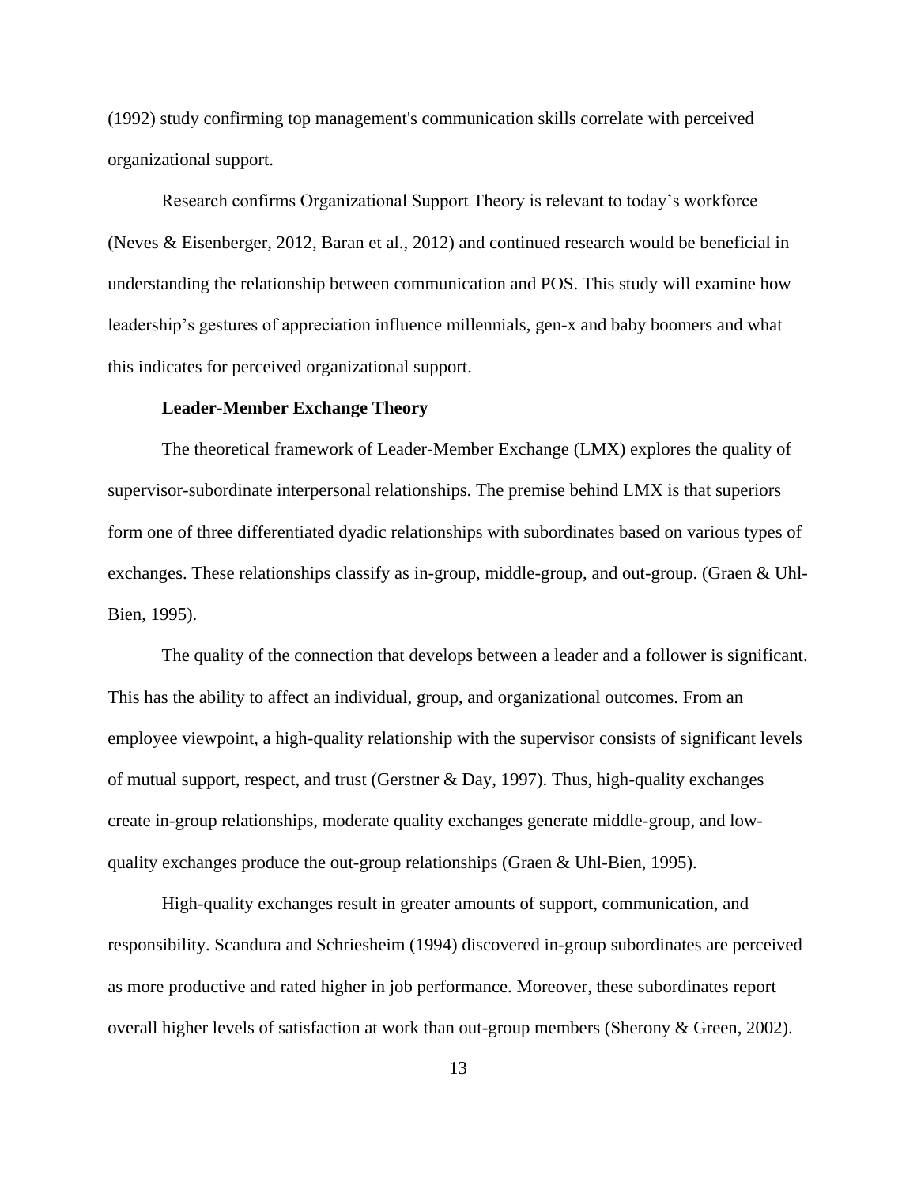(1992) study confirming top management's communication skills correlate with perceived organizational support.

Research confirms Organizational Support Theory is relevant to today's workforce (Neves & Eisenberger, 2012, Baran et al., 2012) and continued research would be beneficial in understanding the relationship between communication and POS. This study will examine how leadership's gestures of appreciation influence millennials, gen-x and baby boomers and what this indicates for perceived organizational support.

### Leader-Member Exchange Theory

The theoretical framework of Leader-Member Exchange (LMX) explores the quality of supervisor-subordinate interpersonal relationships. The premise behind LMX is that superiors form one of three differentiated dyadic relationships with subordinates based on various types of exchanges. These relationships classify as in-group, middle-group, and out-group. (Graen & Uhl-Bien, 1995).

The quality of the connection that develops between a leader and a follower is significant. This has the ability to affect an individual, group, and organizational outcomes. From an employee viewpoint, a high-quality relationship with the supervisor consists of significant levels of mutual support, respect, and trust (Gerstner & Day, 1997). Thus, high-quality exchanges create in-group relationships, moderate quality exchanges generate middle-group, and low-quality exchanges produce the out-group relationships (Graen & Uhl-Bien, 1995).

High-quality exchanges result in greater amounts of support, communication, and responsibility. Scandura and Schriesheim (1994) discovered in-group subordinates are perceived as more productive and rated higher in job performance. Moreover, these subordinates report overall higher levels of satisfaction at work than out-group members (Sherony & Green, 2002).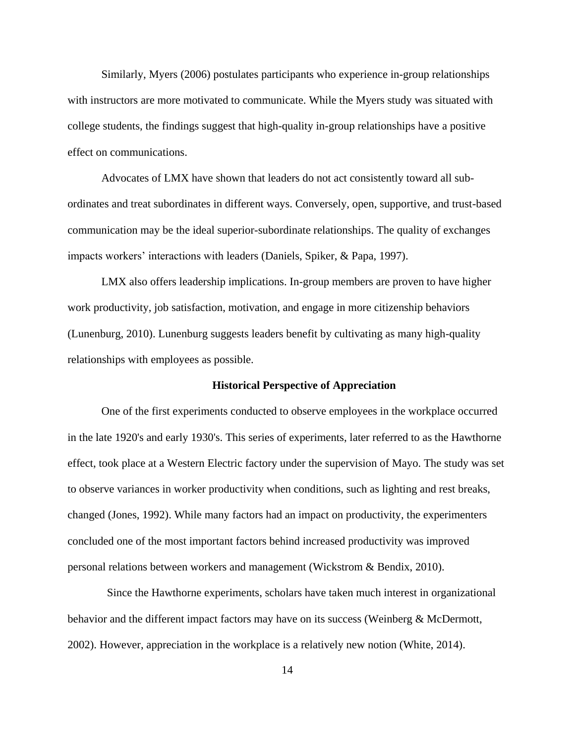Similarly, Myers (2006) postulates participants who experience in-group relationships with instructors are more motivated to communicate. While the Myers study was situated with college students, the findings suggest that high-quality in-group relationships have a positive effect on communications.

Advocates of LMX have shown that leaders do not act consistently toward all sub-ordinates and treat subordinates in different ways. Conversely, open, supportive, and trust-based communication may be the ideal superior-subordinate relationships. The quality of exchanges impacts workers' interactions with leaders (Daniels, Spiker, & Papa, 1997).

LMX also offers leadership implications. In-group members are proven to have higher work productivity, job satisfaction, motivation, and engage in more citizenship behaviors (Lunenburg, 2010). Lunenburg suggests leaders benefit by cultivating as many high-quality relationships with employees as possible.

## Historical Perspective of Appreciation

One of the first experiments conducted to observe employees in the workplace occurred in the late 1920's and early 1930's. This series of experiments, later referred to as the Hawthorne effect, took place at a Western Electric factory under the supervision of Mayo. The study was set to observe variances in worker productivity when conditions, such as lighting and rest breaks, changed (Jones, 1992). While many factors had an impact on productivity, the experimenters concluded one of the most important factors behind increased productivity was improved personal relations between workers and management (Wickstrom & Bendix, 2010).

Since the Hawthorne experiments, scholars have taken much interest in organizational behavior and the different impact factors may have on its success (Weinberg & McDermott, 2002). However, appreciation in the workplace is a relatively new notion (White, 2014).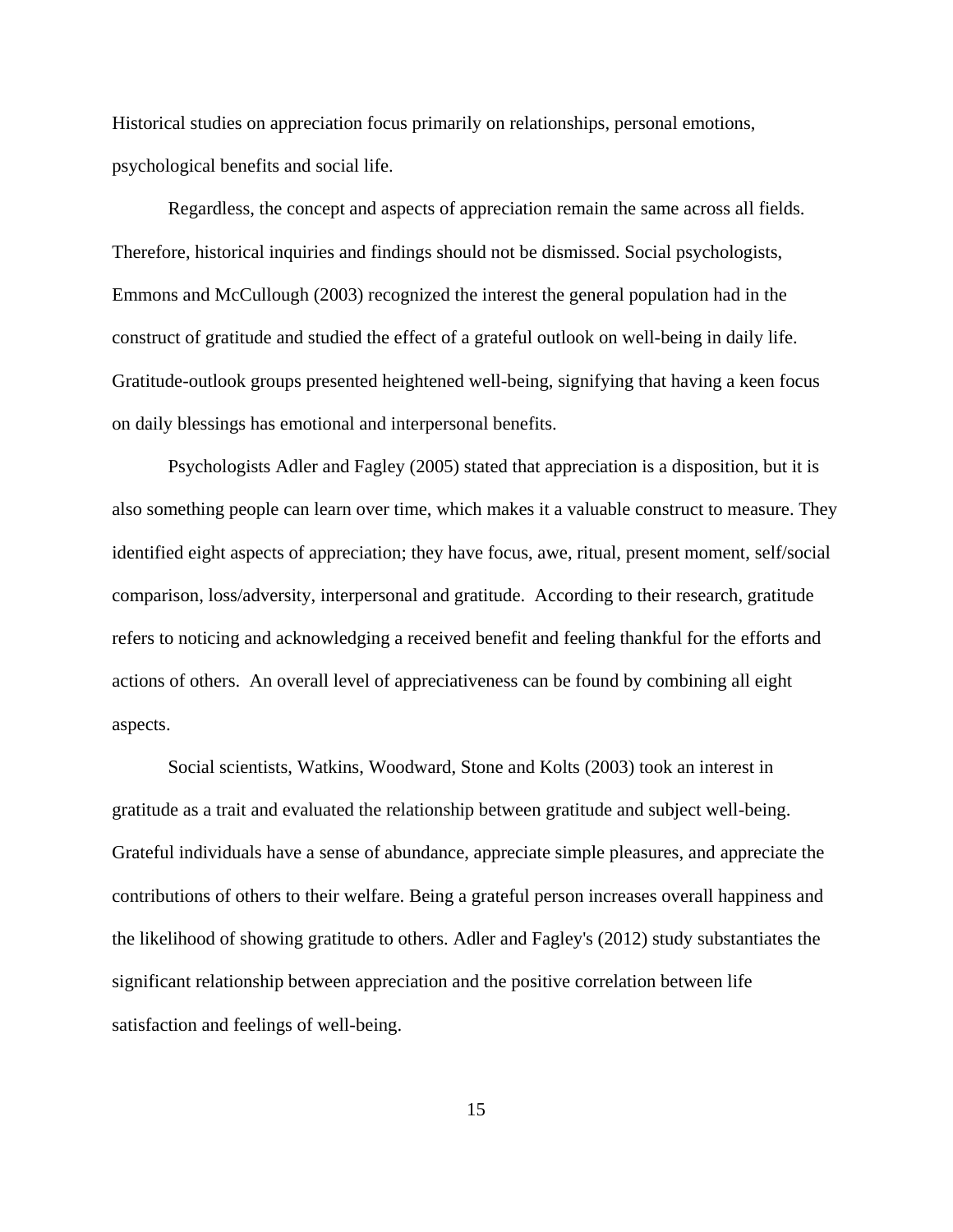Historical studies on appreciation focus primarily on relationships, personal emotions, psychological benefits and social life.

Regardless, the concept and aspects of appreciation remain the same across all fields. Therefore, historical inquiries and findings should not be dismissed. Social psychologists, Emmons and McCullough (2003) recognized the interest the general population had in the construct of gratitude and studied the effect of a grateful outlook on well-being in daily life. Gratitude-outlook groups presented heightened well-being, signifying that having a keen focus on daily blessings has emotional and interpersonal benefits.

Psychologists Adler and Fagley (2005) stated that appreciation is a disposition, but it is also something people can learn over time, which makes it a valuable construct to measure. They identified eight aspects of appreciation; they have focus, awe, ritual, present moment, self/social comparison, loss/adversity, interpersonal and gratitude. According to their research, gratitude refers to noticing and acknowledging a received benefit and feeling thankful for the efforts and actions of others. An overall level of appreciativeness can be found by combining all eight aspects.

Social scientists, Watkins, Woodward, Stone and Kolts (2003) took an interest in gratitude as a trait and evaluated the relationship between gratitude and subject well-being. Grateful individuals have a sense of abundance, appreciate simple pleasures, and appreciate the contributions of others to their welfare. Being a grateful person increases overall happiness and the likelihood of showing gratitude to others. Adler and Fagley's (2012) study substantiates the significant relationship between appreciation and the positive correlation between life satisfaction and feelings of well-being.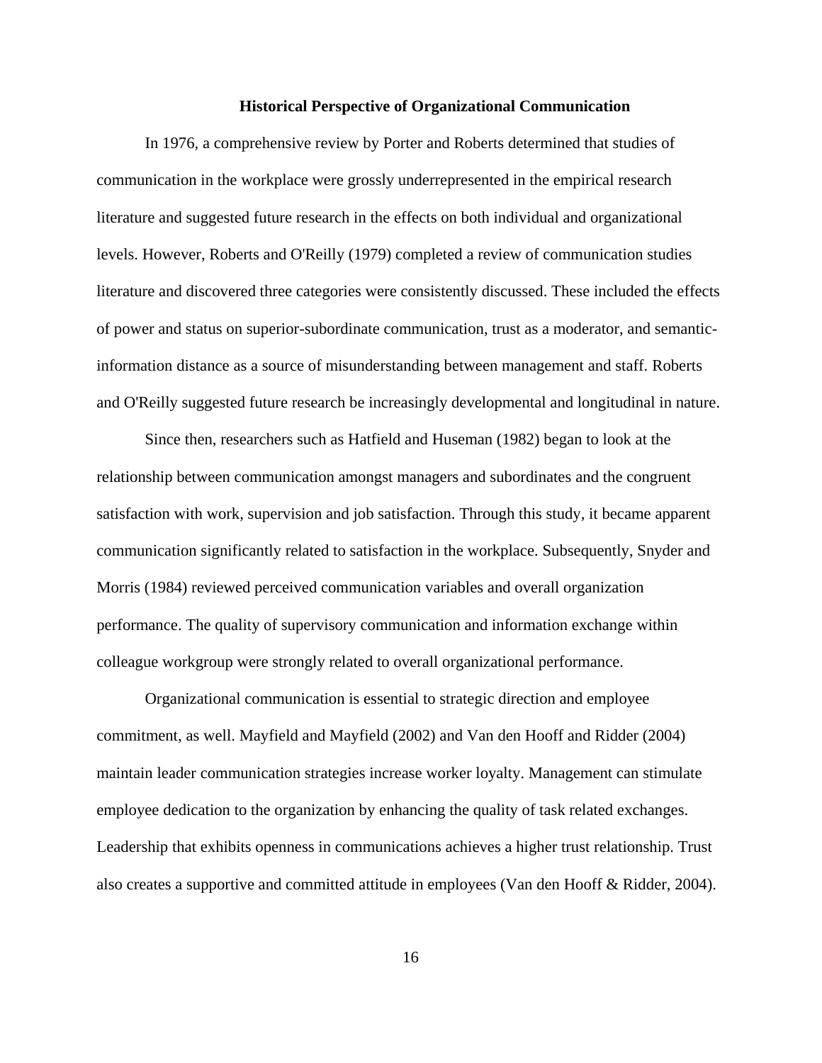## Historical Perspective of Organizational Communication

In 1976, a comprehensive review by Porter and Roberts determined that studies of communication in the workplace were grossly underrepresented in the empirical research literature and suggested future research in the effects on both individual and organizational levels. However, Roberts and O'Reilly (1979) completed a review of communication studies literature and discovered three categories were consistently discussed. These included the effects of power and status on superior-subordinate communication, trust as a moderator, and semantic-information distance as a source of misunderstanding between management and staff. Roberts and O'Reilly suggested future research be increasingly developmental and longitudinal in nature.

Since then, researchers such as Hatfield and Huseman (1982) began to look at the relationship between communication amongst managers and subordinates and the congruent satisfaction with work, supervision and job satisfaction. Through this study, it became apparent communication significantly related to satisfaction in the workplace. Subsequently, Snyder and Morris (1984) reviewed perceived communication variables and overall organization performance. The quality of supervisory communication and information exchange within colleague workgroup were strongly related to overall organizational performance.

Organizational communication is essential to strategic direction and employee commitment, as well. Mayfield and Mayfield (2002) and Van den Hooff and Ridder (2004) maintain leader communication strategies increase worker loyalty. Management can stimulate employee dedication to the organization by enhancing the quality of task related exchanges. Leadership that exhibits openness in communications achieves a higher trust relationship. Trust also creates a supportive and committed attitude in employees (Van den Hooff & Ridder, 2004).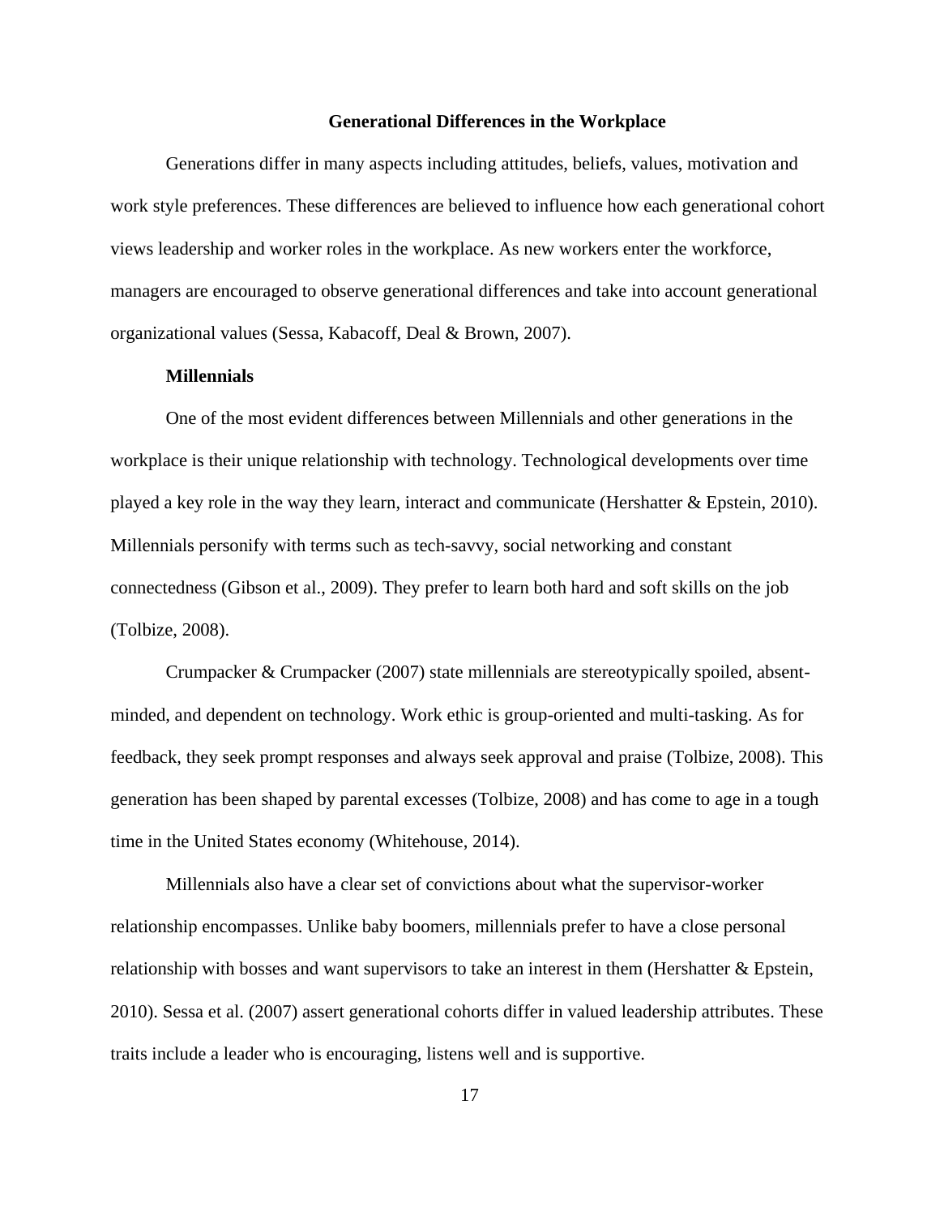## Generational Differences in the Workplace

Generations differ in many aspects including attitudes, beliefs, values, motivation and work style preferences. These differences are believed to influence how each generational cohort views leadership and worker roles in the workplace. As new workers enter the workforce, managers are encouraged to observe generational differences and take into account generational organizational values (Sessa, Kabacoff, Deal & Brown, 2007).

### Millennials

One of the most evident differences between Millennials and other generations in the workplace is their unique relationship with technology. Technological developments over time played a key role in the way they learn, interact and communicate (Hershatter & Epstein, 2010). Millennials personify with terms such as tech-savvy, social networking and constant connectedness (Gibson et al., 2009). They prefer to learn both hard and soft skills on the job (Tolbize, 2008).

Crumpacker & Crumpacker (2007) state millennials are stereotypically spoiled, absent-minded, and dependent on technology. Work ethic is group-oriented and multi-tasking. As for feedback, they seek prompt responses and always seek approval and praise (Tolbize, 2008). This generation has been shaped by parental excesses (Tolbize, 2008) and has come to age in a tough time in the United States economy (Whitehouse, 2014).

Millennials also have a clear set of convictions about what the supervisor-worker relationship encompasses. Unlike baby boomers, millennials prefer to have a close personal relationship with bosses and want supervisors to take an interest in them (Hershatter & Epstein, 2010). Sessa et al. (2007) assert generational cohorts differ in valued leadership attributes. These traits include a leader who is encouraging, listens well and is supportive.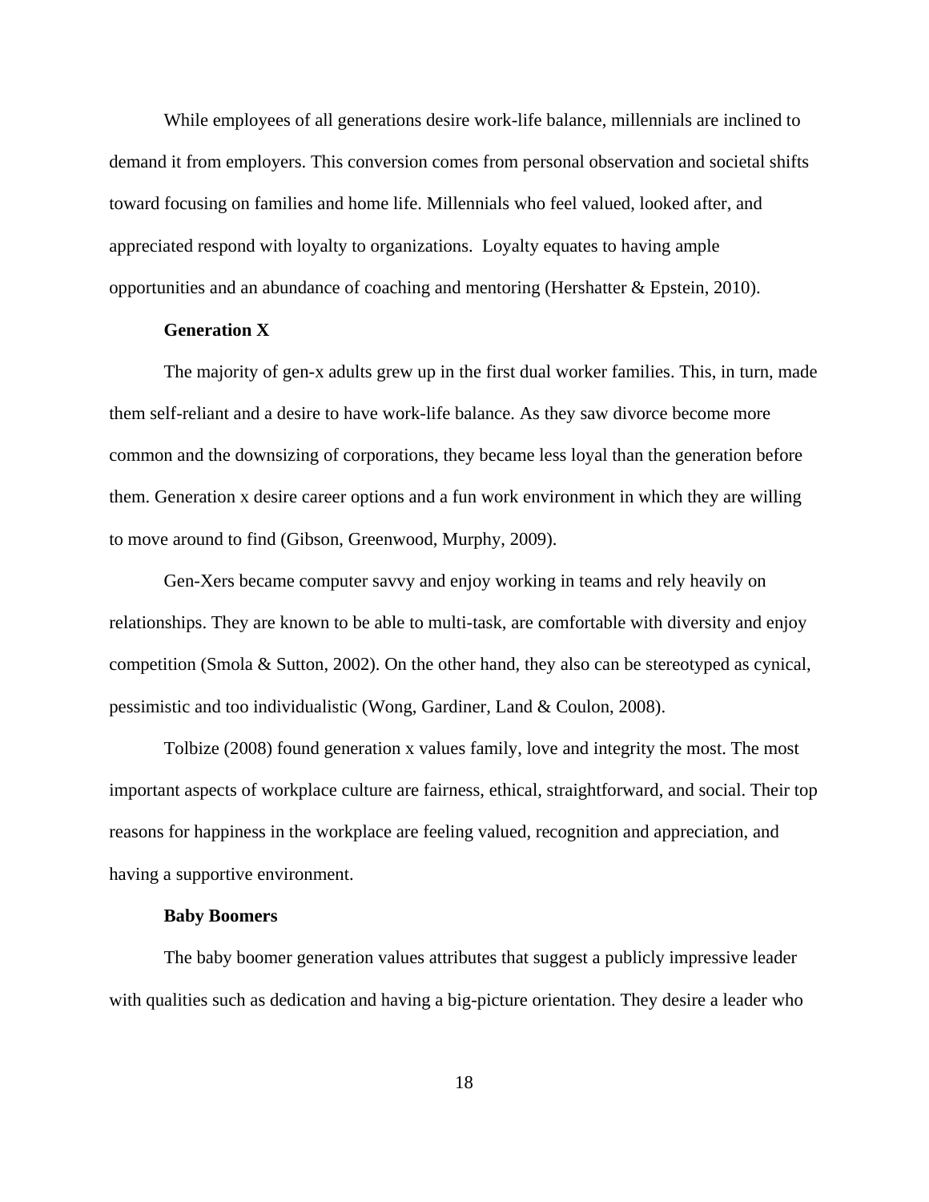While employees of all generations desire work-life balance, millennials are inclined to demand it from employers. This conversion comes from personal observation and societal shifts toward focusing on families and home life. Millennials who feel valued, looked after, and appreciated respond with loyalty to organizations. Loyalty equates to having ample opportunities and an abundance of coaching and mentoring (Hershatter & Epstein, 2010).

### Generation X

The majority of gen-x adults grew up in the first dual worker families. This, in turn, made them self-reliant and a desire to have work-life balance. As they saw divorce become more common and the downsizing of corporations, they became less loyal than the generation before them. Generation x desire career options and a fun work environment in which they are willing to move around to find (Gibson, Greenwood, Murphy, 2009).

Gen-Xers became computer savvy and enjoy working in teams and rely heavily on relationships. They are known to be able to multi-task, are comfortable with diversity and enjoy competition (Smola & Sutton, 2002). On the other hand, they also can be stereotyped as cynical, pessimistic and too individualistic (Wong, Gardiner, Land & Coulon, 2008).

Tolbize (2008) found generation x values family, love and integrity the most. The most important aspects of workplace culture are fairness, ethical, straightforward, and social. Their top reasons for happiness in the workplace are feeling valued, recognition and appreciation, and having a supportive environment.

### Baby Boomers

The baby boomer generation values attributes that suggest a publicly impressive leader with qualities such as dedication and having a big-picture orientation. They desire a leader who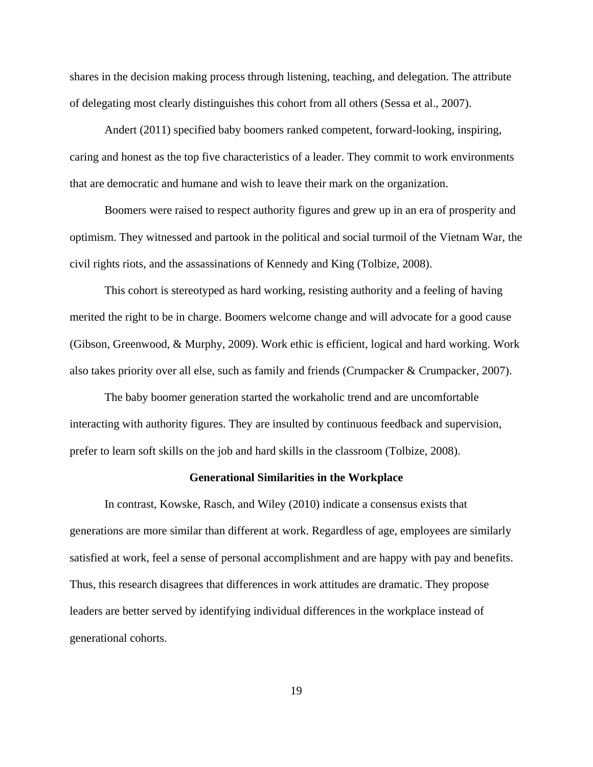shares in the decision making process through listening, teaching, and delegation. The attribute of delegating most clearly distinguishes this cohort from all others (Sessa et al., 2007).

Andert (2011) specified baby boomers ranked competent, forward-looking, inspiring, caring and honest as the top five characteristics of a leader. They commit to work environments that are democratic and humane and wish to leave their mark on the organization.

Boomers were raised to respect authority figures and grew up in an era of prosperity and optimism. They witnessed and partook in the political and social turmoil of the Vietnam War, the civil rights riots, and the assassinations of Kennedy and King (Tolbize, 2008).

This cohort is stereotyped as hard working, resisting authority and a feeling of having merited the right to be in charge. Boomers welcome change and will advocate for a good cause (Gibson, Greenwood, & Murphy, 2009). Work ethic is efficient, logical and hard working. Work also takes priority over all else, such as family and friends (Crumpacker & Crumpacker, 2007).

The baby boomer generation started the workaholic trend and are uncomfortable interacting with authority figures. They are insulted by continuous feedback and supervision, prefer to learn soft skills on the job and hard skills in the classroom (Tolbize, 2008).

### Generational Similarities in the Workplace

In contrast, Kowske, Rasch, and Wiley (2010) indicate a consensus exists that generations are more similar than different at work. Regardless of age, employees are similarly satisfied at work, feel a sense of personal accomplishment and are happy with pay and benefits. Thus, this research disagrees that differences in work attitudes are dramatic. They propose leaders are better served by identifying individual differences in the workplace instead of generational cohorts.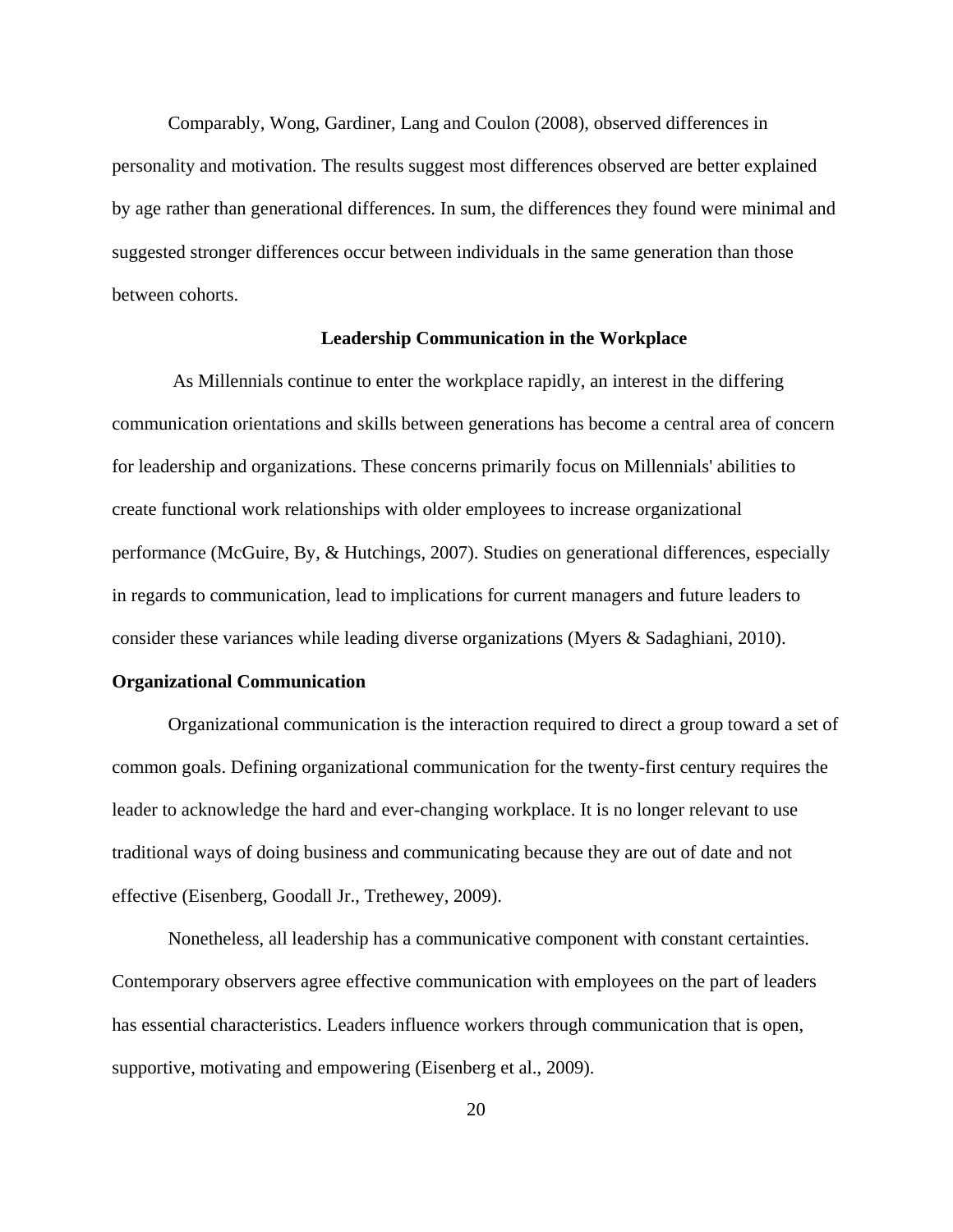Comparably, Wong, Gardiner, Lang and Coulon (2008), observed differences in personality and motivation. The results suggest most differences observed are better explained by age rather than generational differences. In sum, the differences they found were minimal and suggested stronger differences occur between individuals in the same generation than those between cohorts.

## Leadership Communication in the Workplace

As Millennials continue to enter the workplace rapidly, an interest in the differing communication orientations and skills between generations has become a central area of concern for leadership and organizations. These concerns primarily focus on Millennials' abilities to create functional work relationships with older employees to increase organizational performance (McGuire, By, & Hutchings, 2007). Studies on generational differences, especially in regards to communication, lead to implications for current managers and future leaders to consider these variances while leading diverse organizations (Myers & Sadaghiani, 2010).

### Organizational Communication

Organizational communication is the interaction required to direct a group toward a set of common goals. Defining organizational communication for the twenty-first century requires the leader to acknowledge the hard and ever-changing workplace. It is no longer relevant to use traditional ways of doing business and communicating because they are out of date and not effective (Eisenberg, Goodall Jr., Trethewey, 2009).

Nonetheless, all leadership has a communicative component with constant certainties. Contemporary observers agree effective communication with employees on the part of leaders has essential characteristics. Leaders influence workers through communication that is open, supportive, motivating and empowering (Eisenberg et al., 2009).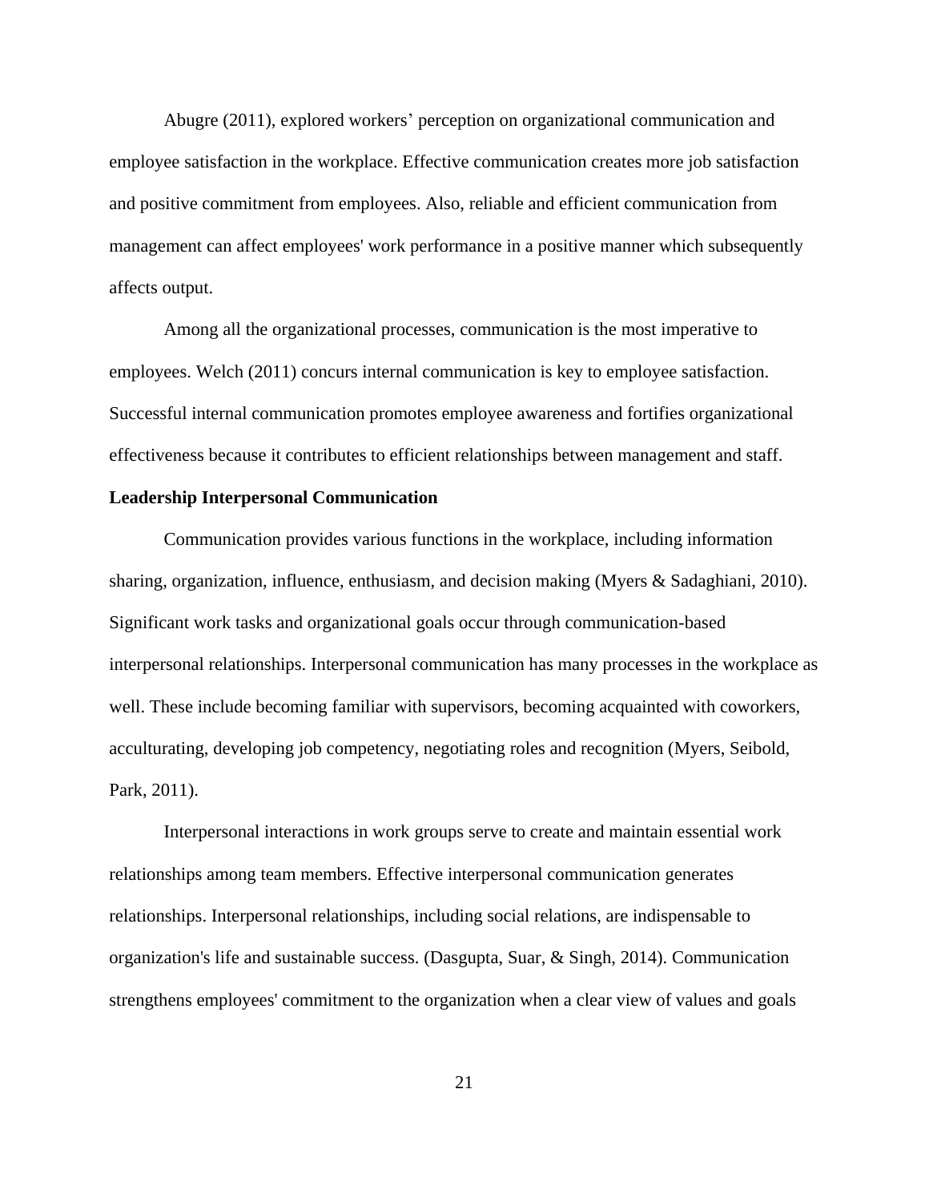Abugre (2011), explored workers' perception on organizational communication and employee satisfaction in the workplace. Effective communication creates more job satisfaction and positive commitment from employees. Also, reliable and efficient communication from management can affect employees' work performance in a positive manner which subsequently affects output.

Among all the organizational processes, communication is the most imperative to employees. Welch (2011) concurs internal communication is key to employee satisfaction. Successful internal communication promotes employee awareness and fortifies organizational effectiveness because it contributes to efficient relationships between management and staff.

**Leadership Interpersonal Communication**

Communication provides various functions in the workplace, including information sharing, organization, influence, enthusiasm, and decision making (Myers & Sadaghiani, 2010). Significant work tasks and organizational goals occur through communication-based interpersonal relationships. Interpersonal communication has many processes in the workplace as well. These include becoming familiar with supervisors, becoming acquainted with coworkers, acculturating, developing job competency, negotiating roles and recognition (Myers, Seibold, Park, 2011).

Interpersonal interactions in work groups serve to create and maintain essential work relationships among team members. Effective interpersonal communication generates relationships. Interpersonal relationships, including social relations, are indispensable to organization's life and sustainable success. (Dasgupta, Suar, & Singh, 2014). Communication strengthens employees' commitment to the organization when a clear view of values and goals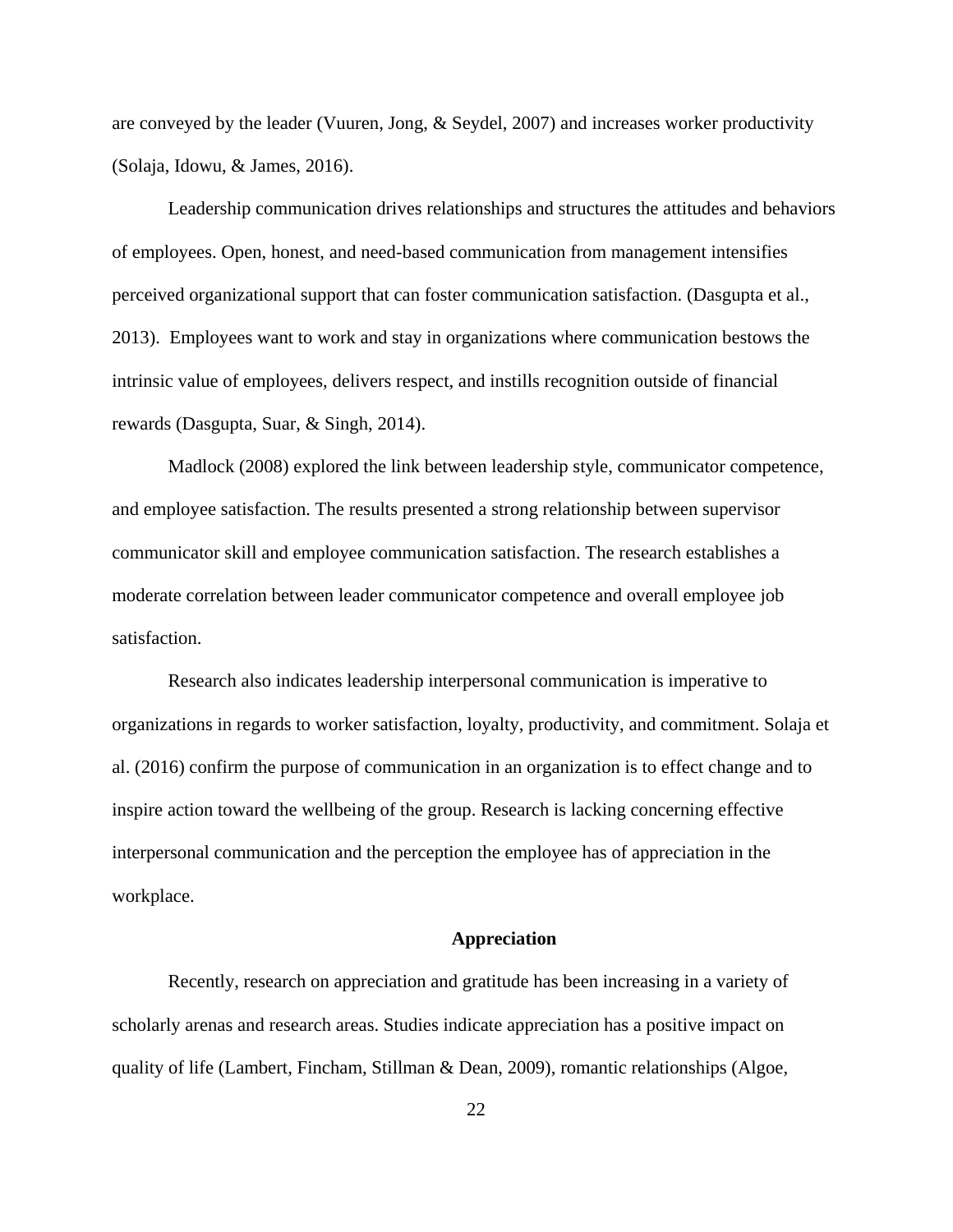are conveyed by the leader (Vuuren, Jong, & Seydel, 2007) and increases worker productivity (Solaja, Idowu, & James, 2016).

Leadership communication drives relationships and structures the attitudes and behaviors of employees. Open, honest, and need-based communication from management intensifies perceived organizational support that can foster communication satisfaction. (Dasgupta et al., 2013). Employees want to work and stay in organizations where communication bestows the intrinsic value of employees, delivers respect, and instills recognition outside of financial rewards (Dasgupta, Suar, & Singh, 2014).

Madlock (2008) explored the link between leadership style, communicator competence, and employee satisfaction. The results presented a strong relationship between supervisor communicator skill and employee communication satisfaction. The research establishes a moderate correlation between leader communicator competence and overall employee job satisfaction.

Research also indicates leadership interpersonal communication is imperative to organizations in regards to worker satisfaction, loyalty, productivity, and commitment. Solaja et al. (2016) confirm the purpose of communication in an organization is to effect change and to inspire action toward the wellbeing of the group. Research is lacking concerning effective interpersonal communication and the perception the employee has of appreciation in the workplace.

## Appreciation

Recently, research on appreciation and gratitude has been increasing in a variety of scholarly arenas and research areas. Studies indicate appreciation has a positive impact on quality of life (Lambert, Fincham, Stillman & Dean, 2009), romantic relationships (Algoe,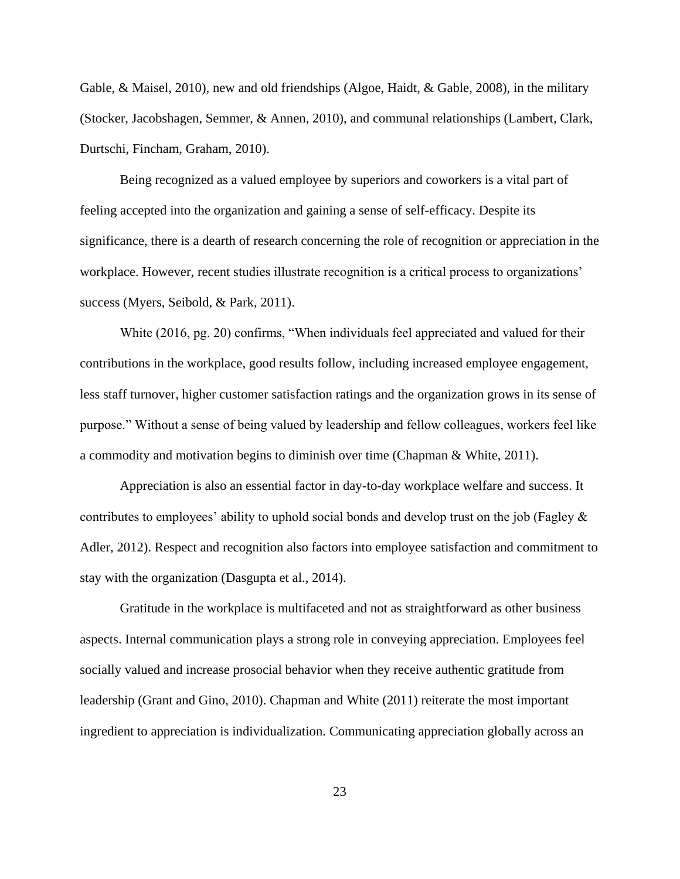Gable, & Maisel, 2010), new and old friendships (Algoe, Haidt, & Gable, 2008), in the military (Stocker, Jacobshagen, Semmer, & Annen, 2010), and communal relationships (Lambert, Clark, Durtschi, Fincham, Graham, 2010).

Being recognized as a valued employee by superiors and coworkers is a vital part of feeling accepted into the organization and gaining a sense of self-efficacy. Despite its significance, there is a dearth of research concerning the role of recognition or appreciation in the workplace. However, recent studies illustrate recognition is a critical process to organizations' success (Myers, Seibold, & Park, 2011).

White (2016, pg. 20) confirms, "When individuals feel appreciated and valued for their contributions in the workplace, good results follow, including increased employee engagement, less staff turnover, higher customer satisfaction ratings and the organization grows in its sense of purpose." Without a sense of being valued by leadership and fellow colleagues, workers feel like a commodity and motivation begins to diminish over time (Chapman & White, 2011).

Appreciation is also an essential factor in day-to-day workplace welfare and success. It contributes to employees' ability to uphold social bonds and develop trust on the job (Fagley & Adler, 2012). Respect and recognition also factors into employee satisfaction and commitment to stay with the organization (Dasgupta et al., 2014).

Gratitude in the workplace is multifaceted and not as straightforward as other business aspects. Internal communication plays a strong role in conveying appreciation. Employees feel socially valued and increase prosocial behavior when they receive authentic gratitude from leadership (Grant and Gino, 2010). Chapman and White (2011) reiterate the most important ingredient to appreciation is individualization. Communicating appreciation globally across an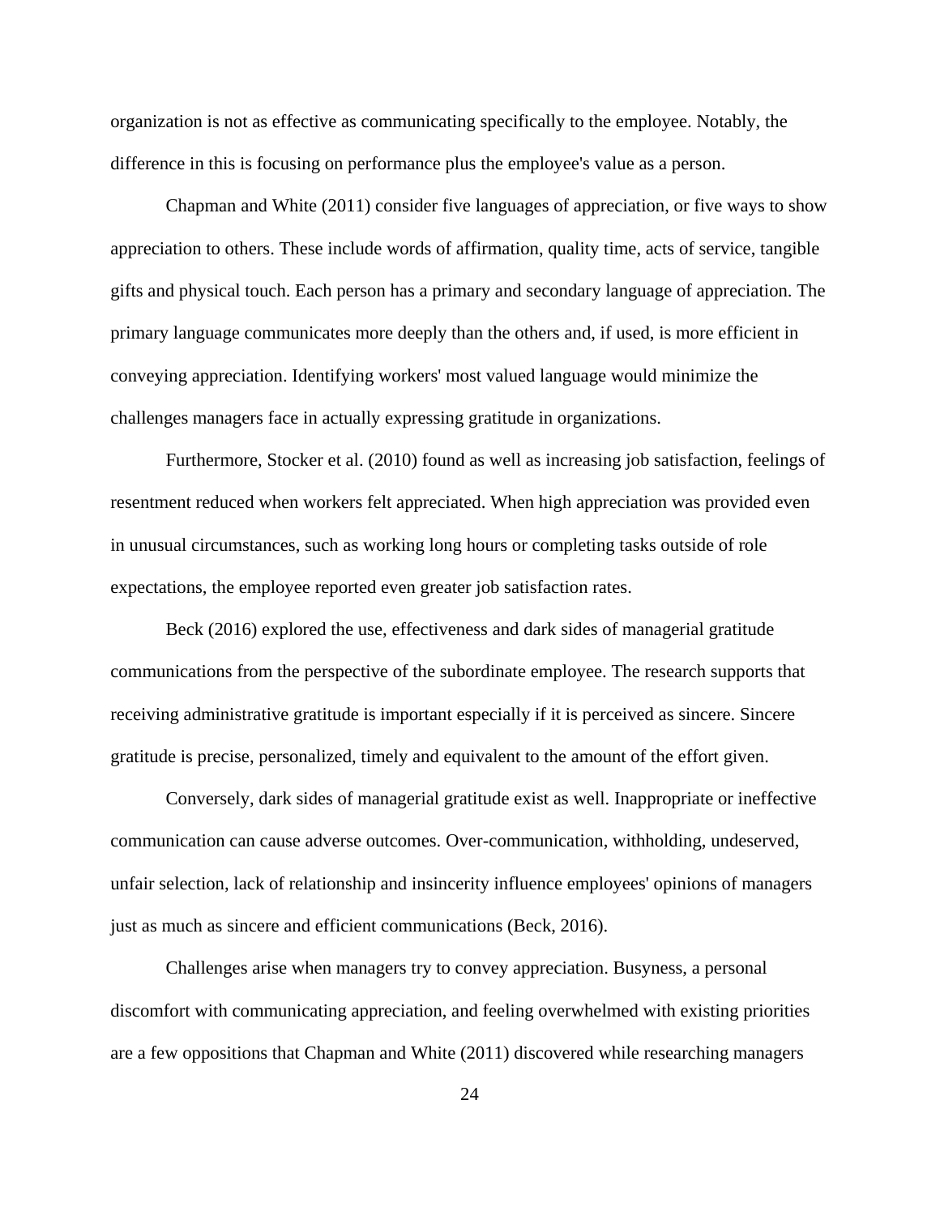organization is not as effective as communicating specifically to the employee. Notably, the difference in this is focusing on performance plus the employee's value as a person.

Chapman and White (2011) consider five languages of appreciation, or five ways to show appreciation to others. These include words of affirmation, quality time, acts of service, tangible gifts and physical touch. Each person has a primary and secondary language of appreciation. The primary language communicates more deeply than the others and, if used, is more efficient in conveying appreciation. Identifying workers' most valued language would minimize the challenges managers face in actually expressing gratitude in organizations.

Furthermore, Stocker et al. (2010) found as well as increasing job satisfaction, feelings of resentment reduced when workers felt appreciated. When high appreciation was provided even in unusual circumstances, such as working long hours or completing tasks outside of role expectations, the employee reported even greater job satisfaction rates.

Beck (2016) explored the use, effectiveness and dark sides of managerial gratitude communications from the perspective of the subordinate employee. The research supports that receiving administrative gratitude is important especially if it is perceived as sincere. Sincere gratitude is precise, personalized, timely and equivalent to the amount of the effort given.

Conversely, dark sides of managerial gratitude exist as well. Inappropriate or ineffective communication can cause adverse outcomes. Over-communication, withholding, undeserved, unfair selection, lack of relationship and insincerity influence employees' opinions of managers just as much as sincere and efficient communications (Beck, 2016).

Challenges arise when managers try to convey appreciation. Busyness, a personal discomfort with communicating appreciation, and feeling overwhelmed with existing priorities are a few oppositions that Chapman and White (2011) discovered while researching managers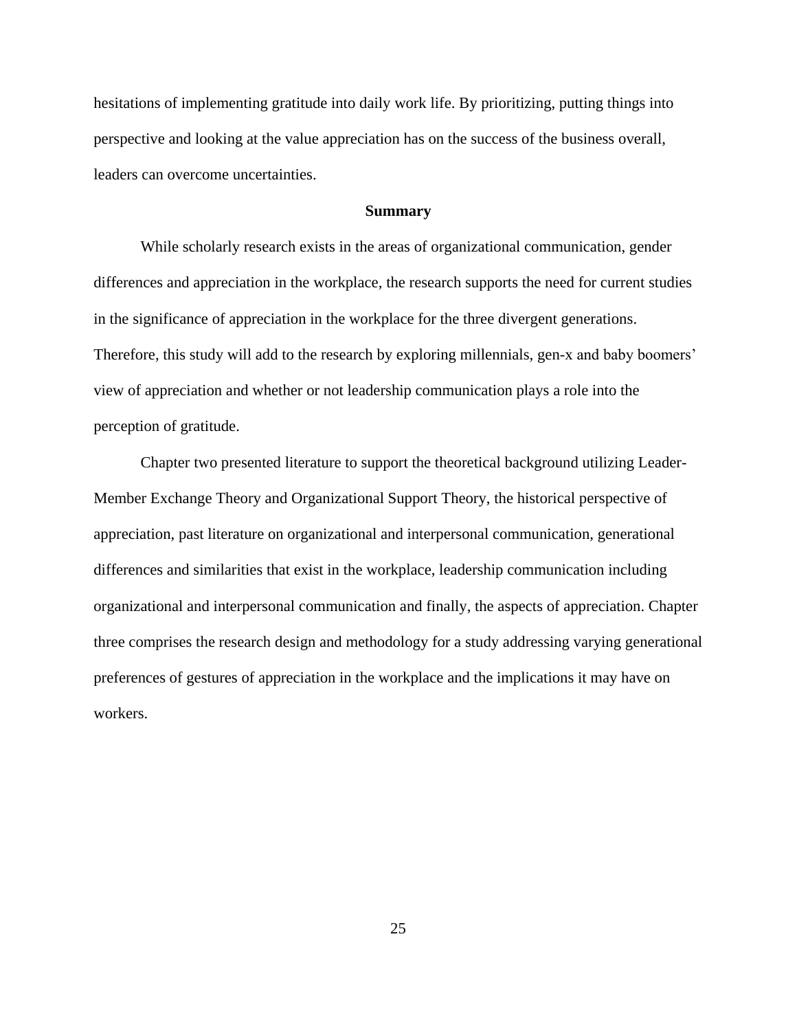hesitations of implementing gratitude into daily work life. By prioritizing, putting things into perspective and looking at the value appreciation has on the success of the business overall, leaders can overcome uncertainties.

## Summary

While scholarly research exists in the areas of organizational communication, gender differences and appreciation in the workplace, the research supports the need for current studies in the significance of appreciation in the workplace for the three divergent generations. Therefore, this study will add to the research by exploring millennials, gen-x and baby boomers' view of appreciation and whether or not leadership communication plays a role into the perception of gratitude.

Chapter two presented literature to support the theoretical background utilizing Leader-Member Exchange Theory and Organizational Support Theory, the historical perspective of appreciation, past literature on organizational and interpersonal communication, generational differences and similarities that exist in the workplace, leadership communication including organizational and interpersonal communication and finally, the aspects of appreciation. Chapter three comprises the research design and methodology for a study addressing varying generational preferences of gestures of appreciation in the workplace and the implications it may have on workers.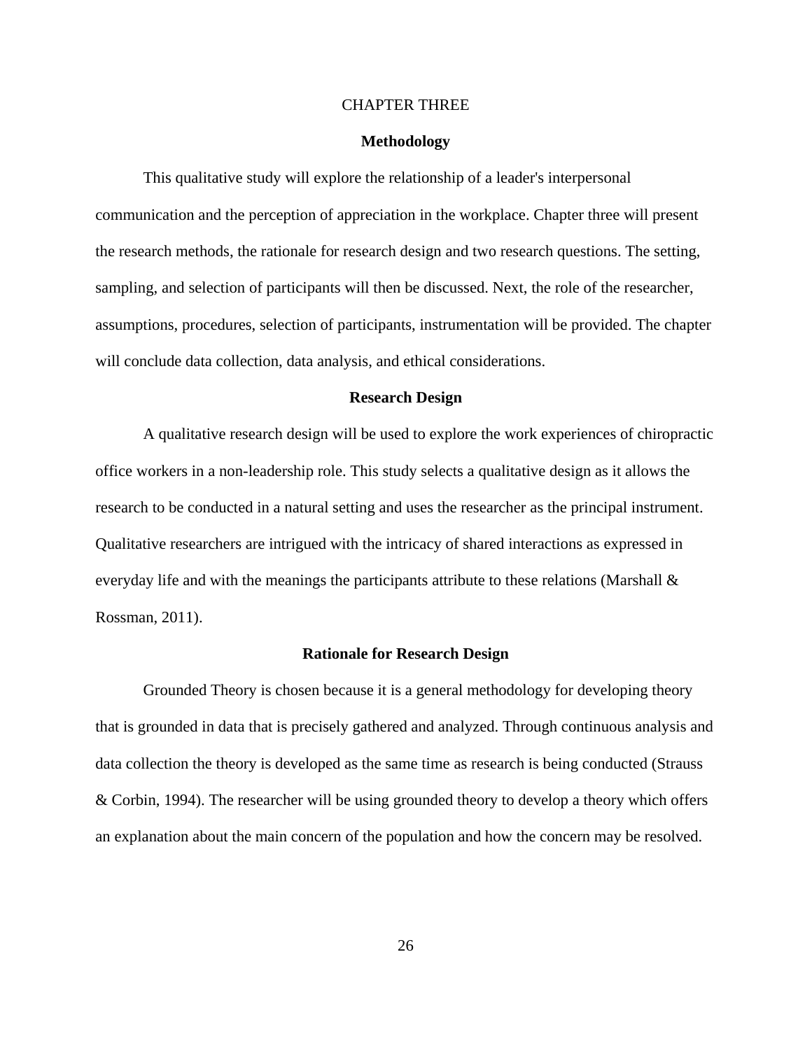# CHAPTER THREE

## Methodology

This qualitative study will explore the relationship of a leader's interpersonal communication and the perception of appreciation in the workplace. Chapter three will present the research methods, the rationale for research design and two research questions. The setting, sampling, and selection of participants will then be discussed. Next, the role of the researcher, assumptions, procedures, selection of participants, instrumentation will be provided. The chapter will conclude data collection, data analysis, and ethical considerations.

## Research Design

A qualitative research design will be used to explore the work experiences of chiropractic office workers in a non-leadership role. This study selects a qualitative design as it allows the research to be conducted in a natural setting and uses the researcher as the principal instrument. Qualitative researchers are intrigued with the intricacy of shared interactions as expressed in everyday life and with the meanings the participants attribute to these relations (Marshall & Rossman, 2011).

## Rationale for Research Design

Grounded Theory is chosen because it is a general methodology for developing theory that is grounded in data that is precisely gathered and analyzed. Through continuous analysis and data collection the theory is developed as the same time as research is being conducted (Strauss & Corbin, 1994). The researcher will be using grounded theory to develop a theory which offers an explanation about the main concern of the population and how the concern may be resolved.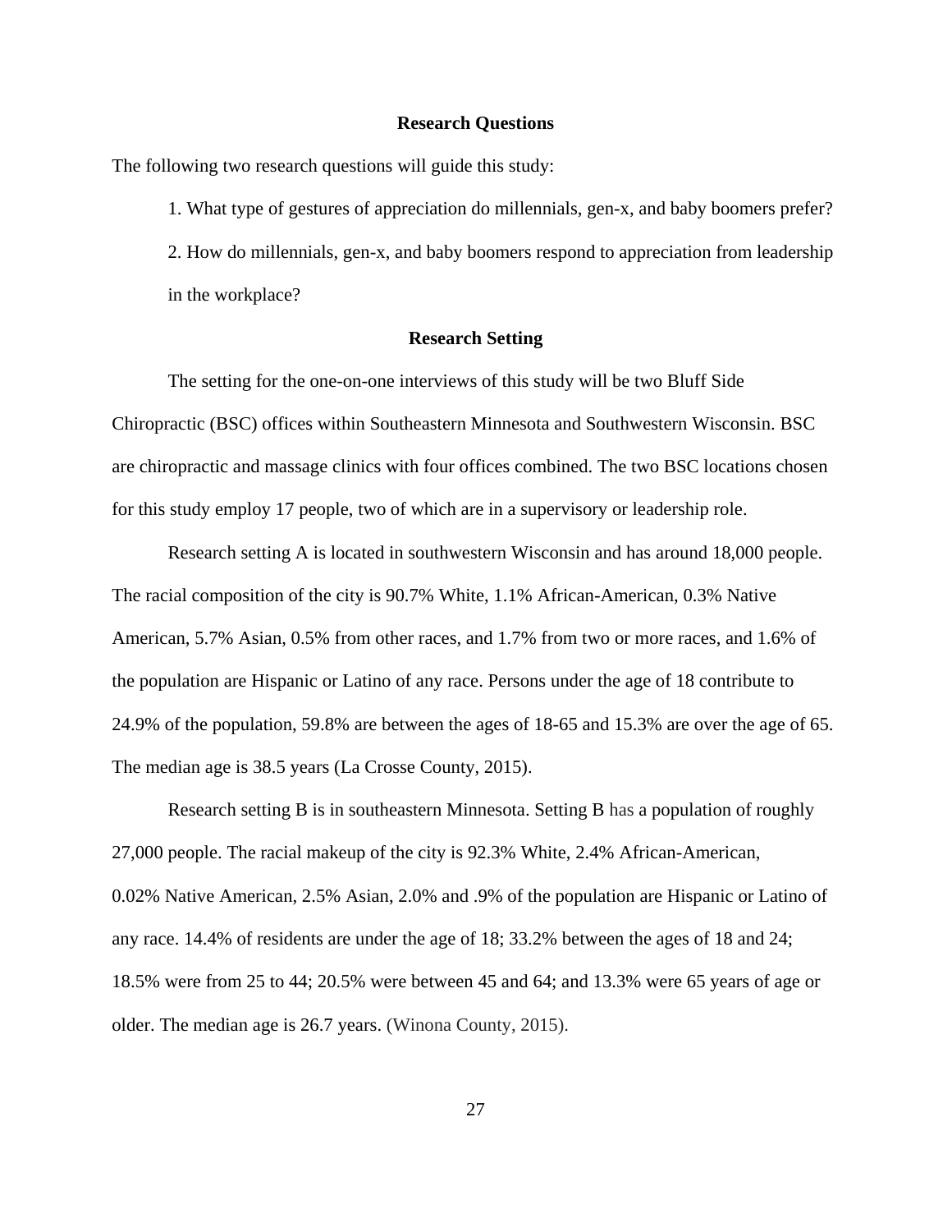## Research Questions

The following two research questions will guide this study:

1. What type of gestures of appreciation do millennials, gen-x, and baby boomers prefer?
2. How do millennials, gen-x, and baby boomers respond to appreciation from leadership in the workplace?

## Research Setting

The setting for the one-on-one interviews of this study will be two Bluff Side Chiropractic (BSC) offices within Southeastern Minnesota and Southwestern Wisconsin. BSC are chiropractic and massage clinics with four offices combined. The two BSC locations chosen for this study employ 17 people, two of which are in a supervisory or leadership role.

Research setting A is located in southwestern Wisconsin and has around 18,000 people. The racial composition of the city is 90.7% White, 1.1% African-American, 0.3% Native American, 5.7% Asian, 0.5% from other races, and 1.7% from two or more races, and 1.6% of the population are Hispanic or Latino of any race. Persons under the age of 18 contribute to 24.9% of the population, 59.8% are between the ages of 18-65 and 15.3% are over the age of 65. The median age is 38.5 years (La Crosse County, 2015).

Research setting B is in southeastern Minnesota. Setting B has a population of roughly 27,000 people. The racial makeup of the city is 92.3% White, 2.4% African-American, 0.02% Native American, 2.5% Asian, 2.0% and .9% of the population are Hispanic or Latino of any race. 14.4% of residents are under the age of 18; 33.2% between the ages of 18 and 24; 18.5% were from 25 to 44; 20.5% were between 45 and 64; and 13.3% were 65 years of age or older. The median age is 26.7 years. (Winona County, 2015).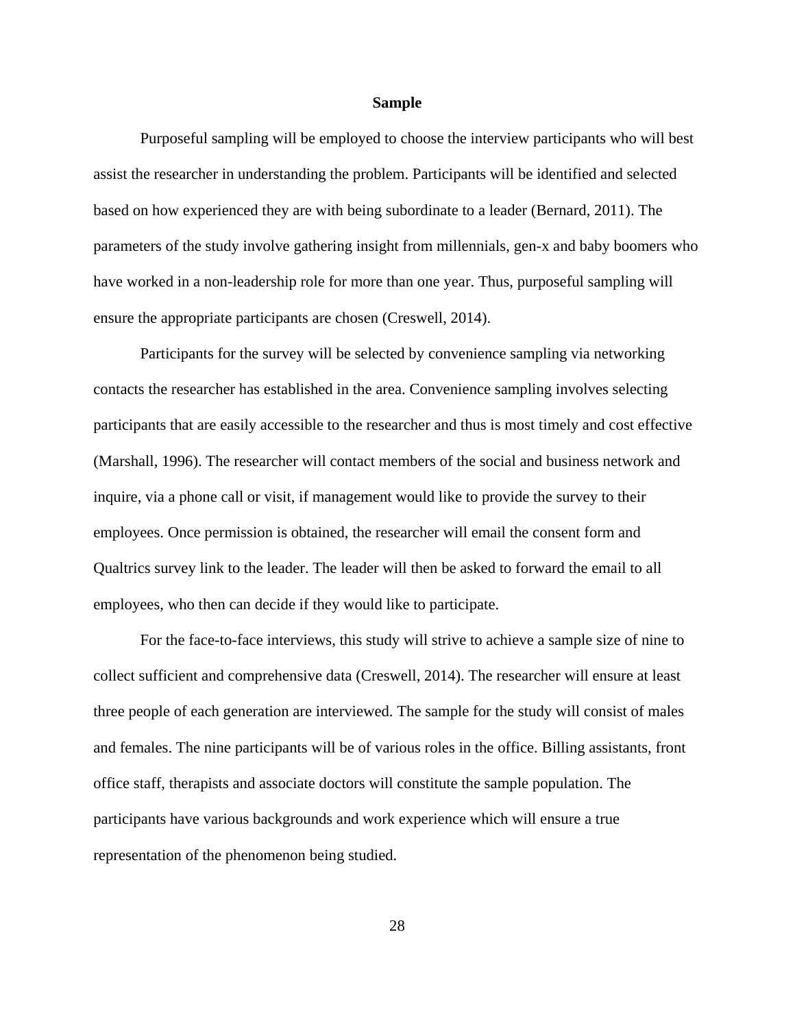## Sample

Purposeful sampling will be employed to choose the interview participants who will best assist the researcher in understanding the problem. Participants will be identified and selected based on how experienced they are with being subordinate to a leader (Bernard, 2011). The parameters of the study involve gathering insight from millennials, gen-x and baby boomers who have worked in a non-leadership role for more than one year. Thus, purposeful sampling will ensure the appropriate participants are chosen (Creswell, 2014).

Participants for the survey will be selected by convenience sampling via networking contacts the researcher has established in the area. Convenience sampling involves selecting participants that are easily accessible to the researcher and thus is most timely and cost effective (Marshall, 1996). The researcher will contact members of the social and business network and inquire, via a phone call or visit, if management would like to provide the survey to their employees. Once permission is obtained, the researcher will email the consent form and Qualtrics survey link to the leader. The leader will then be asked to forward the email to all employees, who then can decide if they would like to participate.

For the face-to-face interviews, this study will strive to achieve a sample size of nine to collect sufficient and comprehensive data (Creswell, 2014). The researcher will ensure at least three people of each generation are interviewed. The sample for the study will consist of males and females. The nine participants will be of various roles in the office. Billing assistants, front office staff, therapists and associate doctors will constitute the sample population. The participants have various backgrounds and work experience which will ensure a true representation of the phenomenon being studied.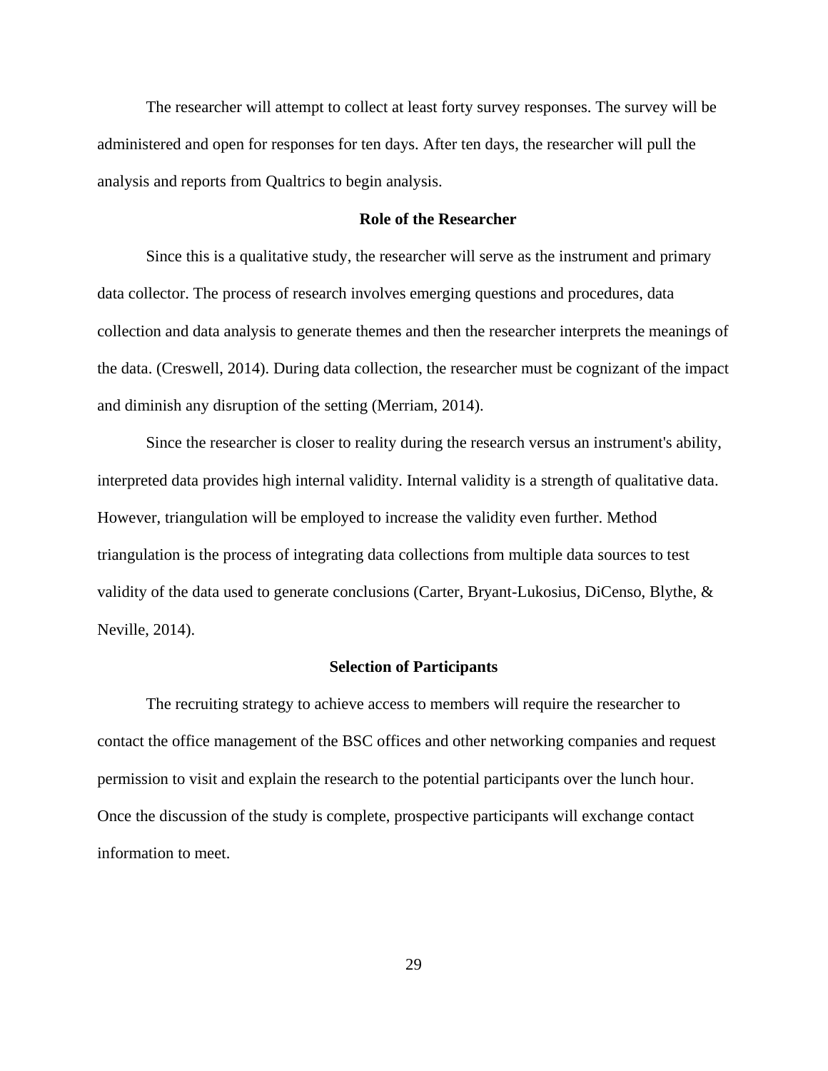The researcher will attempt to collect at least forty survey responses. The survey will be administered and open for responses for ten days. After ten days, the researcher will pull the analysis and reports from Qualtrics to begin analysis.

## Role of the Researcher

Since this is a qualitative study, the researcher will serve as the instrument and primary data collector. The process of research involves emerging questions and procedures, data collection and data analysis to generate themes and then the researcher interprets the meanings of the data. (Creswell, 2014). During data collection, the researcher must be cognizant of the impact and diminish any disruption of the setting (Merriam, 2014).

Since the researcher is closer to reality during the research versus an instrument's ability, interpreted data provides high internal validity. Internal validity is a strength of qualitative data. However, triangulation will be employed to increase the validity even further. Method triangulation is the process of integrating data collections from multiple data sources to test validity of the data used to generate conclusions (Carter, Bryant-Lukosius, DiCenso, Blythe, & Neville, 2014).

## Selection of Participants

The recruiting strategy to achieve access to members will require the researcher to contact the office management of the BSC offices and other networking companies and request permission to visit and explain the research to the potential participants over the lunch hour. Once the discussion of the study is complete, prospective participants will exchange contact information to meet.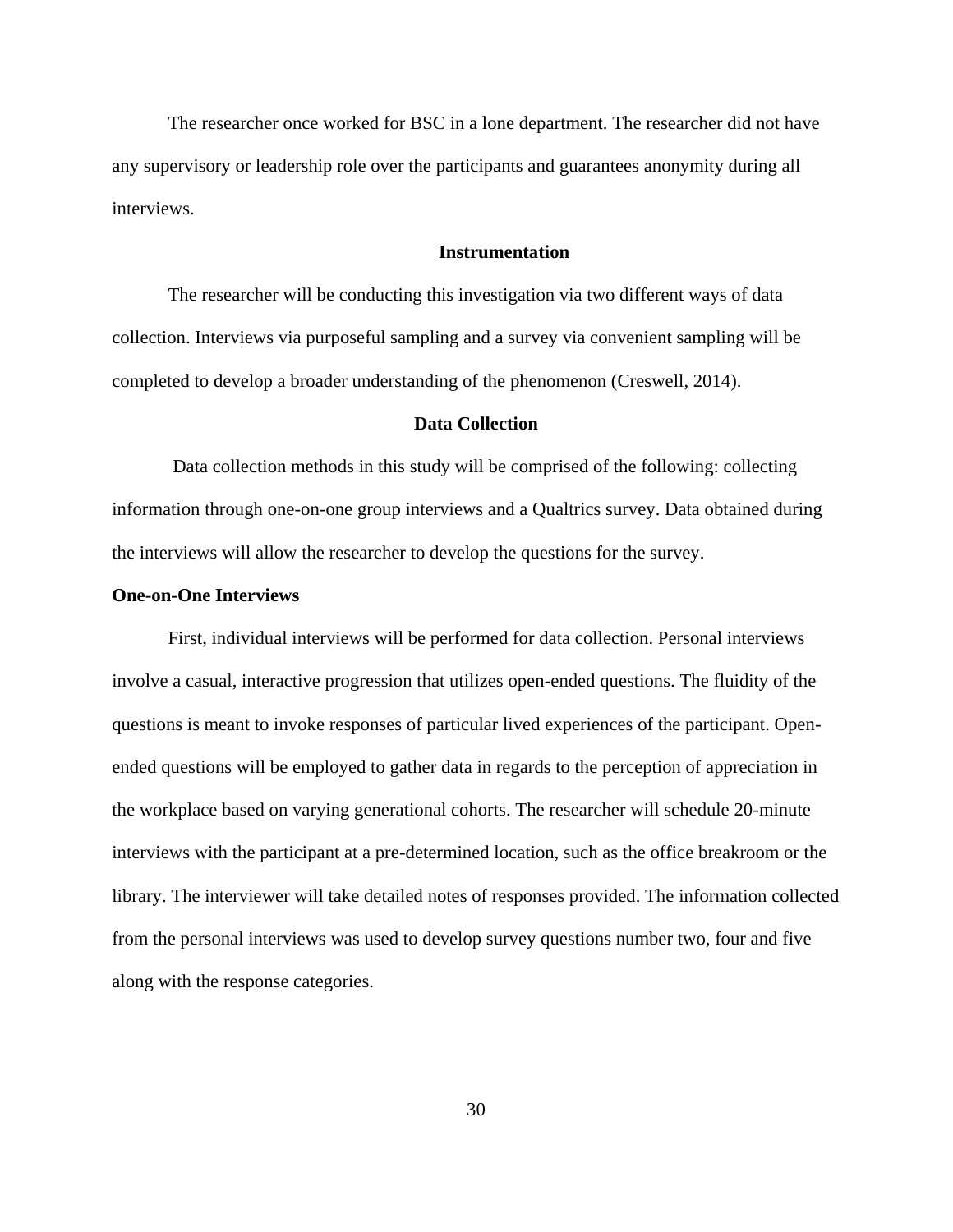The researcher once worked for BSC in a lone department. The researcher did not have any supervisory or leadership role over the participants and guarantees anonymity during all interviews.

## Instrumentation

The researcher will be conducting this investigation via two different ways of data collection. Interviews via purposeful sampling and a survey via convenient sampling will be completed to develop a broader understanding of the phenomenon (Creswell, 2014).

## Data Collection

Data collection methods in this study will be comprised of the following: collecting information through one-on-one group interviews and a Qualtrics survey. Data obtained during the interviews will allow the researcher to develop the questions for the survey.

### One-on-One Interviews

First, individual interviews will be performed for data collection. Personal interviews involve a casual, interactive progression that utilizes open-ended questions. The fluidity of the questions is meant to invoke responses of particular lived experiences of the participant. Open-ended questions will be employed to gather data in regards to the perception of appreciation in the workplace based on varying generational cohorts. The researcher will schedule 20-minute interviews with the participant at a pre-determined location, such as the office breakroom or the library. The interviewer will take detailed notes of responses provided. The information collected from the personal interviews was used to develop survey questions number two, four and five along with the response categories.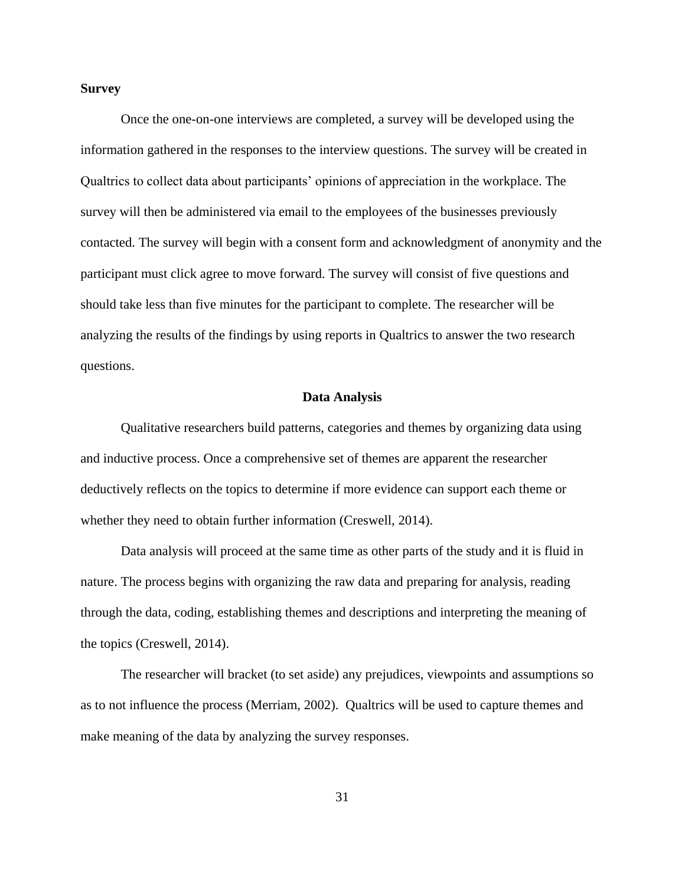**Survey**

Once the one-on-one interviews are completed, a survey will be developed using the information gathered in the responses to the interview questions. The survey will be created in Qualtrics to collect data about participants' opinions of appreciation in the workplace. The survey will then be administered via email to the employees of the businesses previously contacted. The survey will begin with a consent form and acknowledgment of anonymity and the participant must click agree to move forward. The survey will consist of five questions and should take less than five minutes for the participant to complete. The researcher will be analyzing the results of the findings by using reports in Qualtrics to answer the two research questions.

## Data Analysis

Qualitative researchers build patterns, categories and themes by organizing data using and inductive process. Once a comprehensive set of themes are apparent the researcher deductively reflects on the topics to determine if more evidence can support each theme or whether they need to obtain further information (Creswell, 2014).

Data analysis will proceed at the same time as other parts of the study and it is fluid in nature. The process begins with organizing the raw data and preparing for analysis, reading through the data, coding, establishing themes and descriptions and interpreting the meaning of the topics (Creswell, 2014).

The researcher will bracket (to set aside) any prejudices, viewpoints and assumptions so as to not influence the process (Merriam, 2002). Qualtrics will be used to capture themes and make meaning of the data by analyzing the survey responses.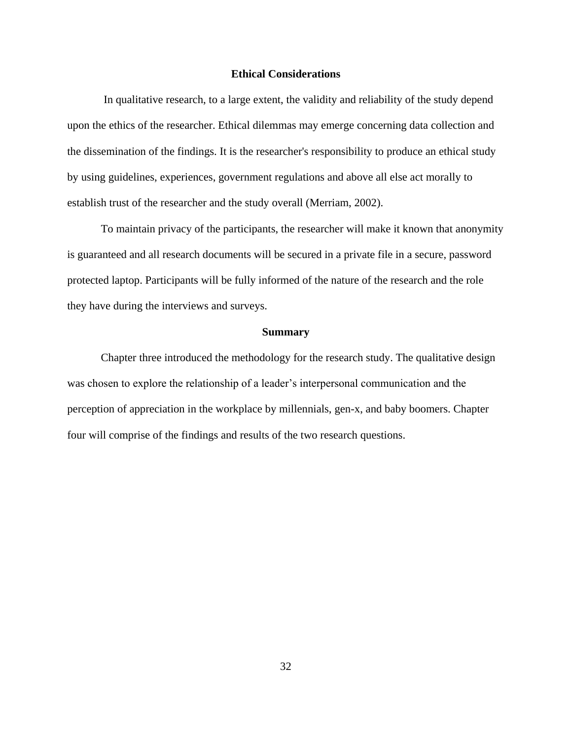## Ethical Considerations

In qualitative research, to a large extent, the validity and reliability of the study depend upon the ethics of the researcher. Ethical dilemmas may emerge concerning data collection and the dissemination of the findings. It is the researcher's responsibility to produce an ethical study by using guidelines, experiences, government regulations and above all else act morally to establish trust of the researcher and the study overall (Merriam, 2002).

To maintain privacy of the participants, the researcher will make it known that anonymity is guaranteed and all research documents will be secured in a private file in a secure, password protected laptop. Participants will be fully informed of the nature of the research and the role they have during the interviews and surveys.

## Summary

Chapter three introduced the methodology for the research study. The qualitative design was chosen to explore the relationship of a leader's interpersonal communication and the perception of appreciation in the workplace by millennials, gen-x, and baby boomers. Chapter four will comprise of the findings and results of the two research questions.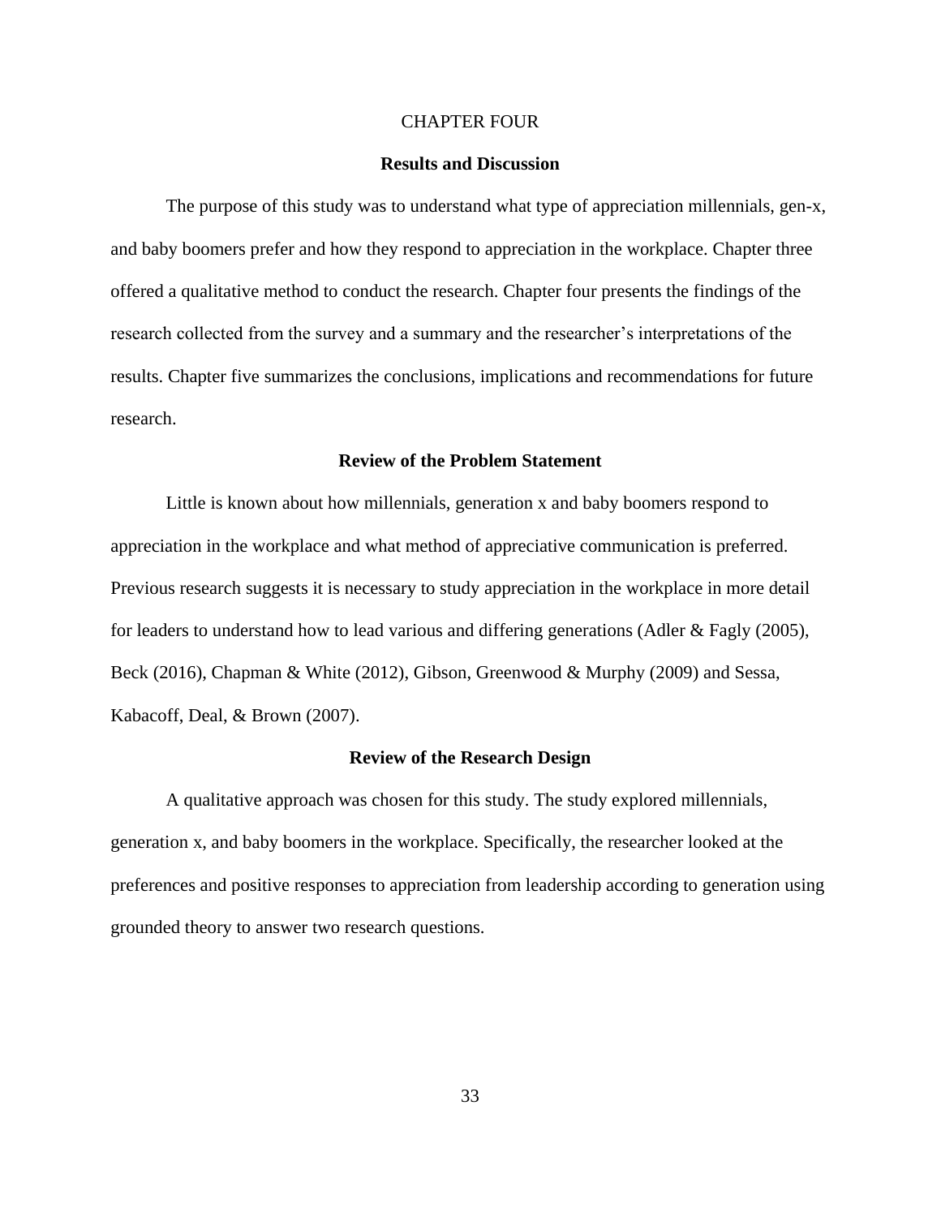# CHAPTER FOUR

## Results and Discussion

The purpose of this study was to understand what type of appreciation millennials, gen-x, and baby boomers prefer and how they respond to appreciation in the workplace. Chapter three offered a qualitative method to conduct the research. Chapter four presents the findings of the research collected from the survey and a summary and the researcher's interpretations of the results. Chapter five summarizes the conclusions, implications and recommendations for future research.

### Review of the Problem Statement

Little is known about how millennials, generation x and baby boomers respond to appreciation in the workplace and what method of appreciative communication is preferred. Previous research suggests it is necessary to study appreciation in the workplace in more detail for leaders to understand how to lead various and differing generations (Adler & Fagly (2005), Beck (2016), Chapman & White (2012), Gibson, Greenwood & Murphy (2009) and Sessa, Kabacoff, Deal, & Brown (2007).

### Review of the Research Design

A qualitative approach was chosen for this study. The study explored millennials, generation x, and baby boomers in the workplace. Specifically, the researcher looked at the preferences and positive responses to appreciation from leadership according to generation using grounded theory to answer two research questions.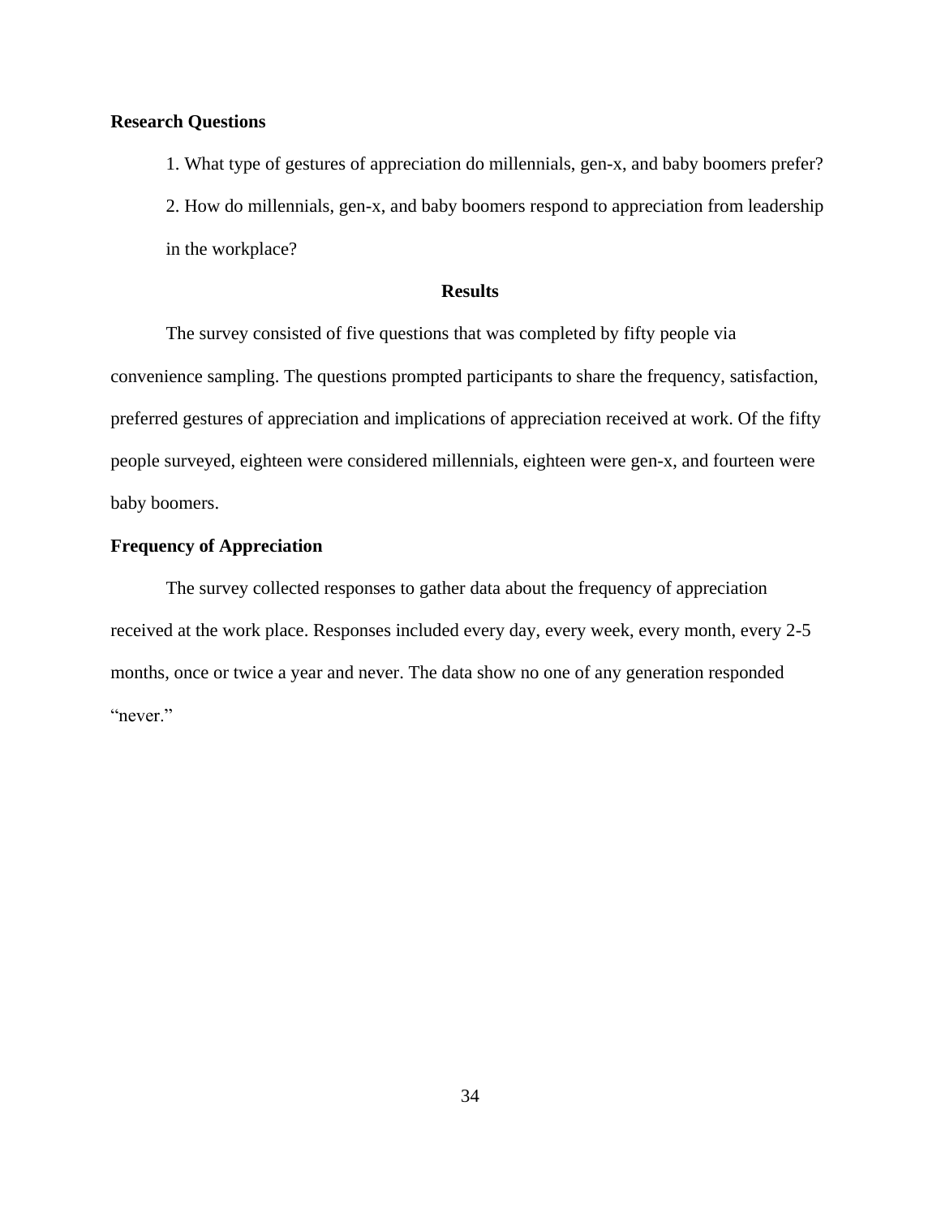**Research Questions**

1. What type of gestures of appreciation do millennials, gen-x, and baby boomers prefer?

2. How do millennials, gen-x, and baby boomers respond to appreciation from leadership in the workplace?

## Results

The survey consisted of five questions that was completed by fifty people via convenience sampling. The questions prompted participants to share the frequency, satisfaction, preferred gestures of appreciation and implications of appreciation received at work. Of the fifty people surveyed, eighteen were considered millennials, eighteen were gen-x, and fourteen were baby boomers.

**Frequency of Appreciation**

The survey collected responses to gather data about the frequency of appreciation received at the work place. Responses included every day, every week, every month, every 2-5 months, once or twice a year and never. The data show no one of any generation responded "never."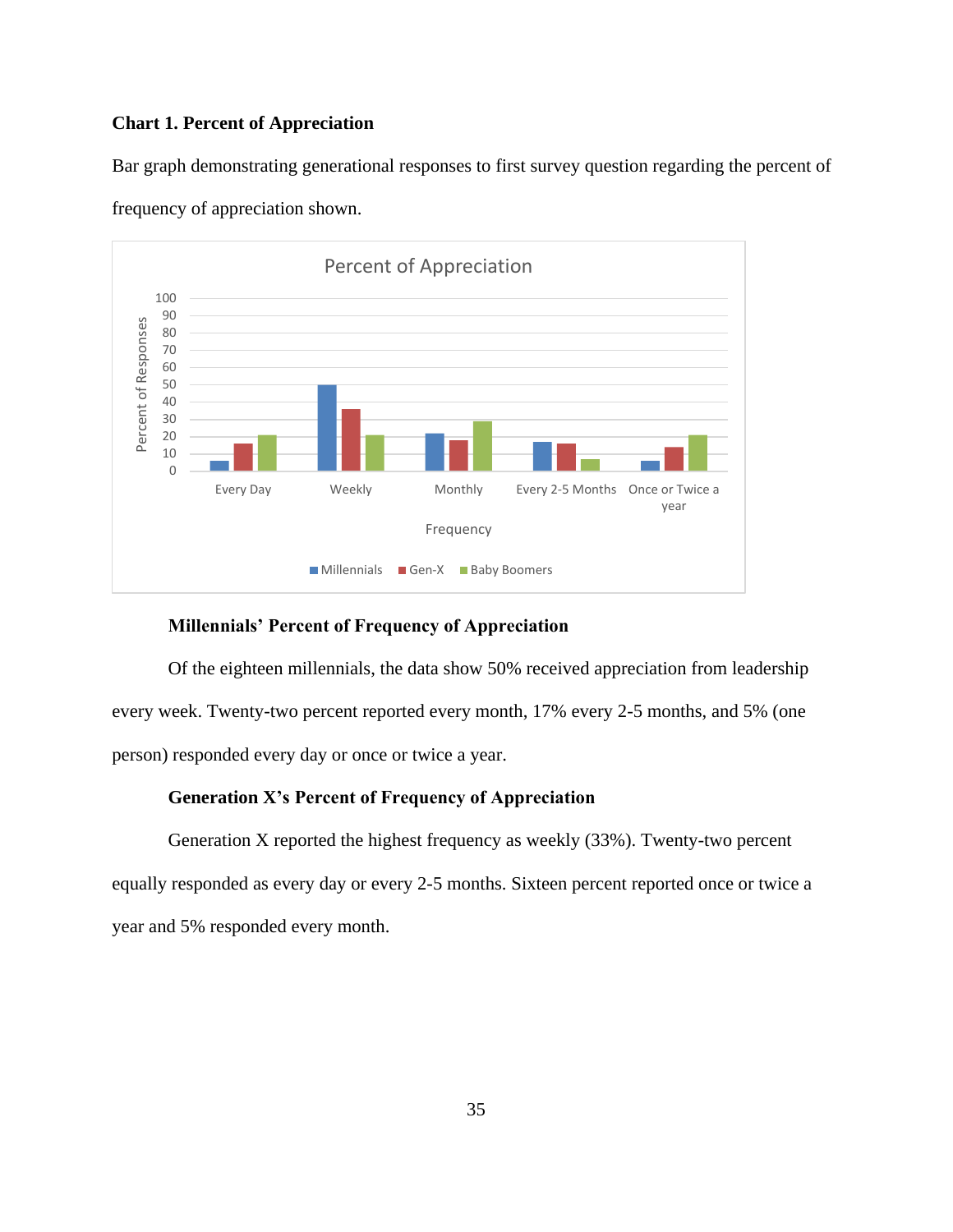**Chart 1. Percent of Appreciation**

Bar graph demonstrating generational responses to first survey question regarding the percent of frequency of appreciation shown.

**Millennials' Percent of Frequency of Appreciation**

Of the eighteen millennials, the data show 50% received appreciation from leadership every week. Twenty-two percent reported every month, 17% every 2-5 months, and 5% (one person) responded every day or once or twice a year.

**Generation X's Percent of Frequency of Appreciation**

Generation X reported the highest frequency as weekly (33%). Twenty-two percent equally responded as every day or every 2-5 months. Sixteen percent reported once or twice a year and 5% responded every month.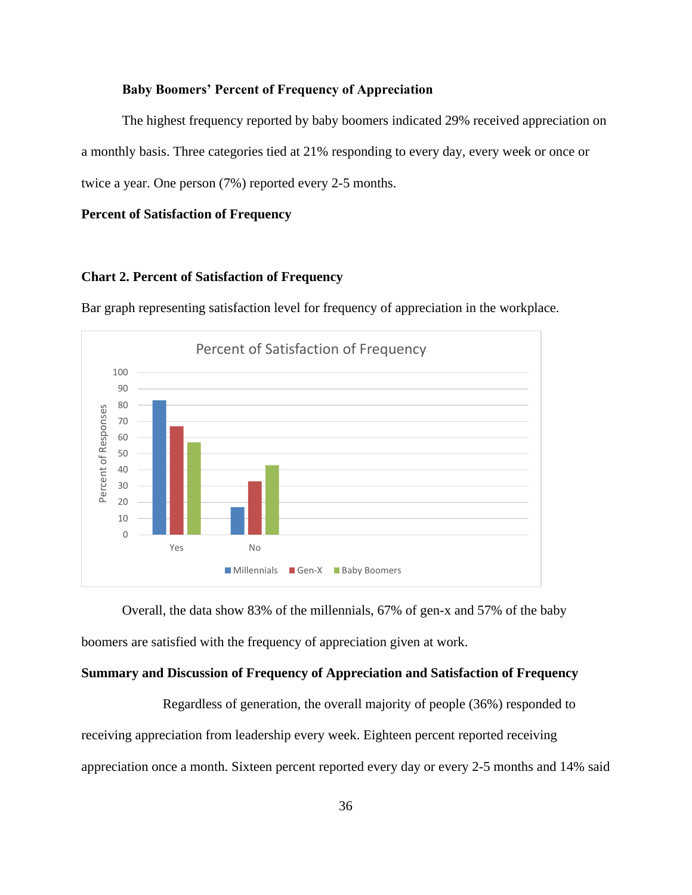**Baby Boomers' Percent of Frequency of Appreciation**

The highest frequency reported by baby boomers indicated 29% received appreciation on a monthly basis. Three categories tied at 21% responding to every day, every week or once or twice a year. One person (7%) reported every 2-5 months.

**Percent of Satisfaction of Frequency**

**Chart 2. Percent of Satisfaction of Frequency**

Bar graph representing satisfaction level for frequency of appreciation in the workplace.

Overall, the data show 83% of the millennials, 67% of gen-x and 57% of the baby boomers are satisfied with the frequency of appreciation given at work.

**Summary and Discussion of Frequency of Appreciation and Satisfaction of Frequency**

Regardless of generation, the overall majority of people (36%) responded to receiving appreciation from leadership every week. Eighteen percent reported receiving appreciation once a month. Sixteen percent reported every day or every 2-5 months and 14% said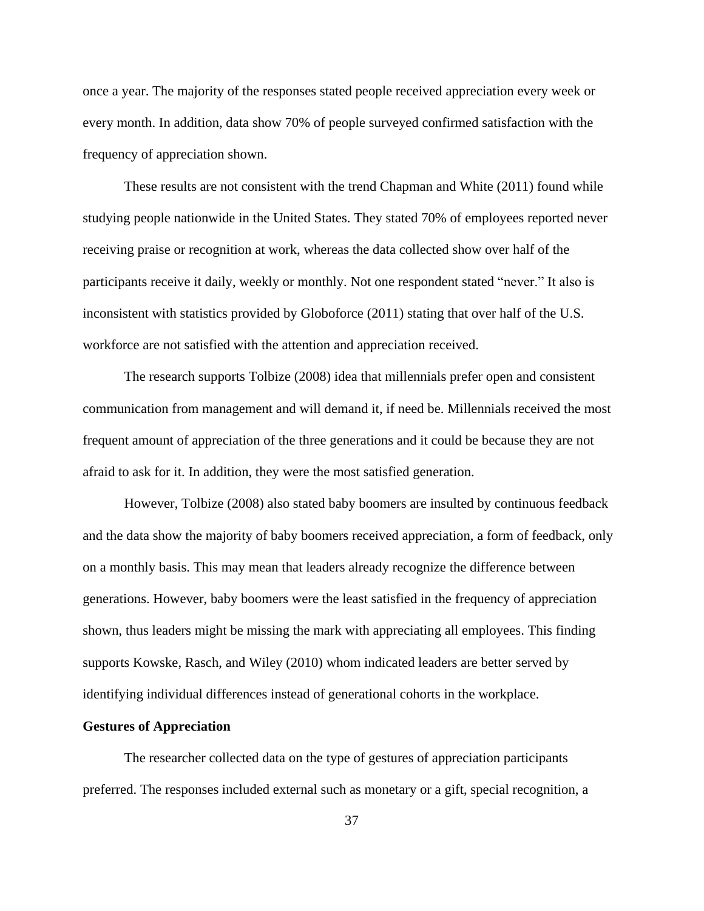once a year. The majority of the responses stated people received appreciation every week or every month. In addition, data show 70% of people surveyed confirmed satisfaction with the frequency of appreciation shown.

These results are not consistent with the trend Chapman and White (2011) found while studying people nationwide in the United States. They stated 70% of employees reported never receiving praise or recognition at work, whereas the data collected show over half of the participants receive it daily, weekly or monthly. Not one respondent stated "never." It also is inconsistent with statistics provided by Globoforce (2011) stating that over half of the U.S. workforce are not satisfied with the attention and appreciation received.

The research supports Tolbize (2008) idea that millennials prefer open and consistent communication from management and will demand it, if need be. Millennials received the most frequent amount of appreciation of the three generations and it could be because they are not afraid to ask for it. In addition, they were the most satisfied generation.

However, Tolbize (2008) also stated baby boomers are insulted by continuous feedback and the data show the majority of baby boomers received appreciation, a form of feedback, only on a monthly basis. This may mean that leaders already recognize the difference between generations. However, baby boomers were the least satisfied in the frequency of appreciation shown, thus leaders might be missing the mark with appreciating all employees. This finding supports Kowske, Rasch, and Wiley (2010) whom indicated leaders are better served by identifying individual differences instead of generational cohorts in the workplace.

**Gestures of Appreciation**

The researcher collected data on the type of gestures of appreciation participants preferred. The responses included external such as monetary or a gift, special recognition, a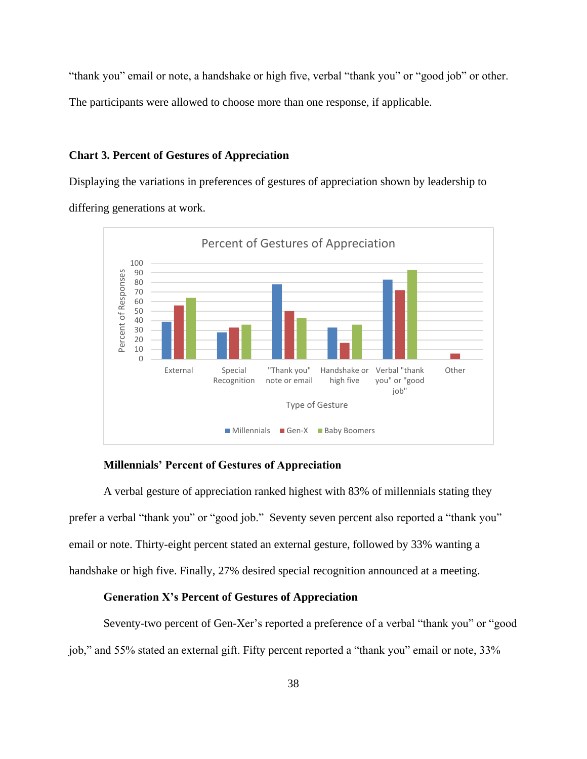"thank you" email or note, a handshake or high five, verbal "thank you" or "good job" or other. The participants were allowed to choose more than one response, if applicable.

**Chart 3. Percent of Gestures of Appreciation**

Displaying the variations in preferences of gestures of appreciation shown by leadership to differing generations at work.

**Millennials' Percent of Gestures of Appreciation**

A verbal gesture of appreciation ranked highest with 83% of millennials stating they prefer a verbal "thank you" or "good job." Seventy seven percent also reported a "thank you" email or note. Thirty-eight percent stated an external gesture, followed by 33% wanting a handshake or high five. Finally, 27% desired special recognition announced at a meeting.

**Generation X's Percent of Gestures of Appreciation**

Seventy-two percent of Gen-Xer's reported a preference of a verbal "thank you" or "good job," and 55% stated an external gift. Fifty percent reported a "thank you" email or note, 33%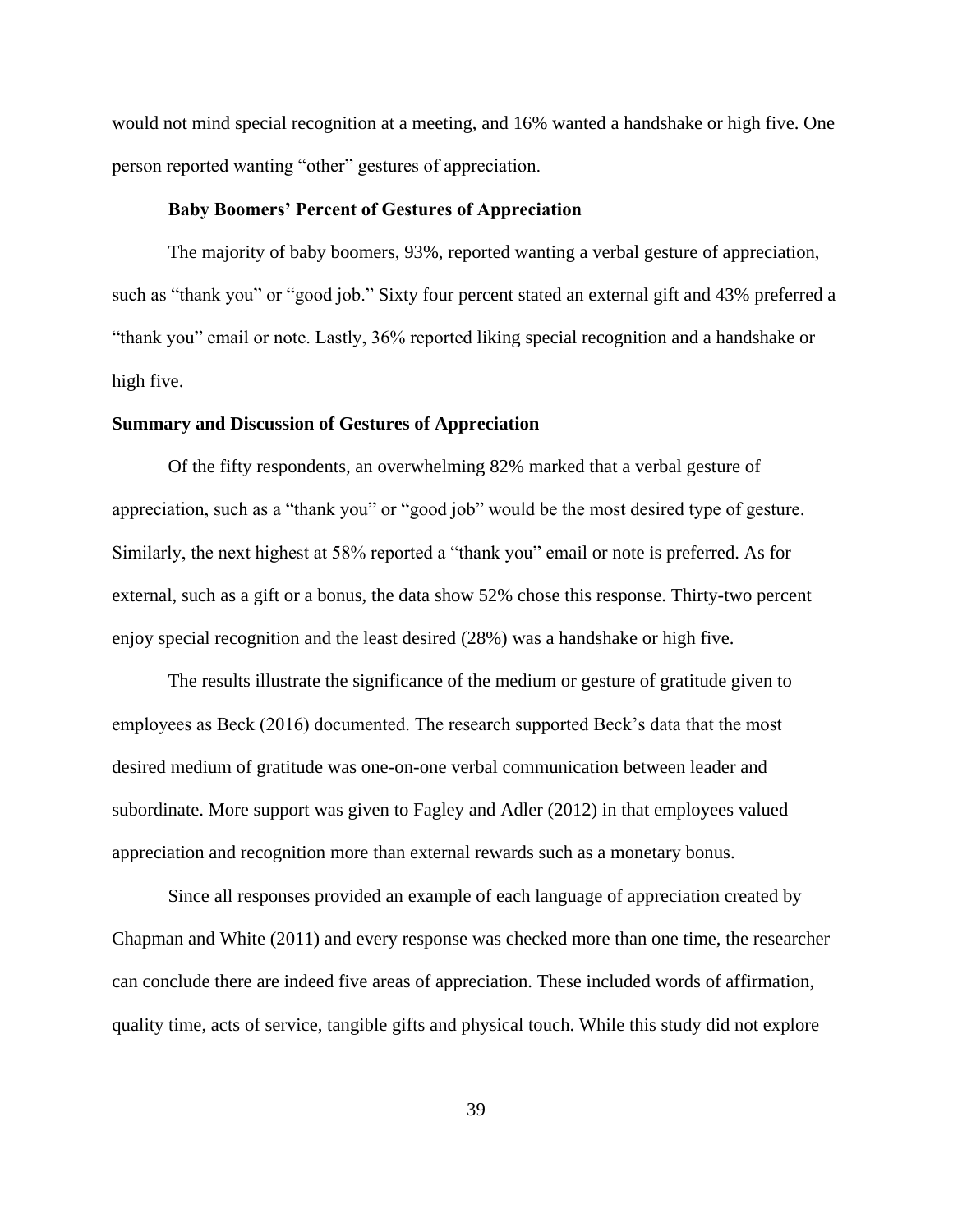would not mind special recognition at a meeting, and 16% wanted a handshake or high five. One person reported wanting "other" gestures of appreciation.

#### Baby Boomers' Percent of Gestures of Appreciation

The majority of baby boomers, 93%, reported wanting a verbal gesture of appreciation, such as "thank you" or "good job." Sixty four percent stated an external gift and 43% preferred a "thank you" email or note. Lastly, 36% reported liking special recognition and a handshake or high five.

### Summary and Discussion of Gestures of Appreciation

Of the fifty respondents, an overwhelming 82% marked that a verbal gesture of appreciation, such as a "thank you" or "good job" would be the most desired type of gesture. Similarly, the next highest at 58% reported a "thank you" email or note is preferred. As for external, such as a gift or a bonus, the data show 52% chose this response. Thirty-two percent enjoy special recognition and the least desired (28%) was a handshake or high five.

The results illustrate the significance of the medium or gesture of gratitude given to employees as Beck (2016) documented. The research supported Beck's data that the most desired medium of gratitude was one-on-one verbal communication between leader and subordinate. More support was given to Fagley and Adler (2012) in that employees valued appreciation and recognition more than external rewards such as a monetary bonus.

Since all responses provided an example of each language of appreciation created by Chapman and White (2011) and every response was checked more than one time, the researcher can conclude there are indeed five areas of appreciation. These included words of affirmation, quality time, acts of service, tangible gifts and physical touch. While this study did not explore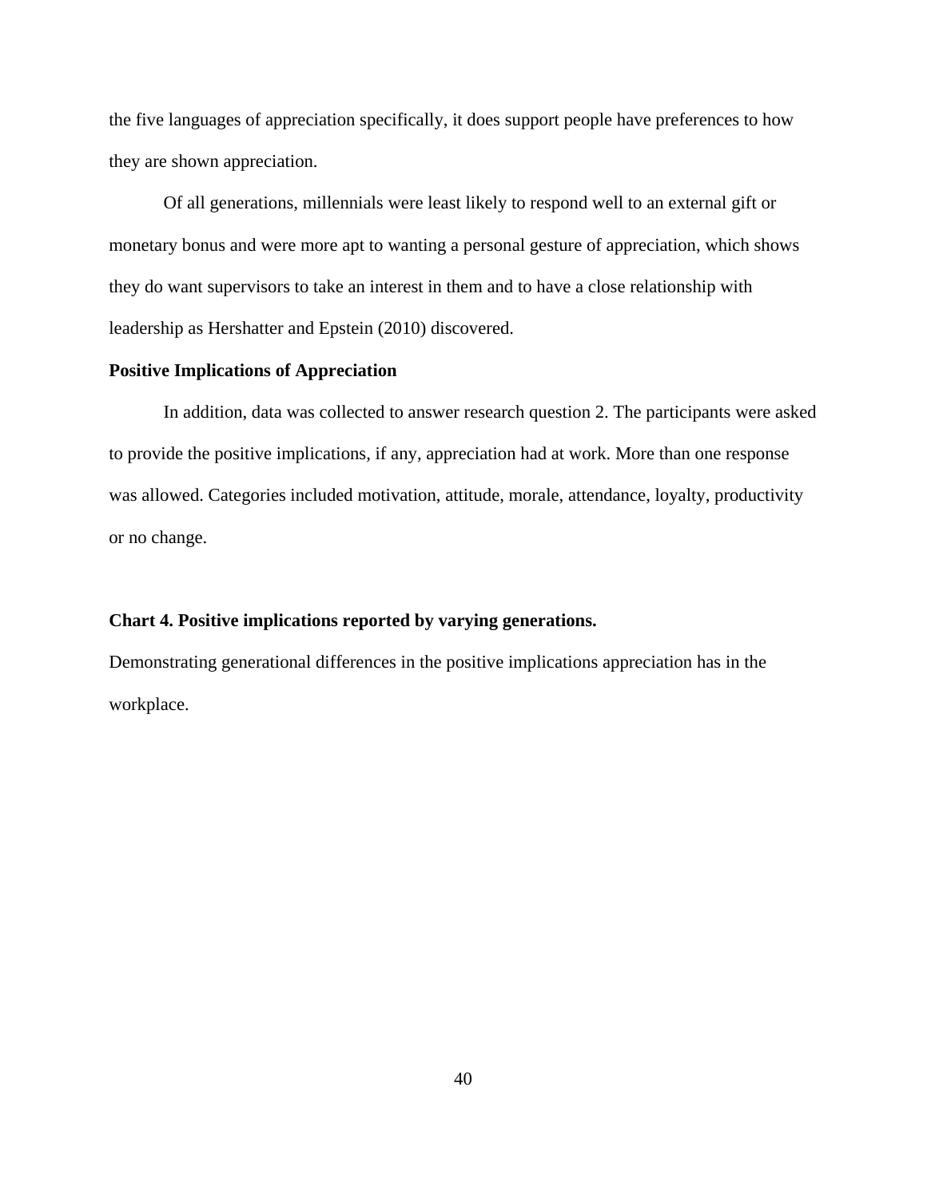the five languages of appreciation specifically, it does support people have preferences to how they are shown appreciation.

Of all generations, millennials were least likely to respond well to an external gift or monetary bonus and were more apt to wanting a personal gesture of appreciation, which shows they do want supervisors to take an interest in them and to have a close relationship with leadership as Hershatter and Epstein (2010) discovered.

**Positive Implications of Appreciation**

In addition, data was collected to answer research question 2. The participants were asked to provide the positive implications, if any, appreciation had at work. More than one response was allowed. Categories included motivation, attitude, morale, attendance, loyalty, productivity or no change.

**Chart 4. Positive implications reported by varying generations.**

Demonstrating generational differences in the positive implications appreciation has in the workplace.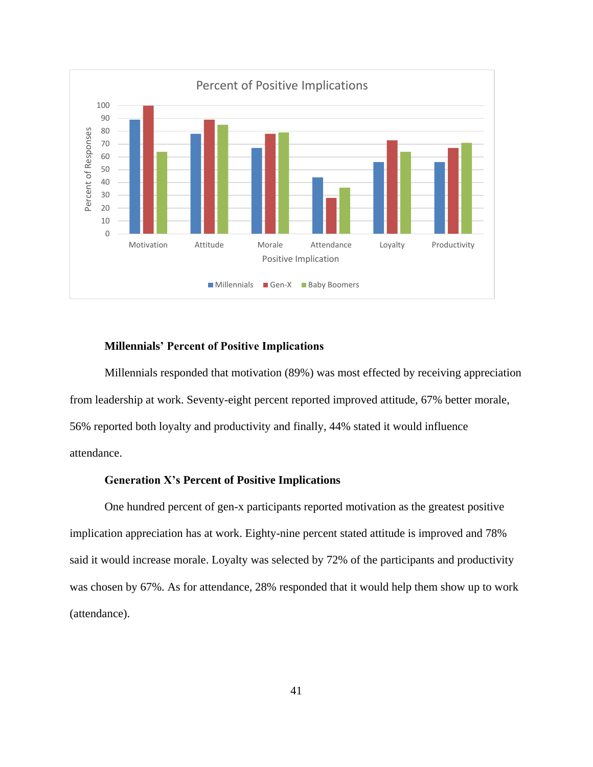**Millennials' Percent of Positive Implications**

Millennials responded that motivation (89%) was most effected by receiving appreciation from leadership at work. Seventy-eight percent reported improved attitude, 67% better morale, 56% reported both loyalty and productivity and finally, 44% stated it would influence attendance.

**Generation X's Percent of Positive Implications**

One hundred percent of gen-x participants reported motivation as the greatest positive implication appreciation has at work. Eighty-nine percent stated attitude is improved and 78% said it would increase morale. Loyalty was selected by 72% of the participants and productivity was chosen by 67%. As for attendance, 28% responded that it would help them show up to work (attendance).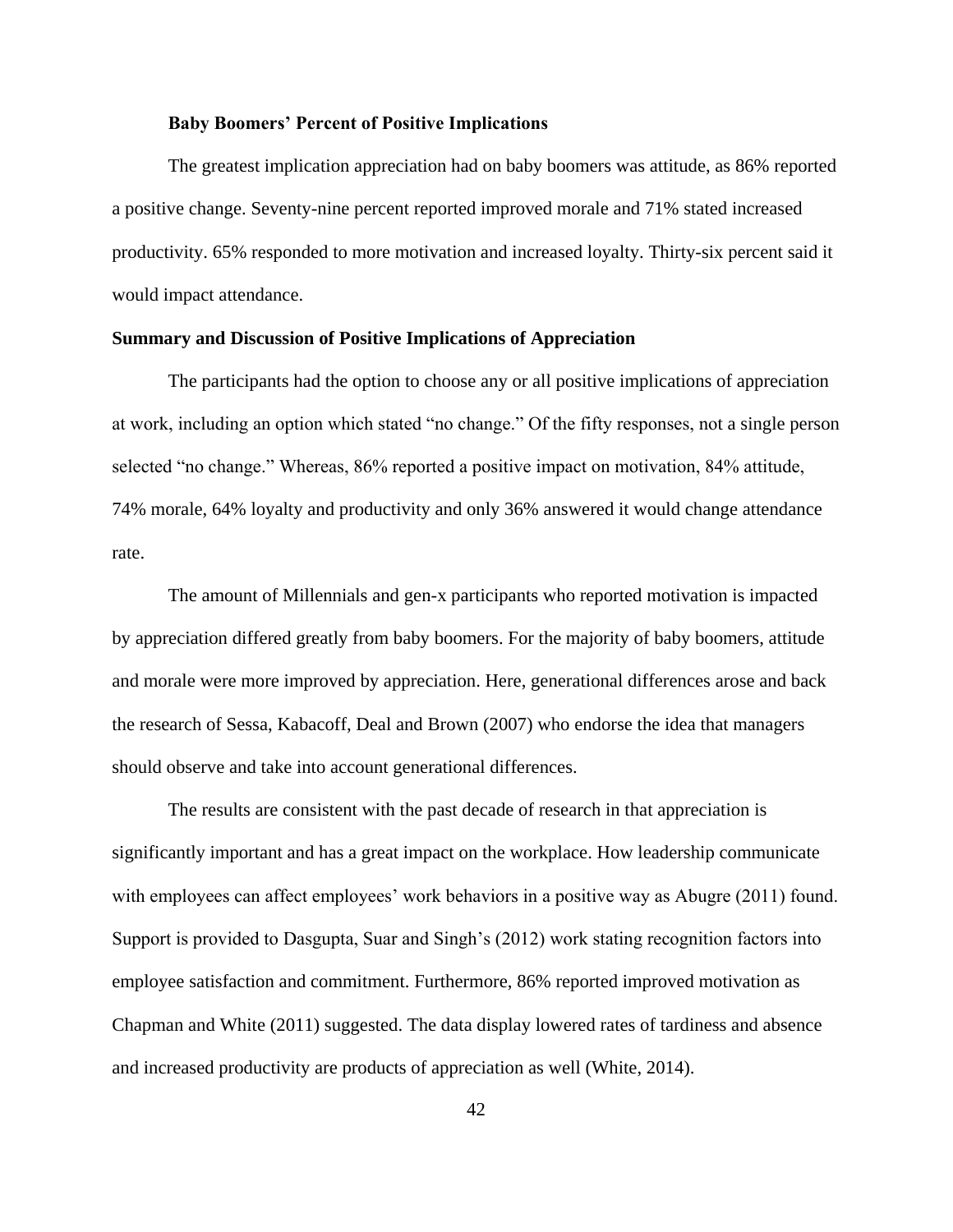### Baby Boomers' Percent of Positive Implications

The greatest implication appreciation had on baby boomers was attitude, as 86% reported a positive change. Seventy-nine percent reported improved morale and 71% stated increased productivity. 65% responded to more motivation and increased loyalty. Thirty-six percent said it would impact attendance.

## Summary and Discussion of Positive Implications of Appreciation

The participants had the option to choose any or all positive implications of appreciation at work, including an option which stated "no change." Of the fifty responses, not a single person selected "no change." Whereas, 86% reported a positive impact on motivation, 84% attitude, 74% morale, 64% loyalty and productivity and only 36% answered it would change attendance rate.

The amount of Millennials and gen-x participants who reported motivation is impacted by appreciation differed greatly from baby boomers. For the majority of baby boomers, attitude and morale were more improved by appreciation. Here, generational differences arose and back the research of Sessa, Kabacoff, Deal and Brown (2007) who endorse the idea that managers should observe and take into account generational differences.

The results are consistent with the past decade of research in that appreciation is significantly important and has a great impact on the workplace. How leadership communicate with employees can affect employees' work behaviors in a positive way as Abugre (2011) found. Support is provided to Dasgupta, Suar and Singh's (2012) work stating recognition factors into employee satisfaction and commitment. Furthermore, 86% reported improved motivation as Chapman and White (2011) suggested. The data display lowered rates of tardiness and absence and increased productivity are products of appreciation as well (White, 2014).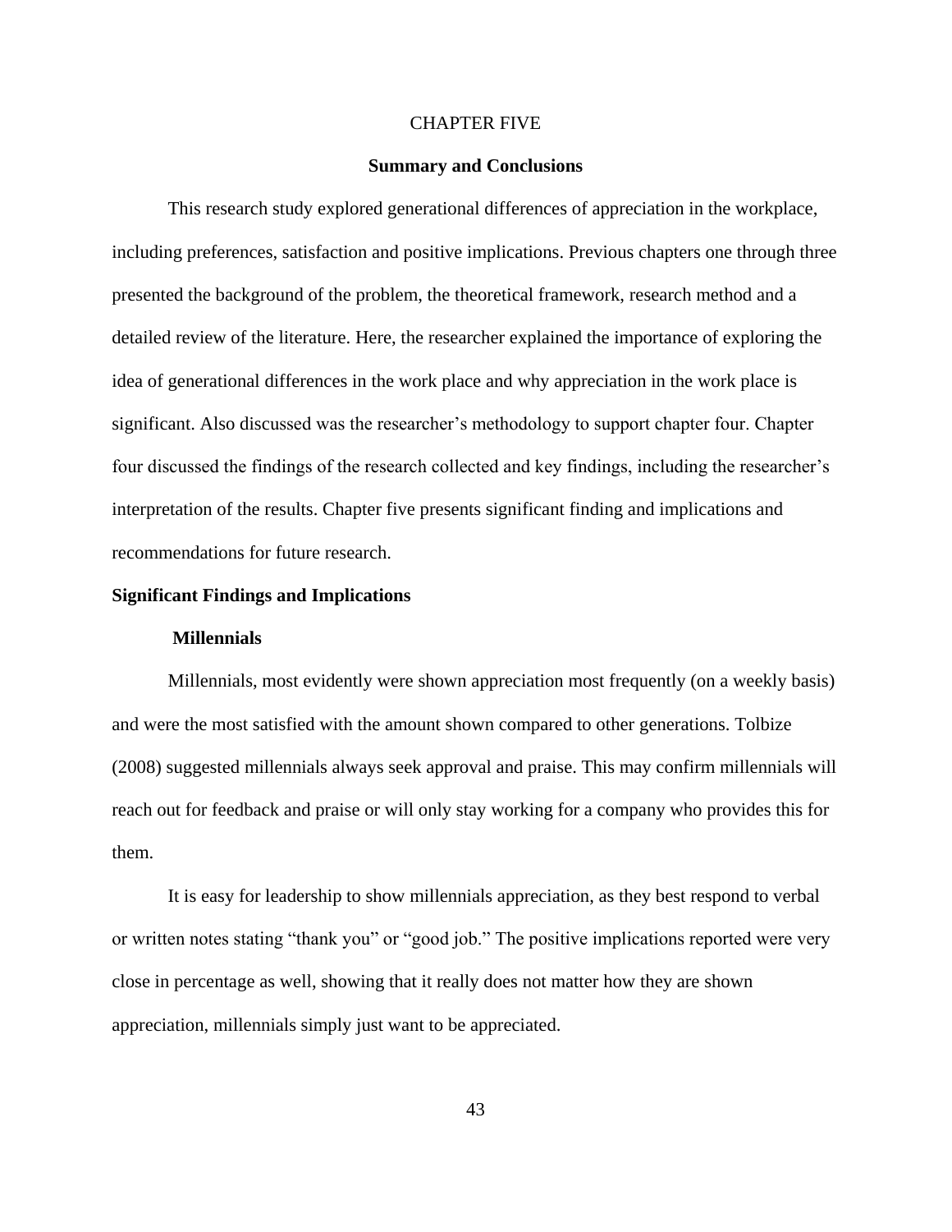# CHAPTER FIVE

## Summary and Conclusions

This research study explored generational differences of appreciation in the workplace, including preferences, satisfaction and positive implications. Previous chapters one through three presented the background of the problem, the theoretical framework, research method and a detailed review of the literature. Here, the researcher explained the importance of exploring the idea of generational differences in the work place and why appreciation in the work place is significant. Also discussed was the researcher's methodology to support chapter four. Chapter four discussed the findings of the research collected and key findings, including the researcher's interpretation of the results. Chapter five presents significant finding and implications and recommendations for future research.

### Significant Findings and Implications

#### Millennials

Millennials, most evidently were shown appreciation most frequently (on a weekly basis) and were the most satisfied with the amount shown compared to other generations. Tolbize (2008) suggested millennials always seek approval and praise. This may confirm millennials will reach out for feedback and praise or will only stay working for a company who provides this for them.

It is easy for leadership to show millennials appreciation, as they best respond to verbal or written notes stating "thank you" or "good job." The positive implications reported were very close in percentage as well, showing that it really does not matter how they are shown appreciation, millennials simply just want to be appreciated.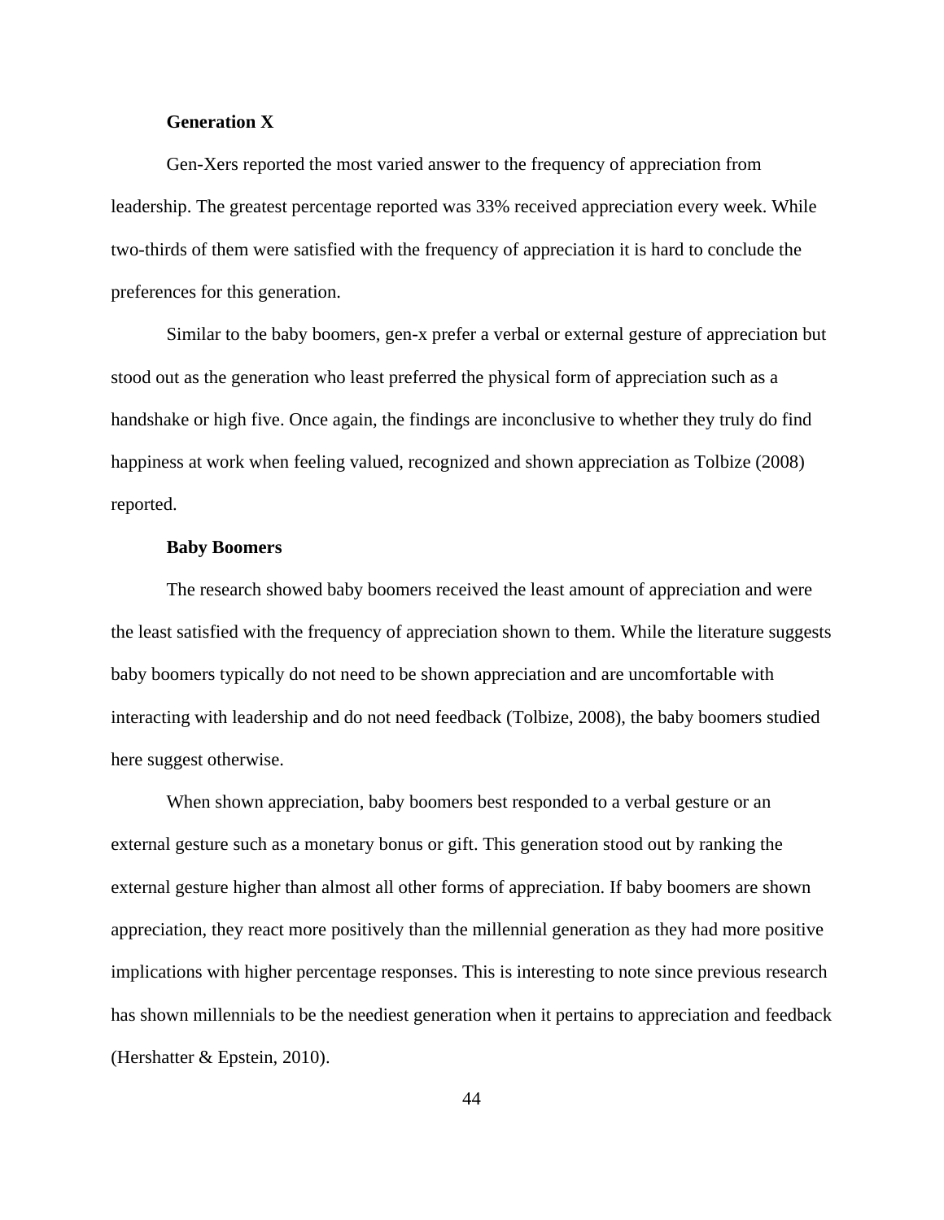### Generation X

Gen-Xers reported the most varied answer to the frequency of appreciation from leadership. The greatest percentage reported was 33% received appreciation every week. While two-thirds of them were satisfied with the frequency of appreciation it is hard to conclude the preferences for this generation.

Similar to the baby boomers, gen-x prefer a verbal or external gesture of appreciation but stood out as the generation who least preferred the physical form of appreciation such as a handshake or high five. Once again, the findings are inconclusive to whether they truly do find happiness at work when feeling valued, recognized and shown appreciation as Tolbize (2008) reported.

### Baby Boomers

The research showed baby boomers received the least amount of appreciation and were the least satisfied with the frequency of appreciation shown to them. While the literature suggests baby boomers typically do not need to be shown appreciation and are uncomfortable with interacting with leadership and do not need feedback (Tolbize, 2008), the baby boomers studied here suggest otherwise.

When shown appreciation, baby boomers best responded to a verbal gesture or an external gesture such as a monetary bonus or gift. This generation stood out by ranking the external gesture higher than almost all other forms of appreciation. If baby boomers are shown appreciation, they react more positively than the millennial generation as they had more positive implications with higher percentage responses. This is interesting to note since previous research has shown millennials to be the neediest generation when it pertains to appreciation and feedback (Hershatter & Epstein, 2010).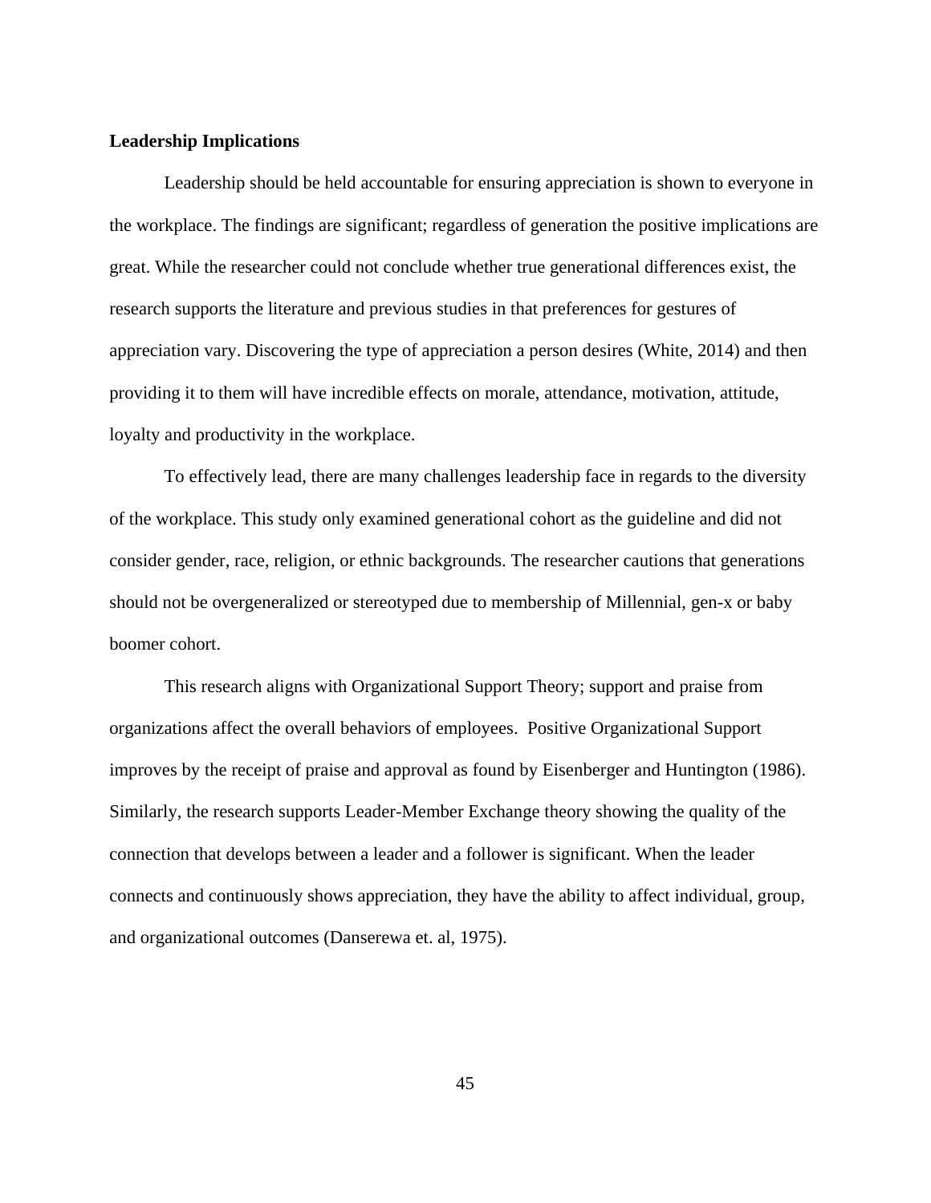**Leadership Implications**

Leadership should be held accountable for ensuring appreciation is shown to everyone in the workplace. The findings are significant; regardless of generation the positive implications are great. While the researcher could not conclude whether true generational differences exist, the research supports the literature and previous studies in that preferences for gestures of appreciation vary. Discovering the type of appreciation a person desires (White, 2014) and then providing it to them will have incredible effects on morale, attendance, motivation, attitude, loyalty and productivity in the workplace.

To effectively lead, there are many challenges leadership face in regards to the diversity of the workplace. This study only examined generational cohort as the guideline and did not consider gender, race, religion, or ethnic backgrounds. The researcher cautions that generations should not be overgeneralized or stereotyped due to membership of Millennial, gen-x or baby boomer cohort.

This research aligns with Organizational Support Theory; support and praise from organizations affect the overall behaviors of employees. Positive Organizational Support improves by the receipt of praise and approval as found by Eisenberger and Huntington (1986). Similarly, the research supports Leader-Member Exchange theory showing the quality of the connection that develops between a leader and a follower is significant. When the leader connects and continuously shows appreciation, they have the ability to affect individual, group, and organizational outcomes (Danserewa et. al, 1975).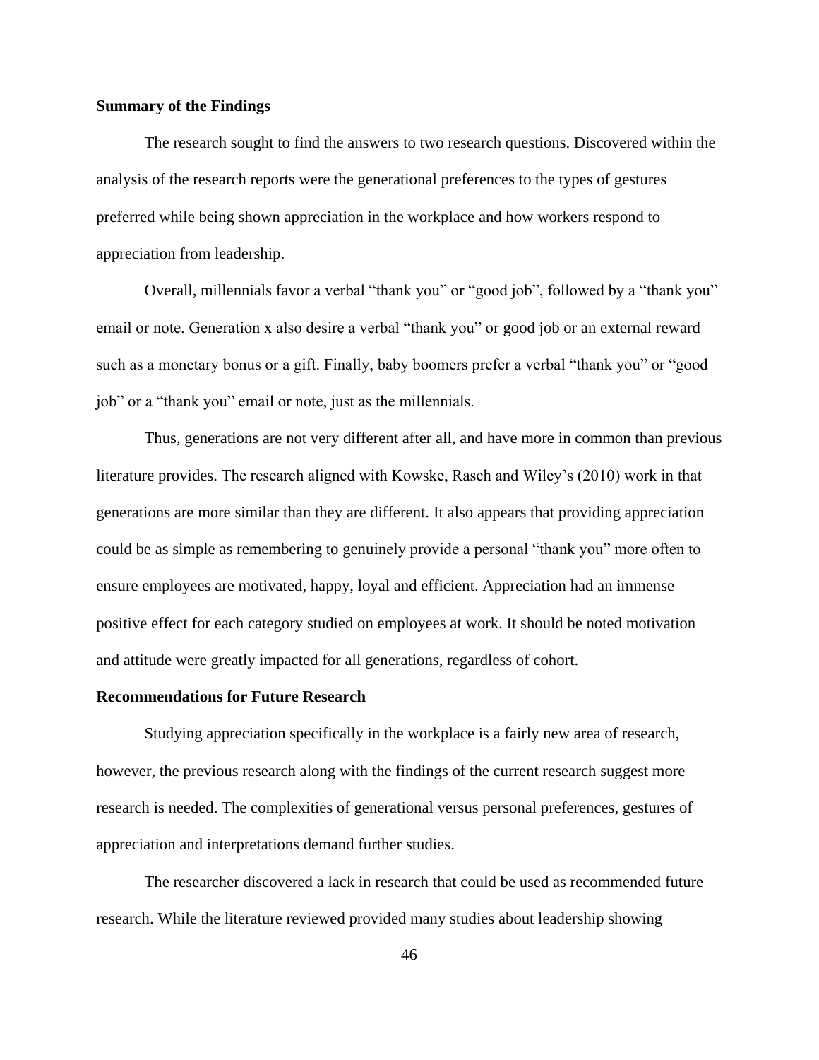**Summary of the Findings**

The research sought to find the answers to two research questions. Discovered within the analysis of the research reports were the generational preferences to the types of gestures preferred while being shown appreciation in the workplace and how workers respond to appreciation from leadership.

Overall, millennials favor a verbal “thank you” or “good job”, followed by a “thank you” email or note. Generation x also desire a verbal “thank you” or good job or an external reward such as a monetary bonus or a gift. Finally, baby boomers prefer a verbal “thank you” or “good job” or a “thank you” email or note, just as the millennials.

Thus, generations are not very different after all, and have more in common than previous literature provides. The research aligned with Kowske, Rasch and Wiley’s (2010) work in that generations are more similar than they are different. It also appears that providing appreciation could be as simple as remembering to genuinely provide a personal “thank you” more often to ensure employees are motivated, happy, loyal and efficient. Appreciation had an immense positive effect for each category studied on employees at work. It should be noted motivation and attitude were greatly impacted for all generations, regardless of cohort.

**Recommendations for Future Research**

Studying appreciation specifically in the workplace is a fairly new area of research, however, the previous research along with the findings of the current research suggest more research is needed. The complexities of generational versus personal preferences, gestures of appreciation and interpretations demand further studies.

The researcher discovered a lack in research that could be used as recommended future research. While the literature reviewed provided many studies about leadership showing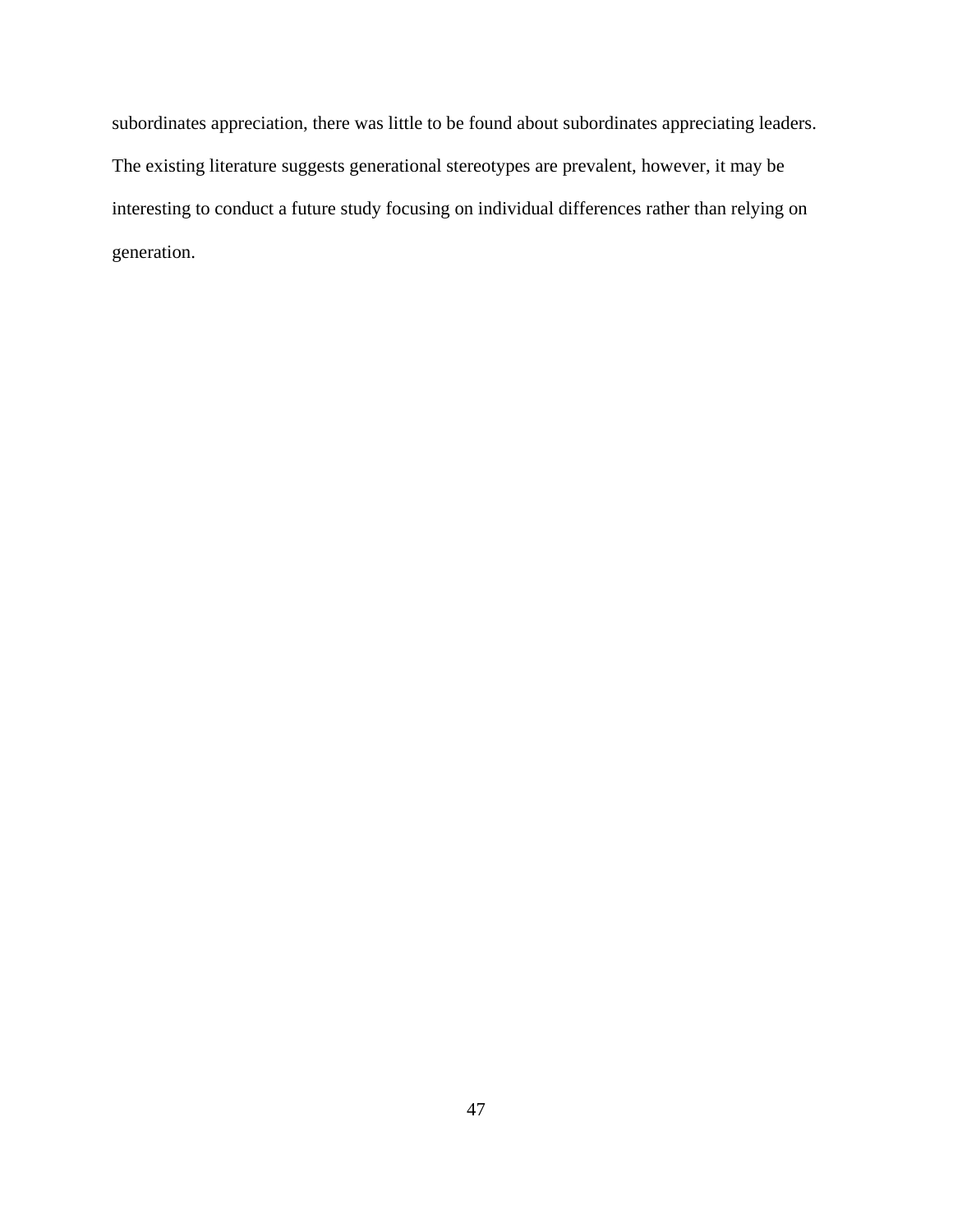subordinates appreciation, there was little to be found about subordinates appreciating leaders. The existing literature suggests generational stereotypes are prevalent, however, it may be interesting to conduct a future study focusing on individual differences rather than relying on generation.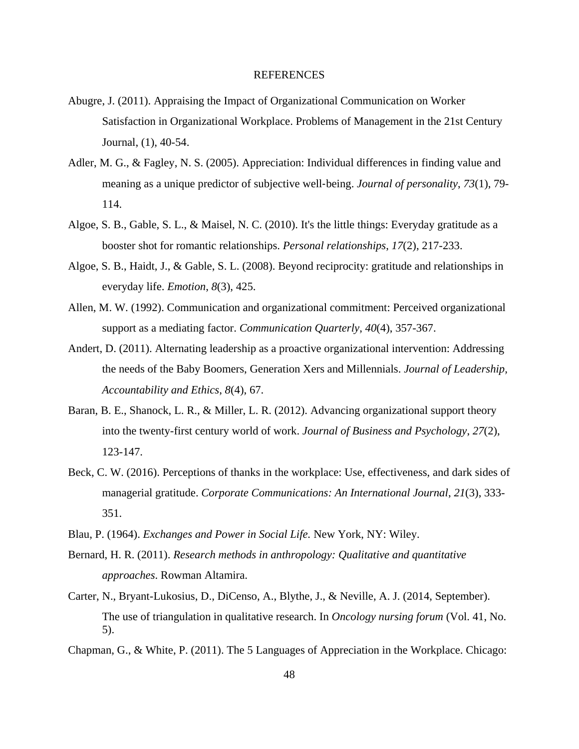# REFERENCES

Abugre, J. (2011). Appraising the Impact of Organizational Communication on Worker Satisfaction in Organizational Workplace. Problems of Management in the 21st Century Journal, (1), 40-54.

Adler, M. G., & Fagley, N. S. (2005). Appreciation: Individual differences in finding value and meaning as a unique predictor of subjective well‐being. *Journal of personality*, *73*(1), 79-114.

Algoe, S. B., Gable, S. L., & Maisel, N. C. (2010). It's the little things: Everyday gratitude as a booster shot for romantic relationships. *Personal relationships*, *17*(2), 217-233.

Algoe, S. B., Haidt, J., & Gable, S. L. (2008). Beyond reciprocity: gratitude and relationships in everyday life. *Emotion*, *8*(3), 425.

Allen, M. W. (1992). Communication and organizational commitment: Perceived organizational support as a mediating factor. *Communication Quarterly*, *40*(4), 357-367.

Andert, D. (2011). Alternating leadership as a proactive organizational intervention: Addressing the needs of the Baby Boomers, Generation Xers and Millennials. *Journal of Leadership, Accountability and Ethics*, *8*(4), 67.

Baran, B. E., Shanock, L. R., & Miller, L. R. (2012). Advancing organizational support theory into the twenty-first century world of work. *Journal of Business and Psychology*, *27*(2), 123-147.

Beck, C. W. (2016). Perceptions of thanks in the workplace: Use, effectiveness, and dark sides of managerial gratitude. *Corporate Communications: An International Journal*, *21*(3), 333-351.

Blau, P. (1964). *Exchanges and Power in Social Life.* New York, NY: Wiley.

Bernard, H. R. (2011). *Research methods in anthropology: Qualitative and quantitative approaches*. Rowman Altamira.

Carter, N., Bryant-Lukosius, D., DiCenso, A., Blythe, J., & Neville, A. J. (2014, September). The use of triangulation in qualitative research. In *Oncology nursing forum* (Vol. 41, No. 5).

Chapman, G., & White, P. (2011). The 5 Languages of Appreciation in the Workplace. Chicago: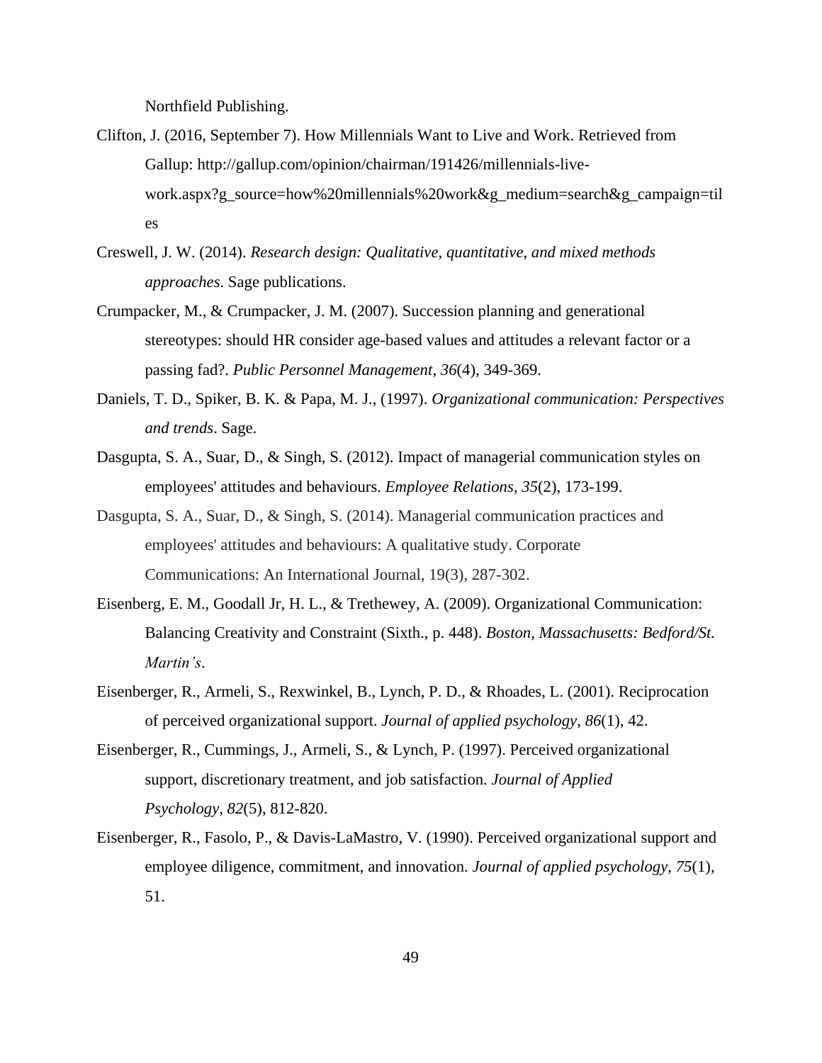Northfield Publishing.

Clifton, J. (2016, September 7). How Millennials Want to Live and Work. Retrieved from Gallup: http://gallup.com/opinion/chairman/191426/millennials-live-work.aspx?g_source=how%20millennials%20work&g_medium=search&g_campaign=tiles

Creswell, J. W. (2014). *Research design: Qualitative, quantitative, and mixed methods approaches*. Sage publications.

Crumpacker, M., & Crumpacker, J. M. (2007). Succession planning and generational stereotypes: should HR consider age-based values and attitudes a relevant factor or a passing fad?. *Public Personnel Management*, *36*(4), 349-369.

Daniels, T. D., Spiker, B. K. & Papa, M. J., (1997). *Organizational communication: Perspectives and trends*. Sage.

Dasgupta, S. A., Suar, D., & Singh, S. (2012). Impact of managerial communication styles on employees' attitudes and behaviours. *Employee Relations*, *35*(2), 173-199.

Dasgupta, S. A., Suar, D., & Singh, S. (2014). Managerial communication practices and employees' attitudes and behaviours: A qualitative study. Corporate Communications: An International Journal, 19(3), 287-302.

Eisenberg, E. M., Goodall Jr, H. L., & Trethewey, A. (2009). Organizational Communication: Balancing Creativity and Constraint (Sixth., p. 448). *Boston, Massachusetts: Bedford/St. Martin's*.

Eisenberger, R., Armeli, S., Rexwinkel, B., Lynch, P. D., & Rhoades, L. (2001). Reciprocation of perceived organizational support. *Journal of applied psychology*, *86*(1), 42.

Eisenberger, R., Cummings, J., Armeli, S., & Lynch, P. (1997). Perceived organizational support, discretionary treatment, and job satisfaction. *Journal of Applied Psychology*, *82*(5), 812-820.

Eisenberger, R., Fasolo, P., & Davis-LaMastro, V. (1990). Perceived organizational support and employee diligence, commitment, and innovation. *Journal of applied psychology*, *75*(1), 51.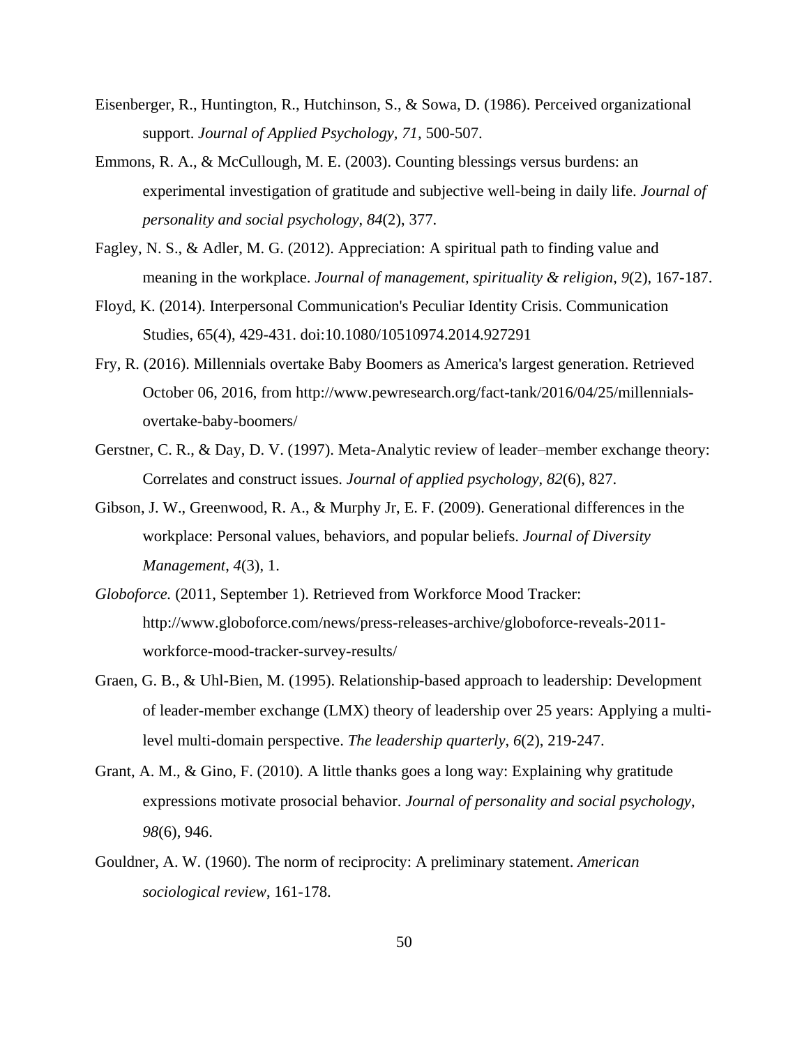Eisenberger, R., Huntington, R., Hutchinson, S., & Sowa, D. (1986). Perceived organizational support. *Journal of Applied Psychology, 71*, 500-507.

Emmons, R. A., & McCullough, M. E. (2003). Counting blessings versus burdens: an experimental investigation of gratitude and subjective well-being in daily life. *Journal of personality and social psychology*, *84*(2), 377.

Fagley, N. S., & Adler, M. G. (2012). Appreciation: A spiritual path to finding value and meaning in the workplace. *Journal of management, spirituality & religion*, *9*(2), 167-187.

Floyd, K. (2014). Interpersonal Communication's Peculiar Identity Crisis. Communication Studies, 65(4), 429-431. doi:10.1080/10510974.2014.927291

Fry, R. (2016). Millennials overtake Baby Boomers as America's largest generation. Retrieved October 06, 2016, from http://www.pewresearch.org/fact-tank/2016/04/25/millennials-overtake-baby-boomers/

Gerstner, C. R., & Day, D. V. (1997). Meta-Analytic review of leader–member exchange theory: Correlates and construct issues. *Journal of applied psychology*, *82*(6), 827.

Gibson, J. W., Greenwood, R. A., & Murphy Jr, E. F. (2009). Generational differences in the workplace: Personal values, behaviors, and popular beliefs. *Journal of Diversity Management*, *4*(3), 1.

*Globoforce.* (2011, September 1). Retrieved from Workforce Mood Tracker: http://www.globoforce.com/news/press-releases-archive/globoforce-reveals-2011-workforce-mood-tracker-survey-results/

Graen, G. B., & Uhl-Bien, M. (1995). Relationship-based approach to leadership: Development of leader-member exchange (LMX) theory of leadership over 25 years: Applying a multi-level multi-domain perspective. *The leadership quarterly*, *6*(2), 219-247.

Grant, A. M., & Gino, F. (2010). A little thanks goes a long way: Explaining why gratitude expressions motivate prosocial behavior. *Journal of personality and social psychology*, *98*(6), 946.

Gouldner, A. W. (1960). The norm of reciprocity: A preliminary statement. *American sociological review*, 161-178.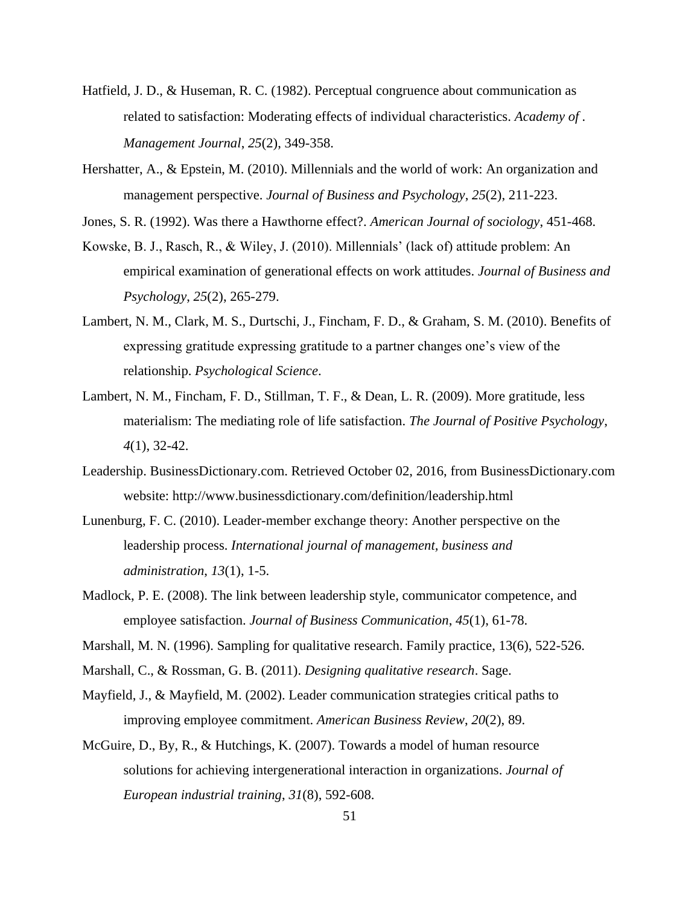Hatfield, J. D., & Huseman, R. C. (1982). Perceptual congruence about communication as related to satisfaction: Moderating effects of individual characteristics. *Academy of . Management Journal*, *25*(2), 349-358.

Hershatter, A., & Epstein, M. (2010). Millennials and the world of work: An organization and management perspective. *Journal of Business and Psychology*, *25*(2), 211-223.

Jones, S. R. (1992). Was there a Hawthorne effect?. *American Journal of sociology*, 451-468.

Kowske, B. J., Rasch, R., & Wiley, J. (2010). Millennials' (lack of) attitude problem: An empirical examination of generational effects on work attitudes. *Journal of Business and Psychology*, *25*(2), 265-279.

Lambert, N. M., Clark, M. S., Durtschi, J., Fincham, F. D., & Graham, S. M. (2010). Benefits of expressing gratitude expressing gratitude to a partner changes one's view of the relationship. *Psychological Science*.

Lambert, N. M., Fincham, F. D., Stillman, T. F., & Dean, L. R. (2009). More gratitude, less materialism: The mediating role of life satisfaction. *The Journal of Positive Psychology*, *4*(1), 32-42.

Leadership. BusinessDictionary.com. Retrieved October 02, 2016, from BusinessDictionary.com website: http://www.businessdictionary.com/definition/leadership.html

Lunenburg, F. C. (2010). Leader-member exchange theory: Another perspective on the leadership process. *International journal of management, business and administration*, *13*(1), 1-5.

Madlock, P. E. (2008). The link between leadership style, communicator competence, and employee satisfaction. *Journal of Business Communication*, *45*(1), 61-78.

Marshall, M. N. (1996). Sampling for qualitative research. Family practice, 13(6), 522-526.

Marshall, C., & Rossman, G. B. (2011). *Designing qualitative research*. Sage.

Mayfield, J., & Mayfield, M. (2002). Leader communication strategies critical paths to improving employee commitment. *American Business Review*, *20*(2), 89.

McGuire, D., By, R., & Hutchings, K. (2007). Towards a model of human resource solutions for achieving intergenerational interaction in organizations. *Journal of European industrial training*, *31*(8), 592-608.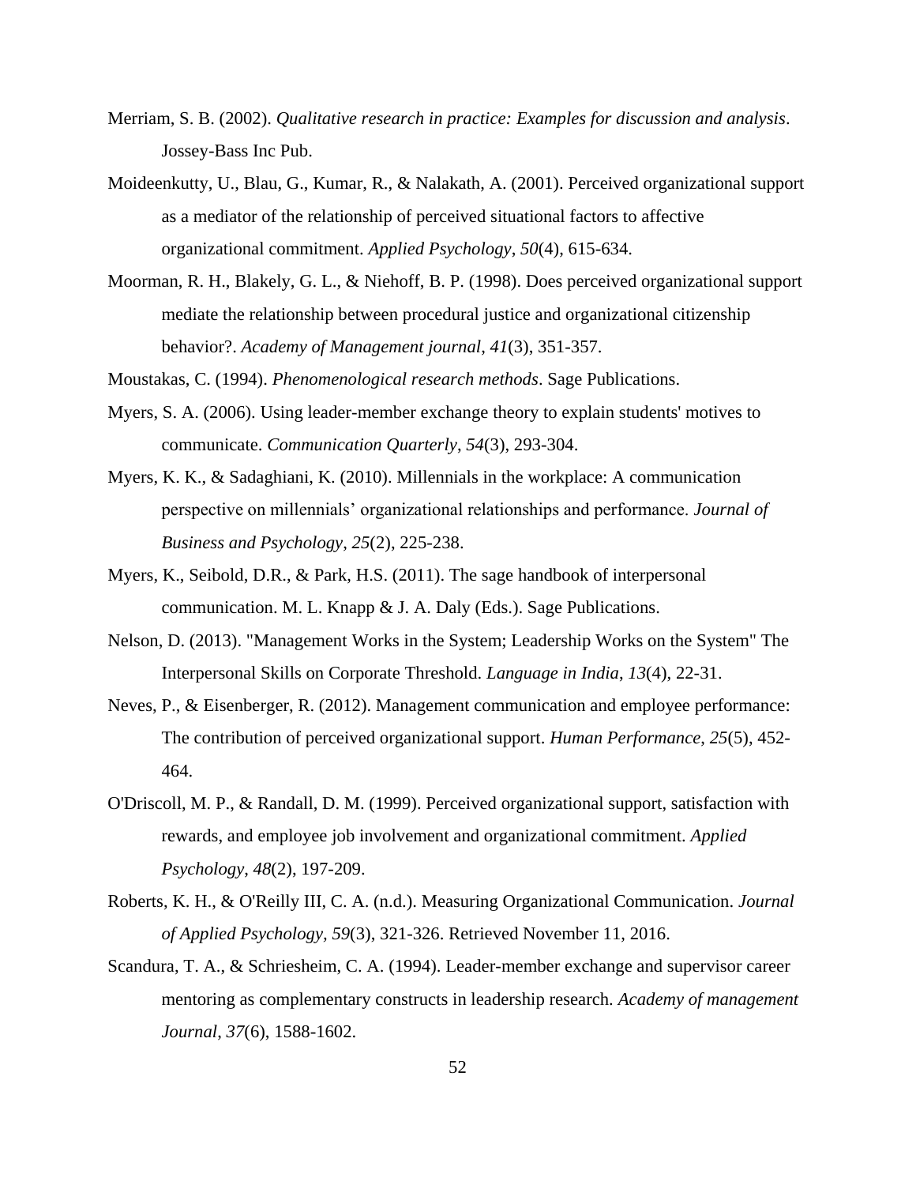Merriam, S. B. (2002). *Qualitative research in practice: Examples for discussion and analysis*. Jossey-Bass Inc Pub.

Moideenkutty, U., Blau, G., Kumar, R., & Nalakath, A. (2001). Perceived organizational support as a mediator of the relationship of perceived situational factors to affective organizational commitment. *Applied Psychology*, *50*(4), 615-634.

Moorman, R. H., Blakely, G. L., & Niehoff, B. P. (1998). Does perceived organizational support mediate the relationship between procedural justice and organizational citizenship behavior?. *Academy of Management journal*, *41*(3), 351-357.

Moustakas, C. (1994). *Phenomenological research methods*. Sage Publications.

Myers, S. A. (2006). Using leader-member exchange theory to explain students' motives to communicate. *Communication Quarterly*, *54*(3), 293-304.

Myers, K. K., & Sadaghiani, K. (2010). Millennials in the workplace: A communication perspective on millennials' organizational relationships and performance. *Journal of Business and Psychology*, *25*(2), 225-238.

Myers, K., Seibold, D.R., & Park, H.S. (2011). The sage handbook of interpersonal communication. M. L. Knapp & J. A. Daly (Eds.). Sage Publications.

Nelson, D. (2013). "Management Works in the System; Leadership Works on the System" The Interpersonal Skills on Corporate Threshold. *Language in India*, *13*(4), 22-31.

Neves, P., & Eisenberger, R. (2012). Management communication and employee performance: The contribution of perceived organizational support. *Human Performance*, *25*(5), 452-464.

O'Driscoll, M. P., & Randall, D. M. (1999). Perceived organizational support, satisfaction with rewards, and employee job involvement and organizational commitment. *Applied Psychology*, *48*(2), 197-209.

Roberts, K. H., & O'Reilly III, C. A. (n.d.). Measuring Organizational Communication. *Journal of Applied Psychology, 59*(3), 321-326. Retrieved November 11, 2016.

Scandura, T. A., & Schriesheim, C. A. (1994). Leader-member exchange and supervisor career mentoring as complementary constructs in leadership research. *Academy of management Journal*, *37*(6), 1588-1602.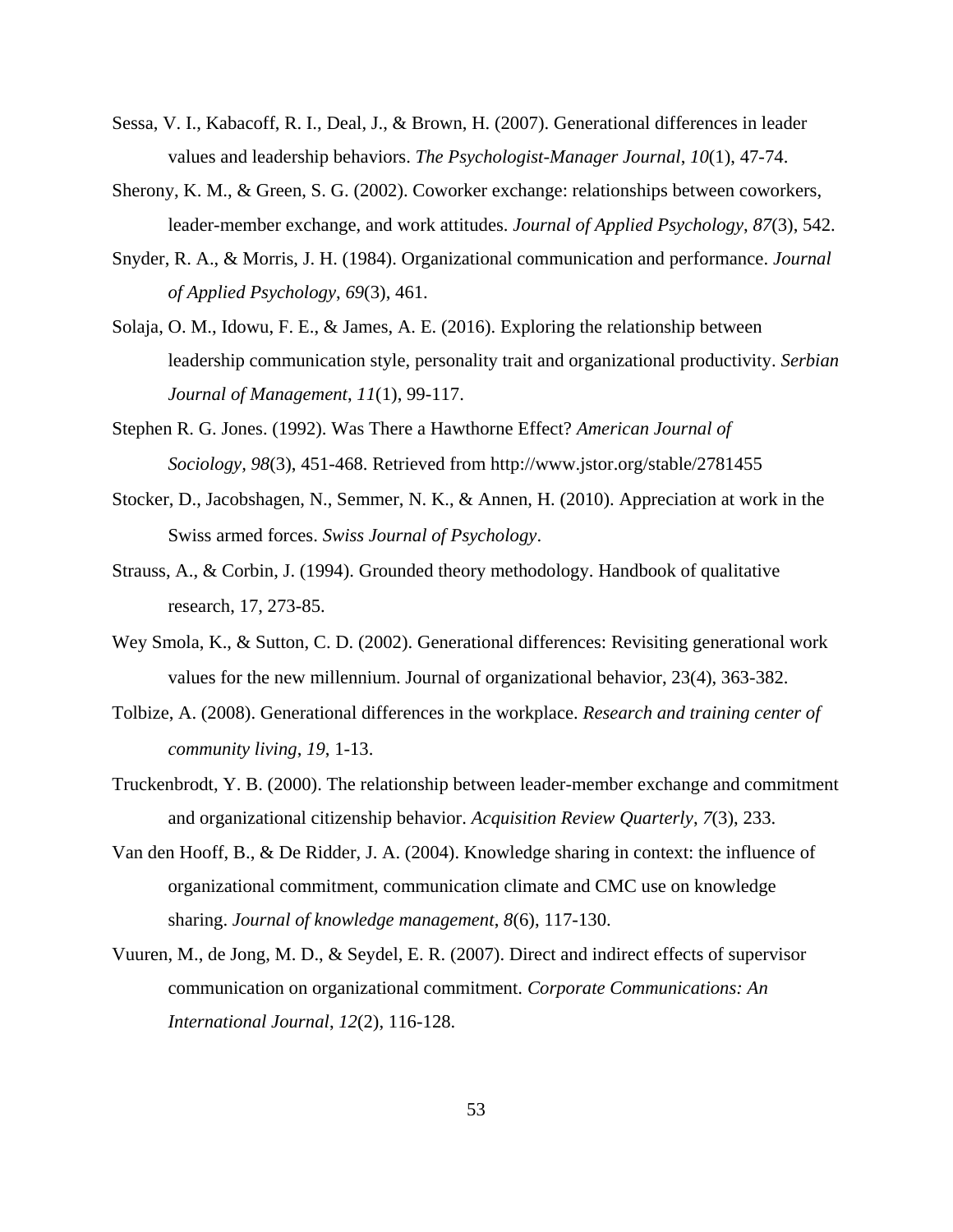Sessa, V. I., Kabacoff, R. I., Deal, J., & Brown, H. (2007). Generational differences in leader values and leadership behaviors. *The Psychologist-Manager Journal*, *10*(1), 47-74.

Sherony, K. M., & Green, S. G. (2002). Coworker exchange: relationships between coworkers, leader-member exchange, and work attitudes. *Journal of Applied Psychology*, *87*(3), 542.

Snyder, R. A., & Morris, J. H. (1984). Organizational communication and performance. *Journal of Applied Psychology*, *69*(3), 461.

Solaja, O. M., Idowu, F. E., & James, A. E. (2016). Exploring the relationship between leadership communication style, personality trait and organizational productivity. *Serbian Journal of Management*, *11*(1), 99-117.

Stephen R. G. Jones. (1992). Was There a Hawthorne Effect? *American Journal of Sociology*, *98*(3), 451-468. Retrieved from http://www.jstor.org/stable/2781455

Stocker, D., Jacobshagen, N., Semmer, N. K., & Annen, H. (2010). Appreciation at work in the Swiss armed forces. *Swiss Journal of Psychology*.

Strauss, A., & Corbin, J. (1994). Grounded theory methodology. Handbook of qualitative research, 17, 273-85.

Wey Smola, K., & Sutton, C. D. (2002). Generational differences: Revisiting generational work values for the new millennium. Journal of organizational behavior, 23(4), 363-382.

Tolbize, A. (2008). Generational differences in the workplace. *Research and training center of community living*, *19*, 1-13.

Truckenbrodt, Y. B. (2000). The relationship between leader-member exchange and commitment and organizational citizenship behavior. *Acquisition Review Quarterly*, *7*(3), 233.

Van den Hooff, B., & De Ridder, J. A. (2004). Knowledge sharing in context: the influence of organizational commitment, communication climate and CMC use on knowledge sharing. *Journal of knowledge management*, *8*(6), 117-130.

Vuuren, M., de Jong, M. D., & Seydel, E. R. (2007). Direct and indirect effects of supervisor communication on organizational commitment. *Corporate Communications: An International Journal*, *12*(2), 116-128.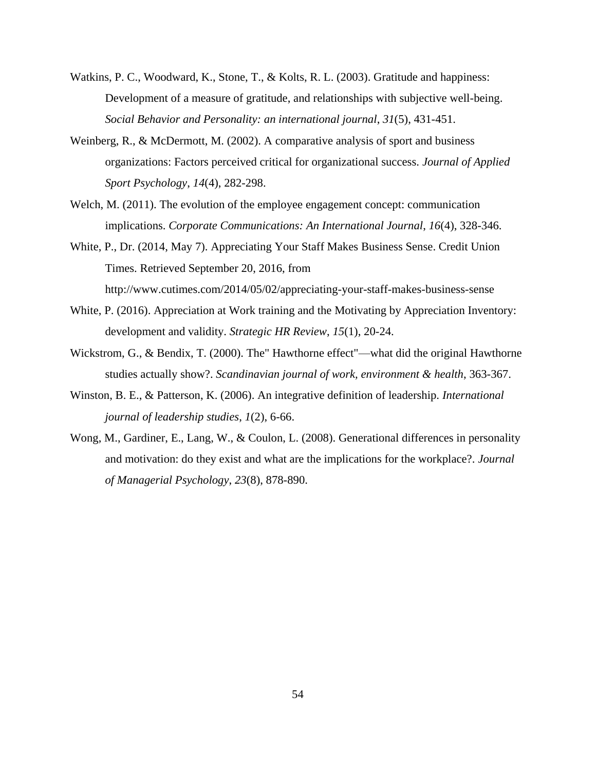Watkins, P. C., Woodward, K., Stone, T., & Kolts, R. L. (2003). Gratitude and happiness: Development of a measure of gratitude, and relationships with subjective well-being. *Social Behavior and Personality: an international journal*, *31*(5), 431-451.

Weinberg, R., & McDermott, M. (2002). A comparative analysis of sport and business organizations: Factors perceived critical for organizational success. *Journal of Applied Sport Psychology*, *14*(4), 282-298.

Welch, M. (2011). The evolution of the employee engagement concept: communication implications. *Corporate Communications: An International Journal*, *16*(4), 328-346.

White, P., Dr. (2014, May 7). Appreciating Your Staff Makes Business Sense. Credit Union Times. Retrieved September 20, 2016, from http://www.cutimes.com/2014/05/02/appreciating-your-staff-makes-business-sense

White, P. (2016). Appreciation at Work training and the Motivating by Appreciation Inventory: development and validity. *Strategic HR Review*, *15*(1), 20-24.

Wickstrom, G., & Bendix, T. (2000). The" Hawthorne effect"—what did the original Hawthorne studies actually show?. *Scandinavian journal of work, environment & health*, 363-367.

Winston, B. E., & Patterson, K. (2006). An integrative definition of leadership. *International journal of leadership studies*, *1*(2), 6-66.

Wong, M., Gardiner, E., Lang, W., & Coulon, L. (2008). Generational differences in personality and motivation: do they exist and what are the implications for the workplace?. *Journal of Managerial Psychology*, *23*(8), 878-890.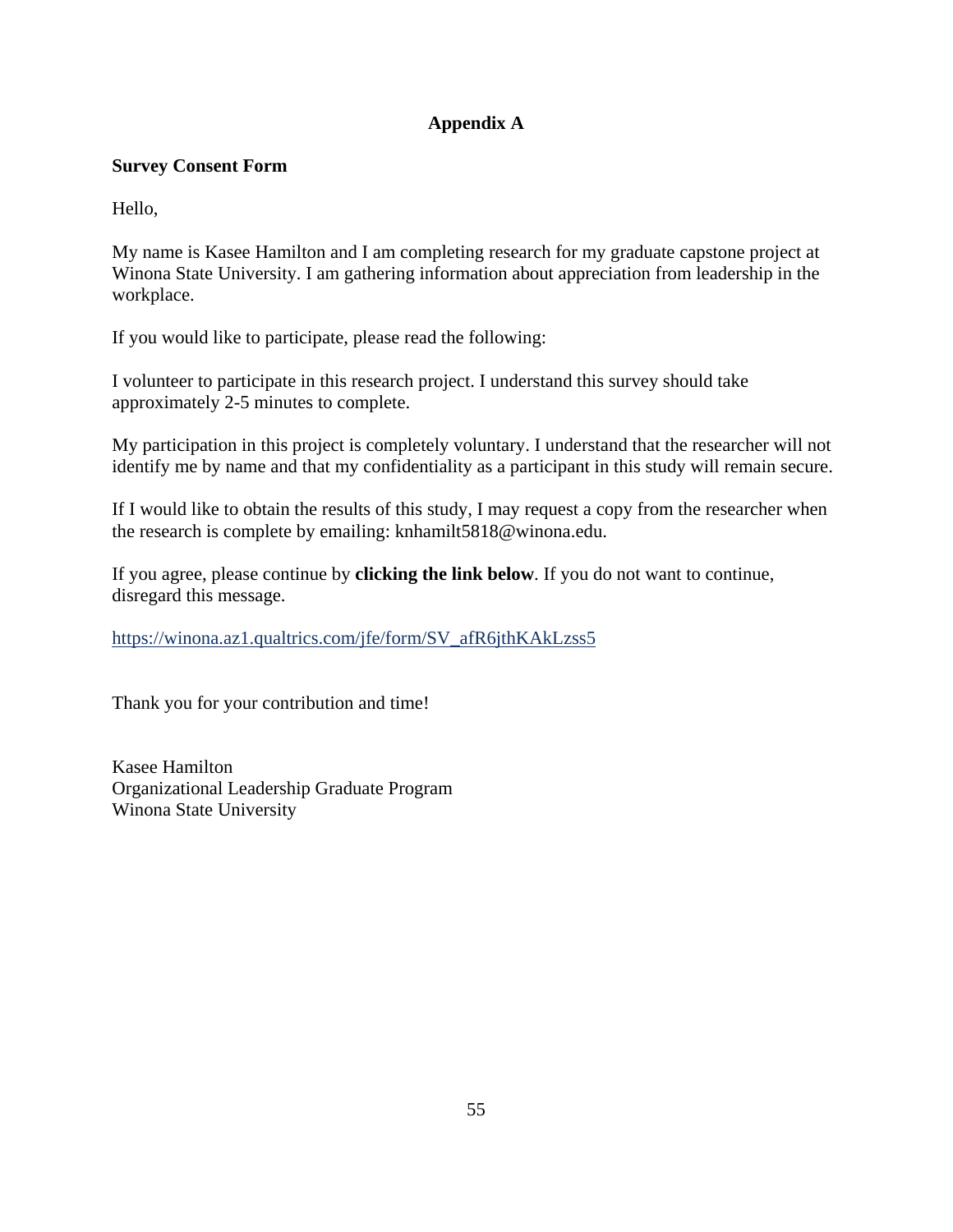# Appendix A

**Survey Consent Form**

Hello,

My name is Kasee Hamilton and I am completing research for my graduate capstone project at Winona State University. I am gathering information about appreciation from leadership in the workplace.

If you would like to participate, please read the following:

I volunteer to participate in this research project. I understand this survey should take approximately 2-5 minutes to complete.

My participation in this project is completely voluntary. I understand that the researcher will not identify me by name and that my confidentiality as a participant in this study will remain secure.

If I would like to obtain the results of this study, I may request a copy from the researcher when the research is complete by emailing: knhamilt5818@winona.edu.

If you agree, please continue by **clicking the link below**. If you do not want to continue, disregard this message.

https://winona.az1.qualtrics.com/jfe/form/SV_afR6jthKAkLzss5

Thank you for your contribution and time!

Kasee Hamilton
Organizational Leadership Graduate Program
Winona State University